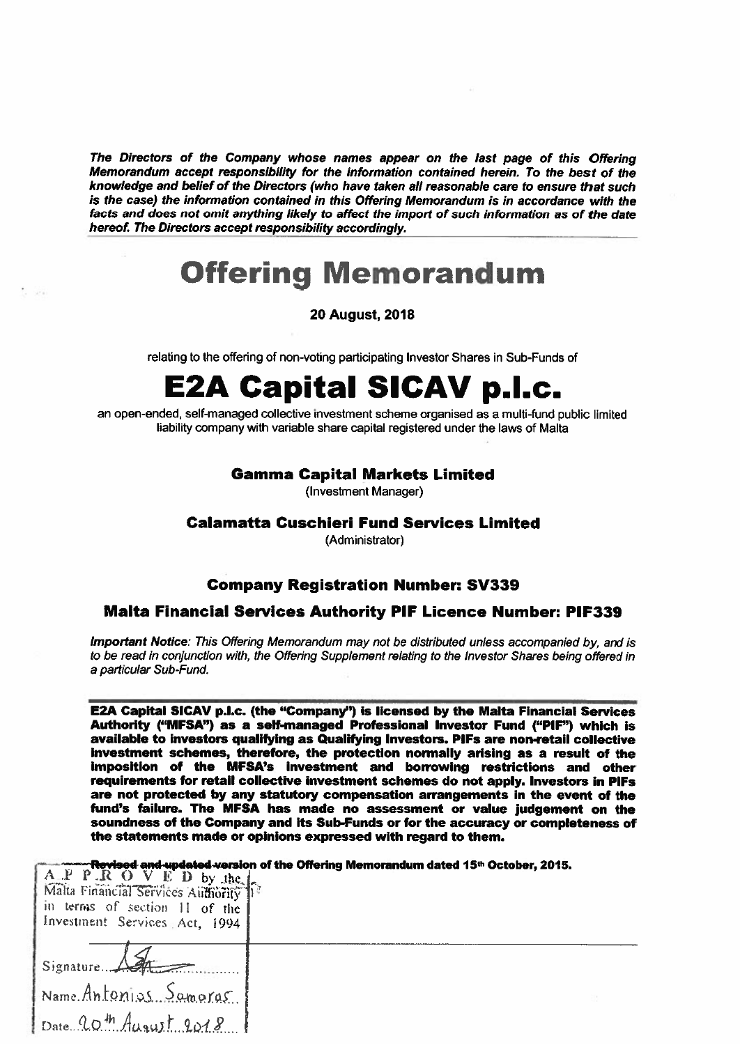***The Directors of the Company whose names appear on the last page of this Offering Memorandum accept responsibility for the information contained herein. To the best of the knowledge and belief of the Directors (who have taken all reasonable care to ensure that such is the case) the information contained in this Offering Memorandum is in accordance with the facts and does not omit anything likely to affect the import of such information as of the date hereof. The Directors accept responsibility accordingly.***

# Offering Memorandum

**20 August, 2018**

relating to the offering of non-voting participating Investor Shares in Sub-Funds of

# E2A Capital SICAV p.l.c.

an open-ended, self-managed collective investment scheme organised as a multi-fund public limited liability company with variable share capital registered under the laws of Malta

**Gamma Capital Markets Limited**
(Investment Manager)

**Calamatta Cuschieri Fund Services Limited**
(Administrator)

**Company Registration Number: SV339**

**Malta Financial Services Authority PIF Licence Number: PIF339**

***Important Notice:*** *This Offering Memorandum may not be distributed unless accompanied by, and is to be read in conjunction with, the Offering Supplement relating to the Investor Shares being offered in a particular Sub-Fund.*

**E2A Capital SICAV p.l.c. (the "Company") is licensed by the Malta Financial Services Authority ("MFSA") as a self-managed Professional Investor Fund ("PIF") which is available to investors qualifying as Qualifying Investors. PIFs are non-retail collective investment schemes, therefore, the protection normally arising as a result of the imposition of the MFSA's investment and borrowing restrictions and other requirements for retail collective investment schemes do not apply. Investors in PIFs are not protected by any statutory compensation arrangements in the event of the fund's failure. The MFSA has made no assessment or value judgement on the soundness of the Company and its Sub-Funds or for the accuracy or completeness of the statements made or opinions expressed with regard to them.**

**Revised and updated version of the Offering Memorandum dated 15th October, 2015.**

APPROVED by the Malta Financial Services Authority in terms of section 11 of the Investment Services Act, 1994

Signature...

Name: Antonios Samaras

Date: 20th August 2018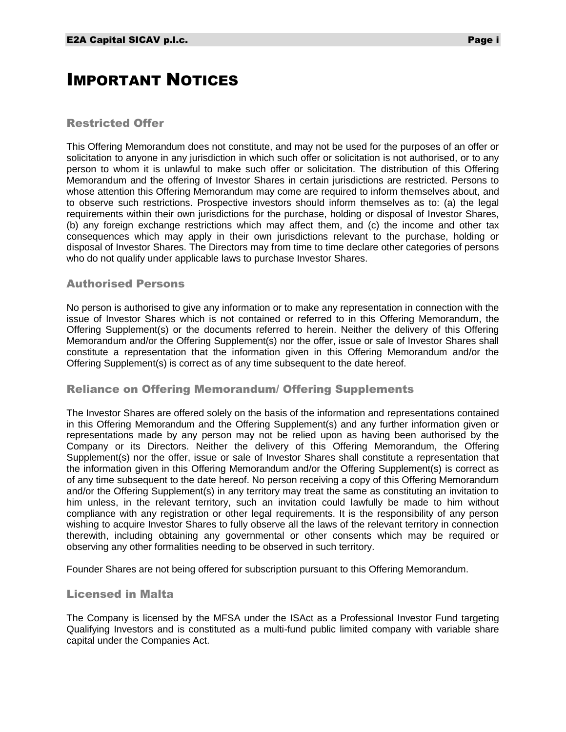# Important Notices

## Restricted Offer

This Offering Memorandum does not constitute, and may not be used for the purposes of an offer or solicitation to anyone in any jurisdiction in which such offer or solicitation is not authorised, or to any person to whom it is unlawful to make such offer or solicitation. The distribution of this Offering Memorandum and the offering of Investor Shares in certain jurisdictions are restricted. Persons to whose attention this Offering Memorandum may come are required to inform themselves about, and to observe such restrictions. Prospective investors should inform themselves as to: (a) the legal requirements within their own jurisdictions for the purchase, holding or disposal of Investor Shares, (b) any foreign exchange restrictions which may affect them, and (c) the income and other tax consequences which may apply in their own jurisdictions relevant to the purchase, holding or disposal of Investor Shares. The Directors may from time to time declare other categories of persons who do not qualify under applicable laws to purchase Investor Shares.

## Authorised Persons

No person is authorised to give any information or to make any representation in connection with the issue of Investor Shares which is not contained or referred to in this Offering Memorandum, the Offering Supplement(s) or the documents referred to herein. Neither the delivery of this Offering Memorandum and/or the Offering Supplement(s) nor the offer, issue or sale of Investor Shares shall constitute a representation that the information given in this Offering Memorandum and/or the Offering Supplement(s) is correct as of any time subsequent to the date hereof.

## Reliance on Offering Memorandum/ Offering Supplements

The Investor Shares are offered solely on the basis of the information and representations contained in this Offering Memorandum and the Offering Supplement(s) and any further information given or representations made by any person may not be relied upon as having been authorised by the Company or its Directors. Neither the delivery of this Offering Memorandum, the Offering Supplement(s) nor the offer, issue or sale of Investor Shares shall constitute a representation that the information given in this Offering Memorandum and/or the Offering Supplement(s) is correct as of any time subsequent to the date hereof. No person receiving a copy of this Offering Memorandum and/or the Offering Supplement(s) in any territory may treat the same as constituting an invitation to him unless, in the relevant territory, such an invitation could lawfully be made to him without compliance with any registration or other legal requirements. It is the responsibility of any person wishing to acquire Investor Shares to fully observe all the laws of the relevant territory in connection therewith, including obtaining any governmental or other consents which may be required or observing any other formalities needing to be observed in such territory.

Founder Shares are not being offered for subscription pursuant to this Offering Memorandum.

## Licensed in Malta

The Company is licensed by the MFSA under the ISAct as a Professional Investor Fund targeting Qualifying Investors and is constituted as a multi-fund public limited company with variable share capital under the Companies Act.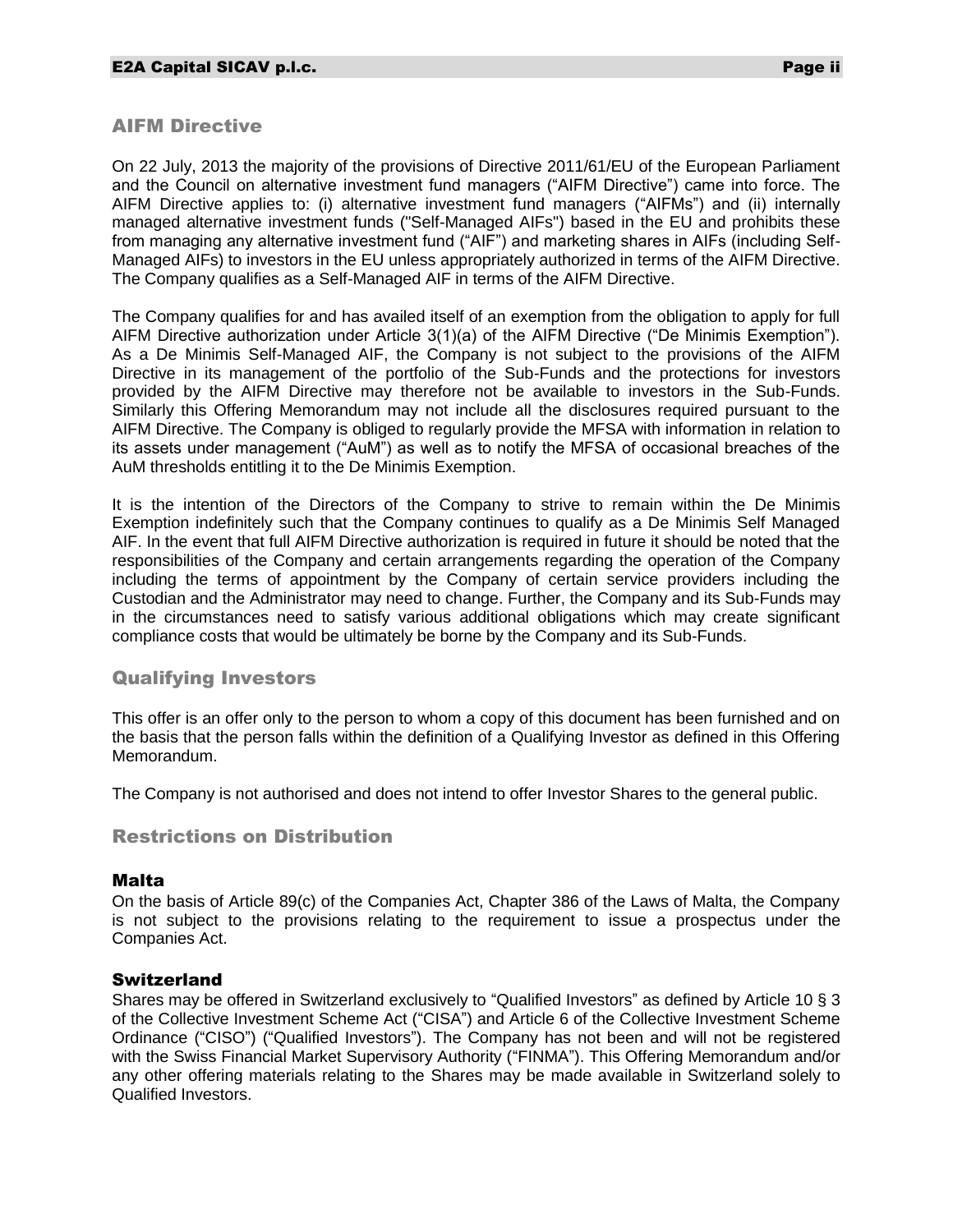## AIFM Directive

On 22 July, 2013 the majority of the provisions of Directive 2011/61/EU of the European Parliament and the Council on alternative investment fund managers ("AIFM Directive") came into force. The AIFM Directive applies to: (i) alternative investment fund managers ("AIFMs") and (ii) internally managed alternative investment funds ("Self-Managed AIFs") based in the EU and prohibits these from managing any alternative investment fund ("AIF") and marketing shares in AIFs (including Self-Managed AIFs) to investors in the EU unless appropriately authorized in terms of the AIFM Directive. The Company qualifies as a Self-Managed AIF in terms of the AIFM Directive.

The Company qualifies for and has availed itself of an exemption from the obligation to apply for full AIFM Directive authorization under Article 3(1)(a) of the AIFM Directive ("De Minimis Exemption"). As a De Minimis Self-Managed AIF, the Company is not subject to the provisions of the AIFM Directive in its management of the portfolio of the Sub-Funds and the protections for investors provided by the AIFM Directive may therefore not be available to investors in the Sub-Funds. Similarly this Offering Memorandum may not include all the disclosures required pursuant to the AIFM Directive. The Company is obliged to regularly provide the MFSA with information in relation to its assets under management ("AuM") as well as to notify the MFSA of occasional breaches of the AuM thresholds entitling it to the De Minimis Exemption.

It is the intention of the Directors of the Company to strive to remain within the De Minimis Exemption indefinitely such that the Company continues to qualify as a De Minimis Self Managed AIF. In the event that full AIFM Directive authorization is required in future it should be noted that the responsibilities of the Company and certain arrangements regarding the operation of the Company including the terms of appointment by the Company of certain service providers including the Custodian and the Administrator may need to change. Further, the Company and its Sub-Funds may in the circumstances need to satisfy various additional obligations which may create significant compliance costs that would be ultimately be borne by the Company and its Sub-Funds.

## Qualifying Investors

This offer is an offer only to the person to whom a copy of this document has been furnished and on the basis that the person falls within the definition of a Qualifying Investor as defined in this Offering Memorandum.

The Company is not authorised and does not intend to offer Investor Shares to the general public.

## Restrictions on Distribution

### Malta

On the basis of Article 89(c) of the Companies Act, Chapter 386 of the Laws of Malta, the Company is not subject to the provisions relating to the requirement to issue a prospectus under the Companies Act.

### Switzerland

Shares may be offered in Switzerland exclusively to "Qualified Investors" as defined by Article 10 § 3 of the Collective Investment Scheme Act ("CISA") and Article 6 of the Collective Investment Scheme Ordinance ("CISO") ("Qualified Investors"). The Company has not been and will not be registered with the Swiss Financial Market Supervisory Authority ("FINMA"). This Offering Memorandum and/or any other offering materials relating to the Shares may be made available in Switzerland solely to Qualified Investors.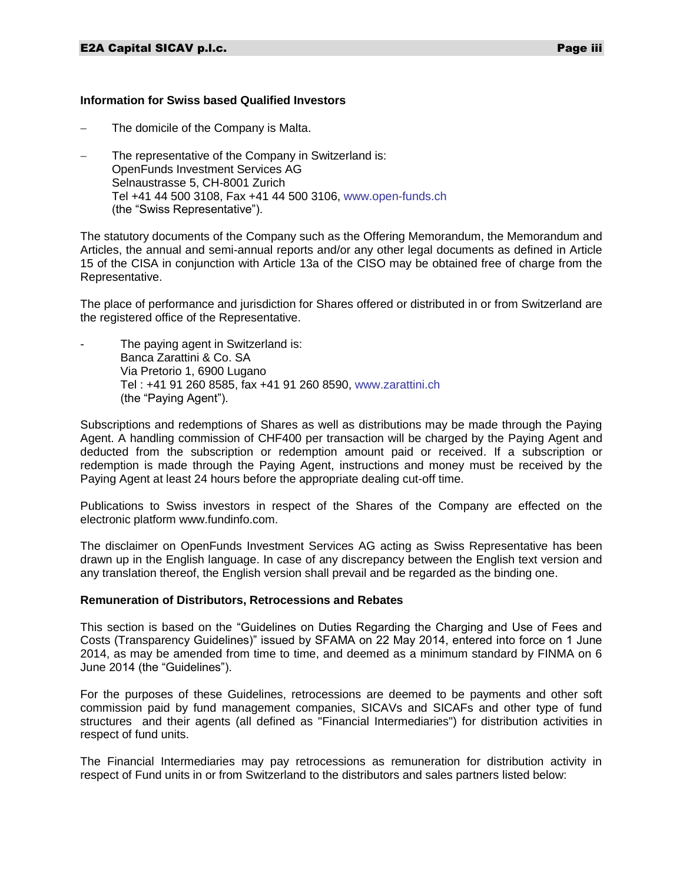**Information for Swiss based Qualified Investors**

- The domicile of the Company is Malta.

- The representative of the Company in Switzerland is:
  OpenFunds Investment Services AG
  Selnaustrasse 5, CH-8001 Zurich
  Tel +41 44 500 3108, Fax +41 44 500 3106, www.open-funds.ch
  (the "Swiss Representative").

The statutory documents of the Company such as the Offering Memorandum, the Memorandum and Articles, the annual and semi-annual reports and/or any other legal documents as defined in Article 15 of the CISA in conjunction with Article 13a of the CISO may be obtained free of charge from the Representative.

The place of performance and jurisdiction for Shares offered or distributed in or from Switzerland are the registered office of the Representative.

- The paying agent in Switzerland is:
  Banca Zarattini & Co. SA
  Via Pretorio 1, 6900 Lugano
  Tel : +41 91 260 8585, fax +41 91 260 8590, www.zarattini.ch
  (the "Paying Agent").

Subscriptions and redemptions of Shares as well as distributions may be made through the Paying Agent. A handling commission of CHF400 per transaction will be charged by the Paying Agent and deducted from the subscription or redemption amount paid or received. If a subscription or redemption is made through the Paying Agent, instructions and money must be received by the Paying Agent at least 24 hours before the appropriate dealing cut-off time.

Publications to Swiss investors in respect of the Shares of the Company are effected on the electronic platform www.fundinfo.com.

The disclaimer on OpenFunds Investment Services AG acting as Swiss Representative has been drawn up in the English language. In case of any discrepancy between the English text version and any translation thereof, the English version shall prevail and be regarded as the binding one.

**Remuneration of Distributors, Retrocessions and Rebates**

This section is based on the "Guidelines on Duties Regarding the Charging and Use of Fees and Costs (Transparency Guidelines)" issued by SFAMA on 22 May 2014, entered into force on 1 June 2014, as may be amended from time to time, and deemed as a minimum standard by FINMA on 6 June 2014 (the "Guidelines").

For the purposes of these Guidelines, retrocessions are deemed to be payments and other soft commission paid by fund management companies, SICAVs and SICAFs and other type of fund structures and their agents (all defined as "Financial Intermediaries") for distribution activities in respect of fund units.

The Financial Intermediaries may pay retrocessions as remuneration for distribution activity in respect of Fund units in or from Switzerland to the distributors and sales partners listed below: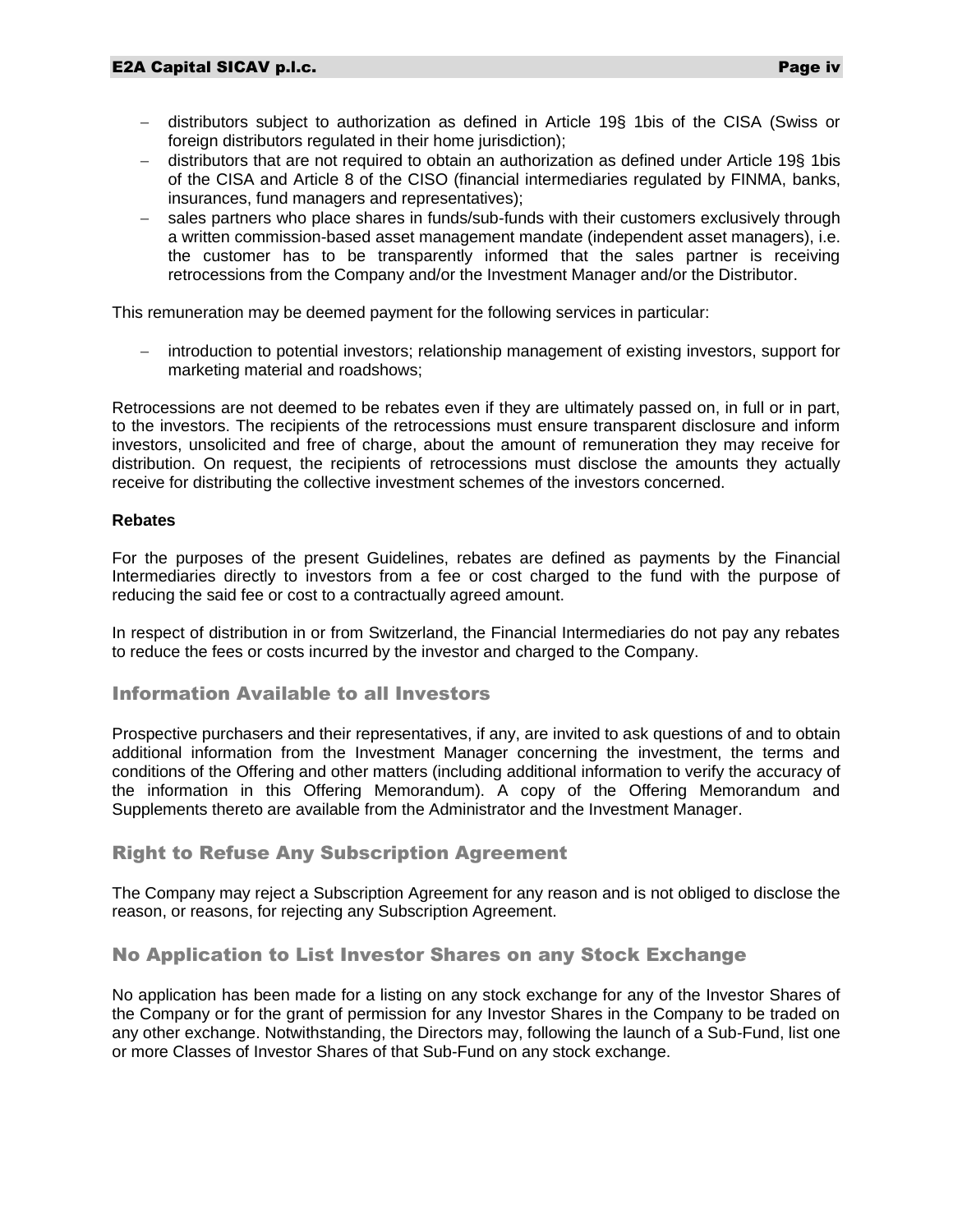- distributors subject to authorization as defined in Article 19§ 1bis of the CISA (Swiss or foreign distributors regulated in their home jurisdiction);
- distributors that are not required to obtain an authorization as defined under Article 19§ 1bis of the CISA and Article 8 of the CISO (financial intermediaries regulated by FINMA, banks, insurances, fund managers and representatives);
- sales partners who place shares in funds/sub-funds with their customers exclusively through a written commission-based asset management mandate (independent asset managers), i.e. the customer has to be transparently informed that the sales partner is receiving retrocessions from the Company and/or the Investment Manager and/or the Distributor.

This remuneration may be deemed payment for the following services in particular:

- introduction to potential investors; relationship management of existing investors, support for marketing material and roadshows;

Retrocessions are not deemed to be rebates even if they are ultimately passed on, in full or in part, to the investors. The recipients of the retrocessions must ensure transparent disclosure and inform investors, unsolicited and free of charge, about the amount of remuneration they may receive for distribution. On request, the recipients of retrocessions must disclose the amounts they actually receive for distributing the collective investment schemes of the investors concerned.

**Rebates**

For the purposes of the present Guidelines, rebates are defined as payments by the Financial Intermediaries directly to investors from a fee or cost charged to the fund with the purpose of reducing the said fee or cost to a contractually agreed amount.

In respect of distribution in or from Switzerland, the Financial Intermediaries do not pay any rebates to reduce the fees or costs incurred by the investor and charged to the Company.

## Information Available to all Investors

Prospective purchasers and their representatives, if any, are invited to ask questions of and to obtain additional information from the Investment Manager concerning the investment, the terms and conditions of the Offering and other matters (including additional information to verify the accuracy of the information in this Offering Memorandum). A copy of the Offering Memorandum and Supplements thereto are available from the Administrator and the Investment Manager.

## Right to Refuse Any Subscription Agreement

The Company may reject a Subscription Agreement for any reason and is not obliged to disclose the reason, or reasons, for rejecting any Subscription Agreement.

## No Application to List Investor Shares on any Stock Exchange

No application has been made for a listing on any stock exchange for any of the Investor Shares of the Company or for the grant of permission for any Investor Shares in the Company to be traded on any other exchange. Notwithstanding, the Directors may, following the launch of a Sub-Fund, list one or more Classes of Investor Shares of that Sub-Fund on any stock exchange.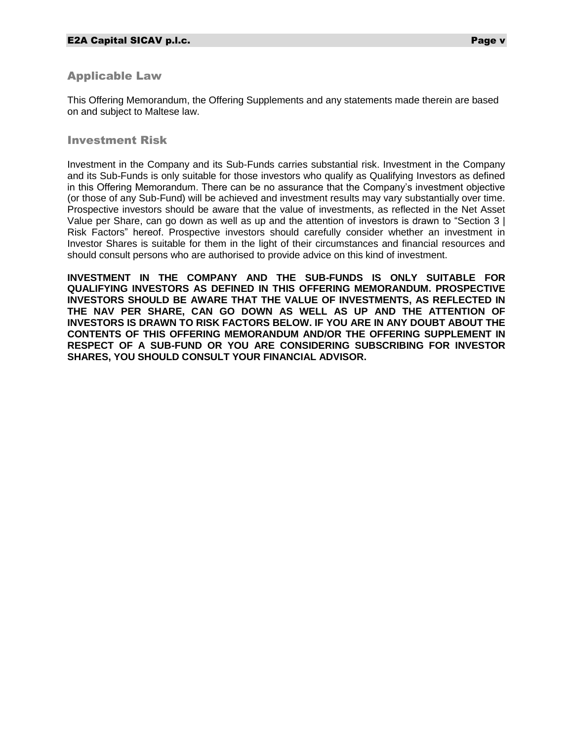## Applicable Law

This Offering Memorandum, the Offering Supplements and any statements made therein are based on and subject to Maltese law.

## Investment Risk

Investment in the Company and its Sub-Funds carries substantial risk. Investment in the Company and its Sub-Funds is only suitable for those investors who qualify as Qualifying Investors as defined in this Offering Memorandum. There can be no assurance that the Company's investment objective (or those of any Sub-Fund) will be achieved and investment results may vary substantially over time. Prospective investors should be aware that the value of investments, as reflected in the Net Asset Value per Share, can go down as well as up and the attention of investors is drawn to "Section 3 | Risk Factors" hereof. Prospective investors should carefully consider whether an investment in Investor Shares is suitable for them in the light of their circumstances and financial resources and should consult persons who are authorised to provide advice on this kind of investment.

**INVESTMENT IN THE COMPANY AND THE SUB-FUNDS IS ONLY SUITABLE FOR QUALIFYING INVESTORS AS DEFINED IN THIS OFFERING MEMORANDUM. PROSPECTIVE INVESTORS SHOULD BE AWARE THAT THE VALUE OF INVESTMENTS, AS REFLECTED IN THE NAV PER SHARE, CAN GO DOWN AS WELL AS UP AND THE ATTENTION OF INVESTORS IS DRAWN TO RISK FACTORS BELOW. IF YOU ARE IN ANY DOUBT ABOUT THE CONTENTS OF THIS OFFERING MEMORANDUM AND/OR THE OFFERING SUPPLEMENT IN RESPECT OF A SUB-FUND OR YOU ARE CONSIDERING SUBSCRIBING FOR INVESTOR SHARES, YOU SHOULD CONSULT YOUR FINANCIAL ADVISOR.**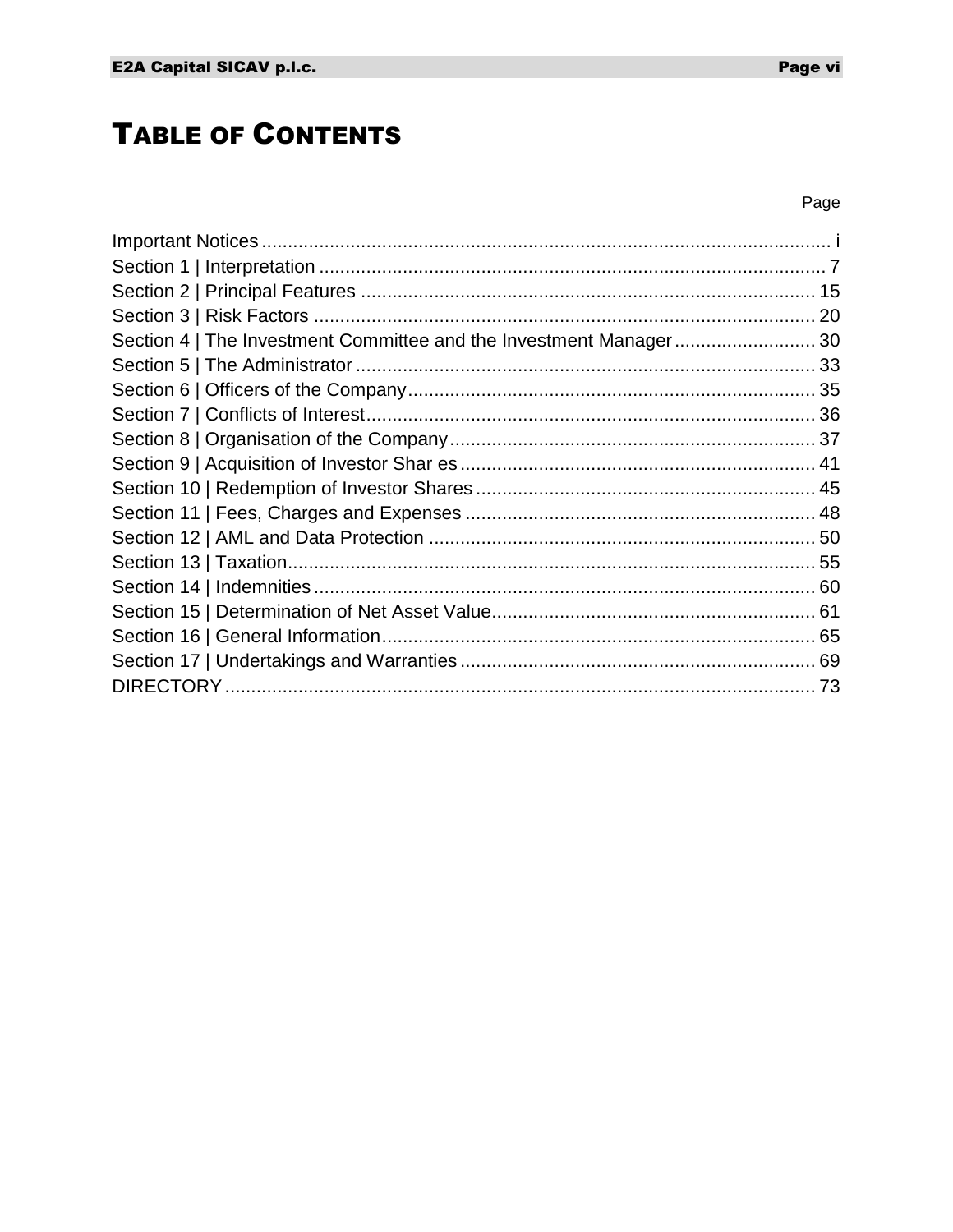# TABLE OF CONTENTS

| | Page |
|---|---|
| Important Notices | i |
| Section 1 \| Interpretation | 7 |
| Section 2 \| Principal Features | 15 |
| Section 3 \| Risk Factors | 20 |
| Section 4 \| The Investment Committee and the Investment Manager | 30 |
| Section 5 \| The Administrator | 33 |
| Section 6 \| Officers of the Company | 35 |
| Section 7 \| Conflicts of Interest | 36 |
| Section 8 \| Organisation of the Company | 37 |
| Section 9 \| Acquisition of Investor Shar es | 41 |
| Section 10 \| Redemption of Investor Shares | 45 |
| Section 11 \| Fees, Charges and Expenses | 48 |
| Section 12 \| AML and Data Protection | 50 |
| Section 13 \| Taxation | 55 |
| Section 14 \| Indemnities | 60 |
| Section 15 \| Determination of Net Asset Value | 61 |
| Section 16 \| General Information | 65 |
| Section 17 \| Undertakings and Warranties | 69 |
| DIRECTORY | 73 |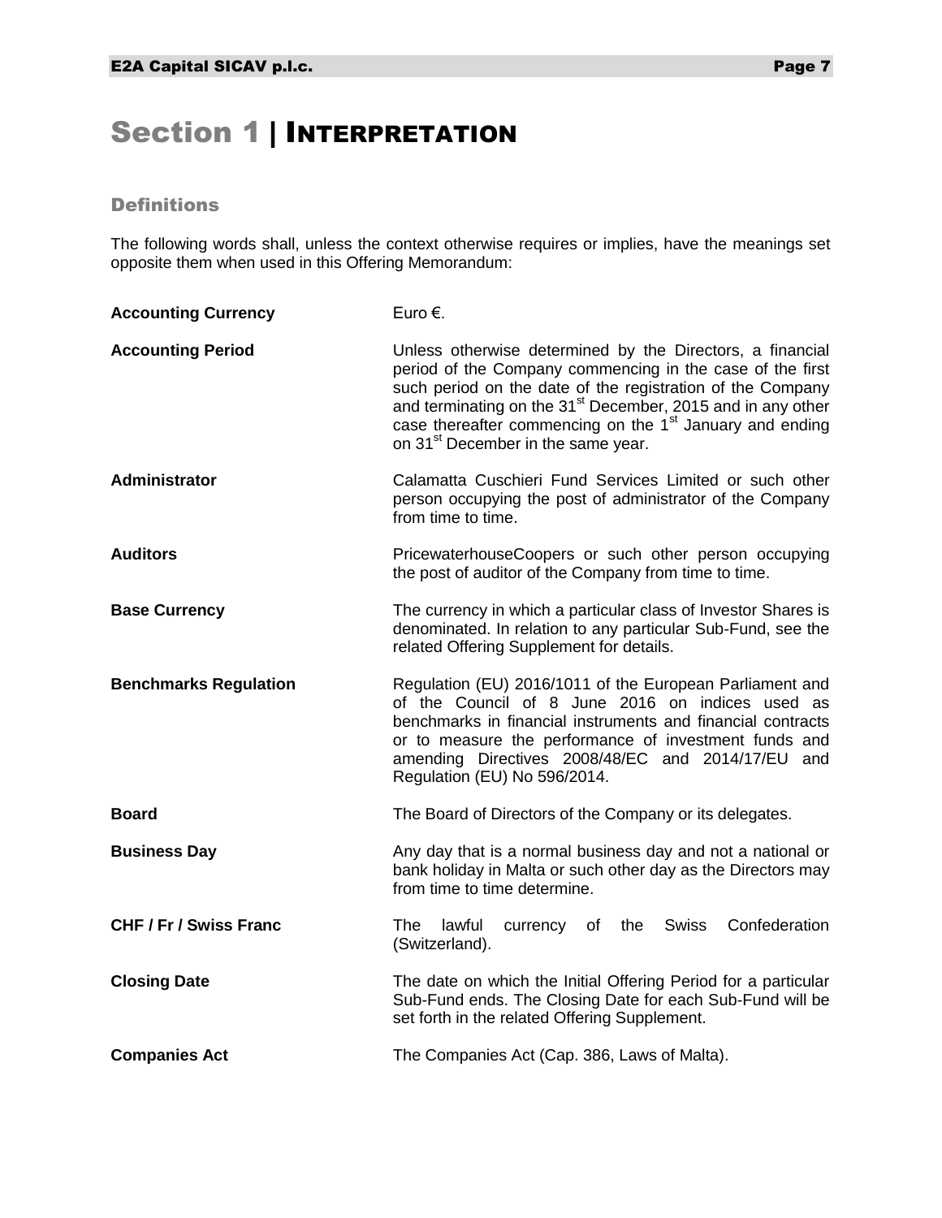# Section 1 | Interpretation

## Definitions

The following words shall, unless the context otherwise requires or implies, have the meanings set opposite them when used in this Offering Memorandum:

| | |
|---|---|
| **Accounting Currency** | Euro €. |
| **Accounting Period** | Unless otherwise determined by the Directors, a financial period of the Company commencing in the case of the first such period on the date of the registration of the Company and terminating on the 31st December, 2015 and in any other case thereafter commencing on the 1st January and ending on 31st December in the same year. |
| **Administrator** | Calamatta Cuschieri Fund Services Limited or such other person occupying the post of administrator of the Company from time to time. |
| **Auditors** | PricewaterhouseCoopers or such other person occupying the post of auditor of the Company from time to time. |
| **Base Currency** | The currency in which a particular class of Investor Shares is denominated. In relation to any particular Sub-Fund, see the related Offering Supplement for details. |
| **Benchmarks Regulation** | Regulation (EU) 2016/1011 of the European Parliament and of the Council of 8 June 2016 on indices used as benchmarks in financial instruments and financial contracts or to measure the performance of investment funds and amending Directives 2008/48/EC and 2014/17/EU and Regulation (EU) No 596/2014. |
| **Board** | The Board of Directors of the Company or its delegates. |
| **Business Day** | Any day that is a normal business day and not a national or bank holiday in Malta or such other day as the Directors may from time to time determine. |
| **CHF / Fr / Swiss Franc** | The lawful currency of the Swiss Confederation (Switzerland). |
| **Closing Date** | The date on which the Initial Offering Period for a particular Sub-Fund ends. The Closing Date for each Sub-Fund will be set forth in the related Offering Supplement. |
| **Companies Act** | The Companies Act (Cap. 386, Laws of Malta). |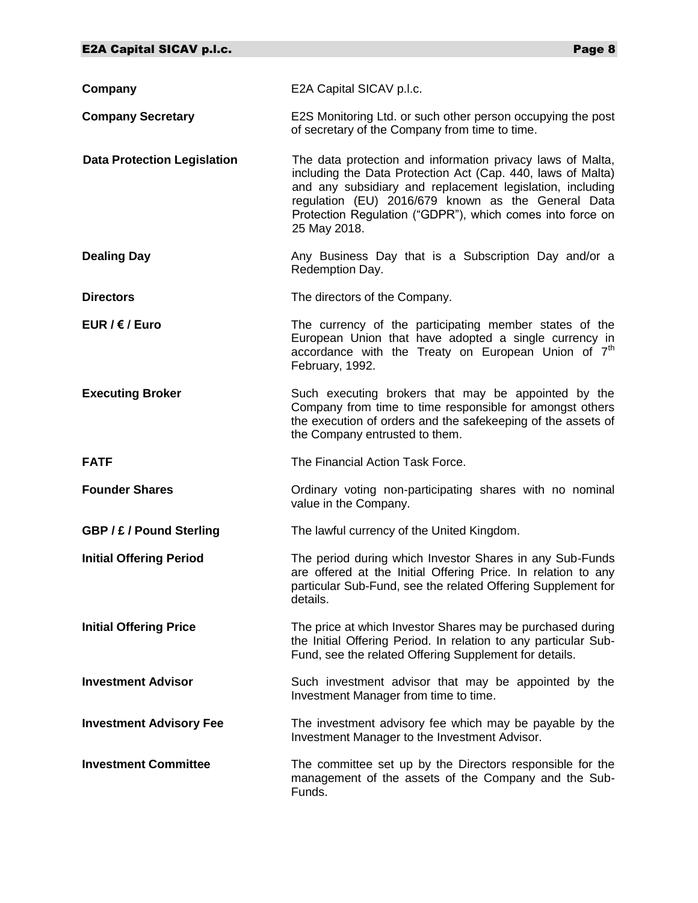**Company** E2A Capital SICAV p.l.c.

**Company Secretary** E2S Monitoring Ltd. or such other person occupying the post of secretary of the Company from time to time.

**Data Protection Legislation** The data protection and information privacy laws of Malta, including the Data Protection Act (Cap. 440, laws of Malta) and any subsidiary and replacement legislation, including regulation (EU) 2016/679 known as the General Data Protection Regulation ("GDPR"), which comes into force on 25 May 2018.

**Dealing Day** Any Business Day that is a Subscription Day and/or a Redemption Day.

**Directors** The directors of the Company.

**EUR / € / Euro** The currency of the participating member states of the European Union that have adopted a single currency in accordance with the Treaty on European Union of 7th February, 1992.

**Executing Broker** Such executing brokers that may be appointed by the Company from time to time responsible for amongst others the execution of orders and the safekeeping of the assets of the Company entrusted to them.

**FATF** The Financial Action Task Force.

**Founder Shares** Ordinary voting non-participating shares with no nominal value in the Company.

**GBP / £ / Pound Sterling** The lawful currency of the United Kingdom.

**Initial Offering Period** The period during which Investor Shares in any Sub-Funds are offered at the Initial Offering Price. In relation to any particular Sub-Fund, see the related Offering Supplement for details.

**Initial Offering Price** The price at which Investor Shares may be purchased during the Initial Offering Period. In relation to any particular Sub-Fund, see the related Offering Supplement for details.

**Investment Advisor** Such investment advisor that may be appointed by the Investment Manager from time to time.

**Investment Advisory Fee** The investment advisory fee which may be payable by the Investment Manager to the Investment Advisor.

**Investment Committee** The committee set up by the Directors responsible for the management of the assets of the Company and the Sub-Funds.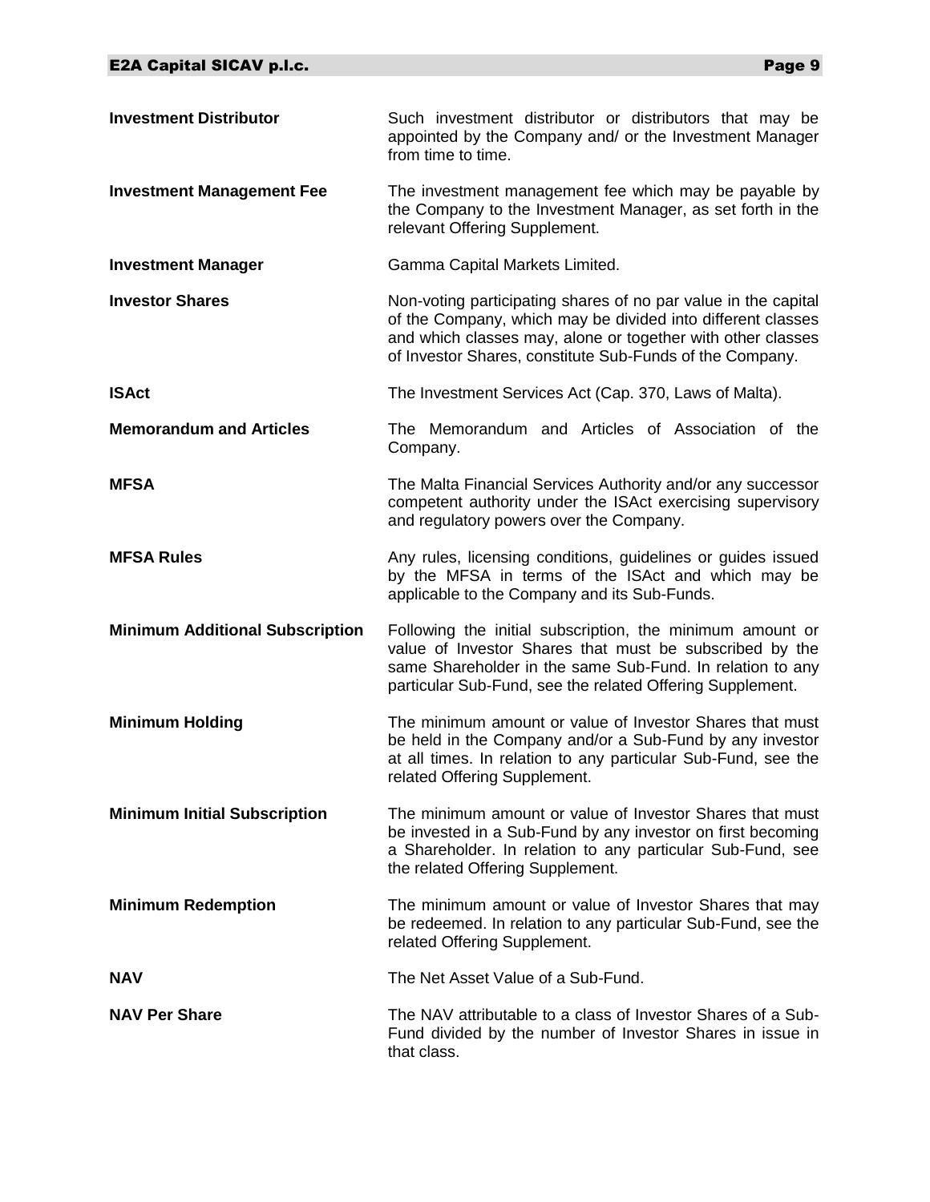**Investment Distributor** Such investment distributor or distributors that may be appointed by the Company and/ or the Investment Manager from time to time.

**Investment Management Fee** The investment management fee which may be payable by the Company to the Investment Manager, as set forth in the relevant Offering Supplement.

**Investment Manager** Gamma Capital Markets Limited.

**Investor Shares** Non-voting participating shares of no par value in the capital of the Company, which may be divided into different classes and which classes may, alone or together with other classes of Investor Shares, constitute Sub-Funds of the Company.

**ISAct** The Investment Services Act (Cap. 370, Laws of Malta).

**Memorandum and Articles** The Memorandum and Articles of Association of the Company.

**MFSA** The Malta Financial Services Authority and/or any successor competent authority under the ISAct exercising supervisory and regulatory powers over the Company.

**MFSA Rules** Any rules, licensing conditions, guidelines or guides issued by the MFSA in terms of the ISAct and which may be applicable to the Company and its Sub-Funds.

**Minimum Additional Subscription** Following the initial subscription, the minimum amount or value of Investor Shares that must be subscribed by the same Shareholder in the same Sub-Fund. In relation to any particular Sub-Fund, see the related Offering Supplement.

**Minimum Holding** The minimum amount or value of Investor Shares that must be held in the Company and/or a Sub-Fund by any investor at all times. In relation to any particular Sub-Fund, see the related Offering Supplement.

**Minimum Initial Subscription** The minimum amount or value of Investor Shares that must be invested in a Sub-Fund by any investor on first becoming a Shareholder. In relation to any particular Sub-Fund, see the related Offering Supplement.

**Minimum Redemption** The minimum amount or value of Investor Shares that may be redeemed. In relation to any particular Sub-Fund, see the related Offering Supplement.

**NAV** The Net Asset Value of a Sub-Fund.

**NAV Per Share** The NAV attributable to a class of Investor Shares of a Sub-Fund divided by the number of Investor Shares in issue in that class.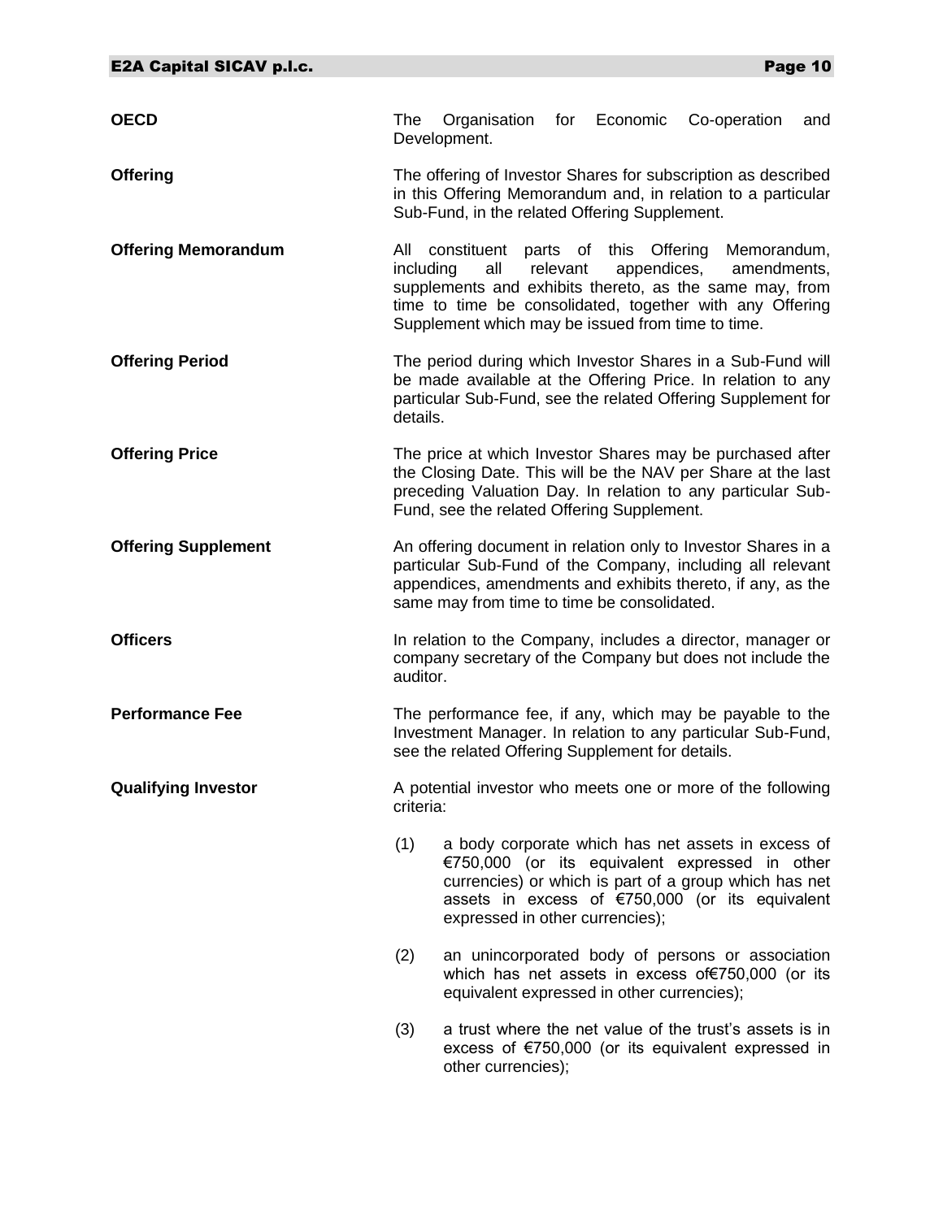**OECD**

The Organisation for Economic Co-operation and Development.

**Offering**

The offering of Investor Shares for subscription as described in this Offering Memorandum and, in relation to a particular Sub-Fund, in the related Offering Supplement.

**Offering Memorandum**

All constituent parts of this Offering Memorandum, including all relevant appendices, amendments, supplements and exhibits thereto, as the same may, from time to time be consolidated, together with any Offering Supplement which may be issued from time to time.

**Offering Period**

The period during which Investor Shares in a Sub-Fund will be made available at the Offering Price. In relation to any particular Sub-Fund, see the related Offering Supplement for details.

**Offering Price**

The price at which Investor Shares may be purchased after the Closing Date. This will be the NAV per Share at the last preceding Valuation Day. In relation to any particular Sub-Fund, see the related Offering Supplement.

**Offering Supplement**

An offering document in relation only to Investor Shares in a particular Sub-Fund of the Company, including all relevant appendices, amendments and exhibits thereto, if any, as the same may from time to time be consolidated.

**Officers**

In relation to the Company, includes a director, manager or company secretary of the Company but does not include the auditor.

**Performance Fee**

The performance fee, if any, which may be payable to the Investment Manager. In relation to any particular Sub-Fund, see the related Offering Supplement for details.

**Qualifying Investor**

A potential investor who meets one or more of the following criteria:

(1) a body corporate which has net assets in excess of €750,000 (or its equivalent expressed in other currencies) or which is part of a group which has net assets in excess of €750,000 (or its equivalent expressed in other currencies);

(2) an unincorporated body of persons or association which has net assets in excess of€750,000 (or its equivalent expressed in other currencies);

(3) a trust where the net value of the trust's assets is in excess of €750,000 (or its equivalent expressed in other currencies);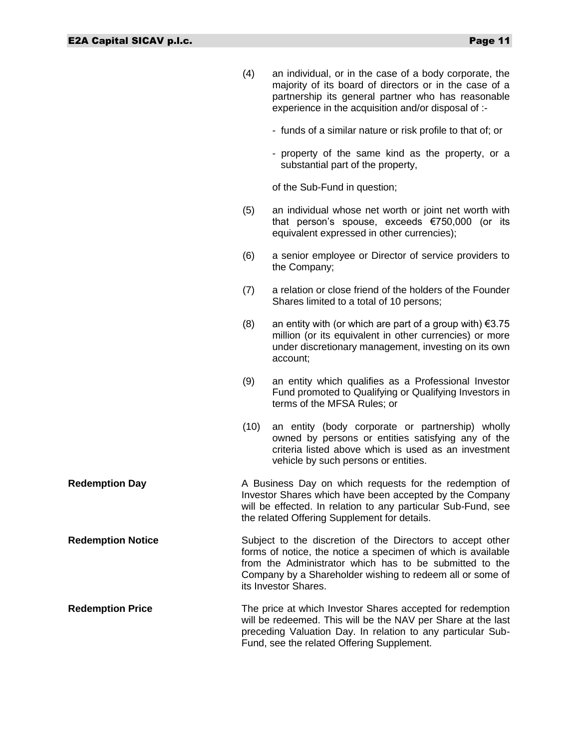(4) an individual, or in the case of a body corporate, the majority of its board of directors or in the case of a partnership its general partner who has reasonable experience in the acquisition and/or disposal of :-

- funds of a similar nature or risk profile to that of; or
- property of the same kind as the property, or a substantial part of the property,

of the Sub-Fund in question;

(5) an individual whose net worth or joint net worth with that person's spouse, exceeds €750,000 (or its equivalent expressed in other currencies);

(6) a senior employee or Director of service providers to the Company;

(7) a relation or close friend of the holders of the Founder Shares limited to a total of 10 persons;

(8) an entity with (or which are part of a group with) €3.75 million (or its equivalent in other currencies) or more under discretionary management, investing on its own account;

(9) an entity which qualifies as a Professional Investor Fund promoted to Qualifying or Qualifying Investors in terms of the MFSA Rules; or

(10) an entity (body corporate or partnership) wholly owned by persons or entities satisfying any of the criteria listed above which is used as an investment vehicle by such persons or entities.

**Redemption Day**

A Business Day on which requests for the redemption of Investor Shares which have been accepted by the Company will be effected. In relation to any particular Sub-Fund, see the related Offering Supplement for details.

**Redemption Notice**

Subject to the discretion of the Directors to accept other forms of notice, the notice a specimen of which is available from the Administrator which has to be submitted to the Company by a Shareholder wishing to redeem all or some of its Investor Shares.

**Redemption Price**

The price at which Investor Shares accepted for redemption will be redeemed. This will be the NAV per Share at the last preceding Valuation Day. In relation to any particular Sub-Fund, see the related Offering Supplement.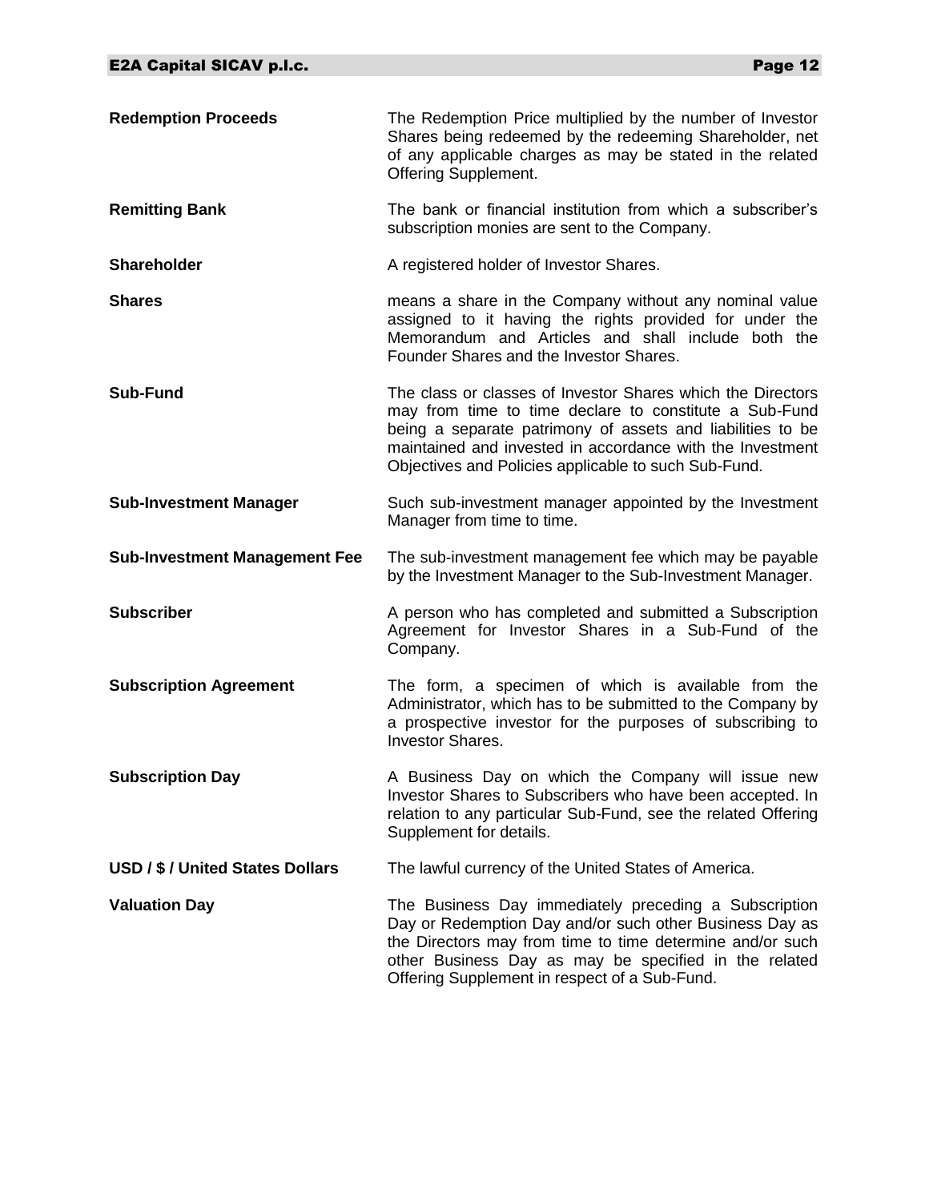**Redemption Proceeds**
The Redemption Price multiplied by the number of Investor Shares being redeemed by the redeeming Shareholder, net of any applicable charges as may be stated in the related Offering Supplement.

**Remitting Bank**
The bank or financial institution from which a subscriber's subscription monies are sent to the Company.

**Shareholder**
A registered holder of Investor Shares.

**Shares**
means a share in the Company without any nominal value assigned to it having the rights provided for under the Memorandum and Articles and shall include both the Founder Shares and the Investor Shares.

**Sub-Fund**
The class or classes of Investor Shares which the Directors may from time to time declare to constitute a Sub-Fund being a separate patrimony of assets and liabilities to be maintained and invested in accordance with the Investment Objectives and Policies applicable to such Sub-Fund.

**Sub-Investment Manager**
Such sub-investment manager appointed by the Investment Manager from time to time.

**Sub-Investment Management Fee**
The sub-investment management fee which may be payable by the Investment Manager to the Sub-Investment Manager.

**Subscriber**
A person who has completed and submitted a Subscription Agreement for Investor Shares in a Sub-Fund of the Company.

**Subscription Agreement**
The form, a specimen of which is available from the Administrator, which has to be submitted to the Company by a prospective investor for the purposes of subscribing to Investor Shares.

**Subscription Day**
A Business Day on which the Company will issue new Investor Shares to Subscribers who have been accepted. In relation to any particular Sub-Fund, see the related Offering Supplement for details.

**USD / $ / United States Dollars**
The lawful currency of the United States of America.

**Valuation Day**
The Business Day immediately preceding a Subscription Day or Redemption Day and/or such other Business Day as the Directors may from time to time determine and/or such other Business Day as may be specified in the related Offering Supplement in respect of a Sub-Fund.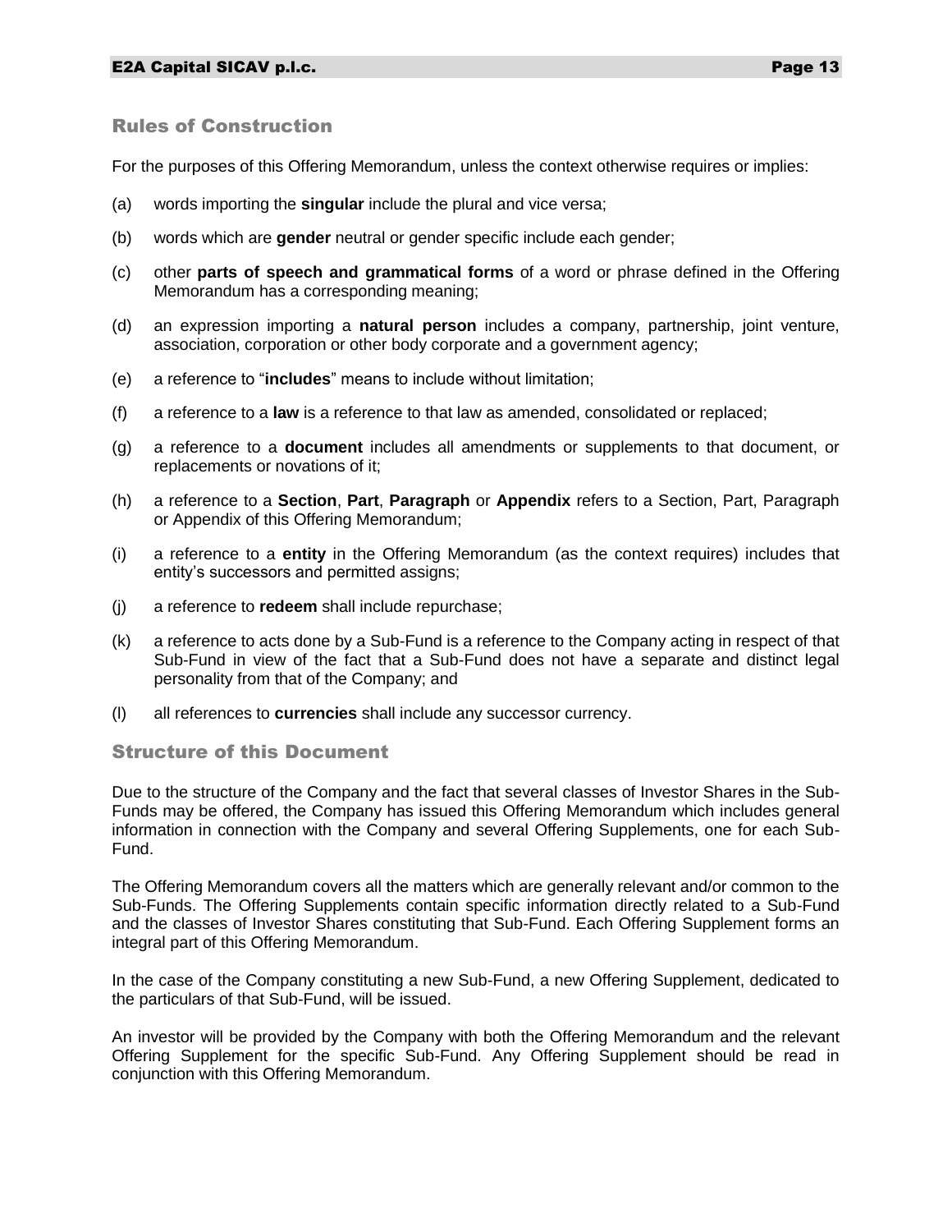## Rules of Construction

For the purposes of this Offering Memorandum, unless the context otherwise requires or implies:

(a) words importing the **singular** include the plural and vice versa;

(b) words which are **gender** neutral or gender specific include each gender;

(c) other **parts of speech and grammatical forms** of a word or phrase defined in the Offering Memorandum has a corresponding meaning;

(d) an expression importing a **natural person** includes a company, partnership, joint venture, association, corporation or other body corporate and a government agency;

(e) a reference to "**includes**" means to include without limitation;

(f) a reference to a **law** is a reference to that law as amended, consolidated or replaced;

(g) a reference to a **document** includes all amendments or supplements to that document, or replacements or novations of it;

(h) a reference to a **Section**, **Part**, **Paragraph** or **Appendix** refers to a Section, Part, Paragraph or Appendix of this Offering Memorandum;

(i) a reference to a **entity** in the Offering Memorandum (as the context requires) includes that entity's successors and permitted assigns;

(j) a reference to **redeem** shall include repurchase;

(k) a reference to acts done by a Sub-Fund is a reference to the Company acting in respect of that Sub-Fund in view of the fact that a Sub-Fund does not have a separate and distinct legal personality from that of the Company; and

(l) all references to **currencies** shall include any successor currency.

## Structure of this Document

Due to the structure of the Company and the fact that several classes of Investor Shares in the Sub-Funds may be offered, the Company has issued this Offering Memorandum which includes general information in connection with the Company and several Offering Supplements, one for each Sub-Fund.

The Offering Memorandum covers all the matters which are generally relevant and/or common to the Sub-Funds. The Offering Supplements contain specific information directly related to a Sub-Fund and the classes of Investor Shares constituting that Sub-Fund. Each Offering Supplement forms an integral part of this Offering Memorandum.

In the case of the Company constituting a new Sub-Fund, a new Offering Supplement, dedicated to the particulars of that Sub-Fund, will be issued.

An investor will be provided by the Company with both the Offering Memorandum and the relevant Offering Supplement for the specific Sub-Fund. Any Offering Supplement should be read in conjunction with this Offering Memorandum.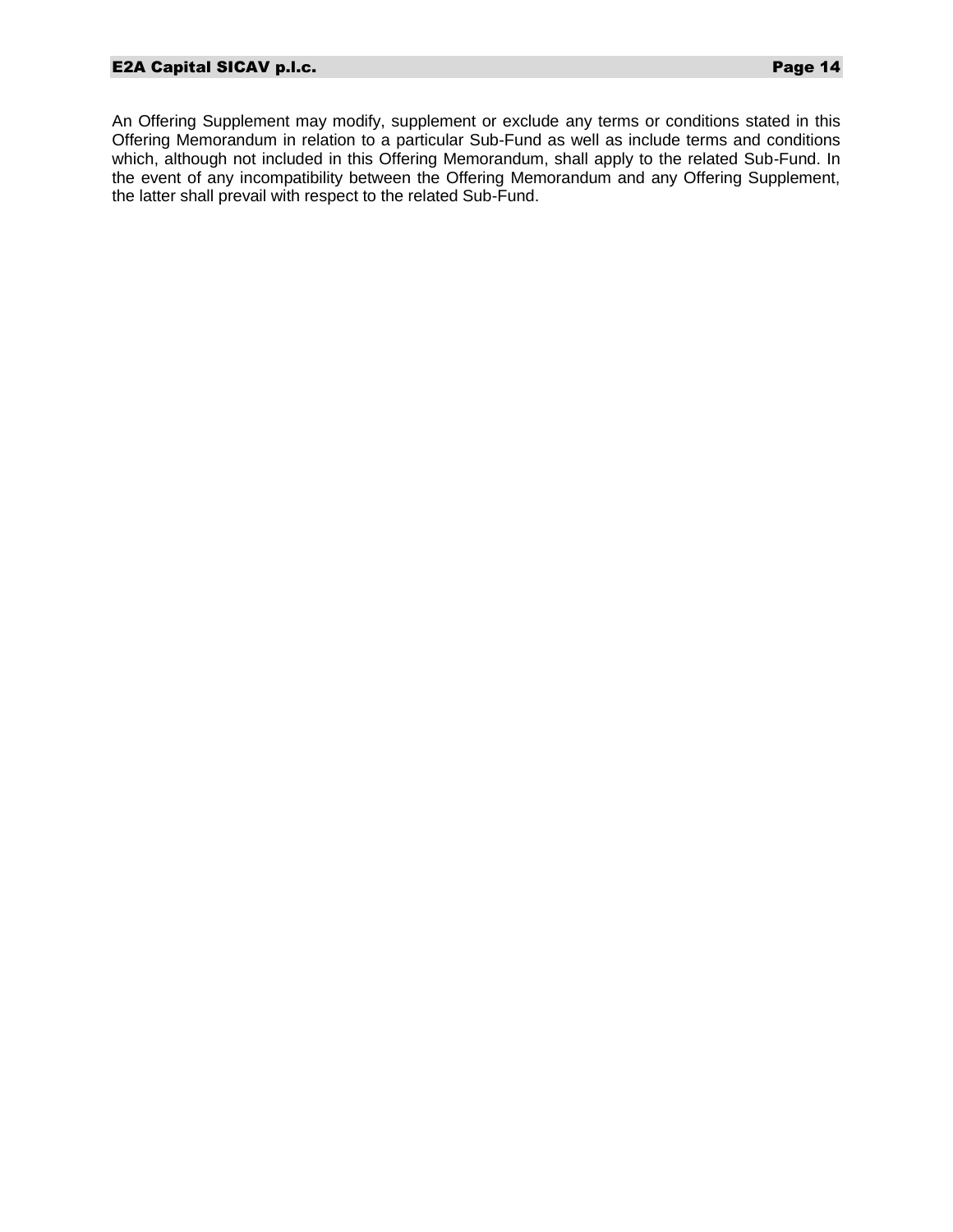An Offering Supplement may modify, supplement or exclude any terms or conditions stated in this Offering Memorandum in relation to a particular Sub-Fund as well as include terms and conditions which, although not included in this Offering Memorandum, shall apply to the related Sub-Fund. In the event of any incompatibility between the Offering Memorandum and any Offering Supplement, the latter shall prevail with respect to the related Sub-Fund.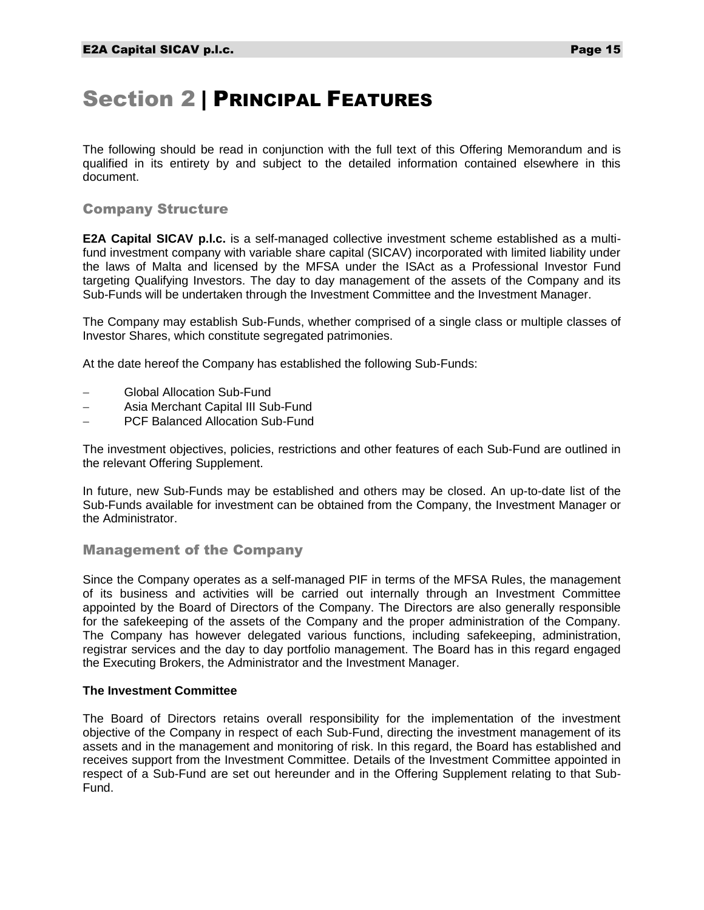# Section 2 | PRINCIPAL FEATURES

The following should be read in conjunction with the full text of this Offering Memorandum and is qualified in its entirety by and subject to the detailed information contained elsewhere in this document.

## Company Structure

**E2A Capital SICAV p.l.c.** is a self-managed collective investment scheme established as a multi-fund investment company with variable share capital (SICAV) incorporated with limited liability under the laws of Malta and licensed by the MFSA under the ISAct as a Professional Investor Fund targeting Qualifying Investors. The day to day management of the assets of the Company and its Sub-Funds will be undertaken through the Investment Committee and the Investment Manager.

The Company may establish Sub-Funds, whether comprised of a single class or multiple classes of Investor Shares, which constitute segregated patrimonies.

At the date hereof the Company has established the following Sub-Funds:

- Global Allocation Sub-Fund
- Asia Merchant Capital III Sub-Fund
- PCF Balanced Allocation Sub-Fund

The investment objectives, policies, restrictions and other features of each Sub-Fund are outlined in the relevant Offering Supplement.

In future, new Sub-Funds may be established and others may be closed. An up-to-date list of the Sub-Funds available for investment can be obtained from the Company, the Investment Manager or the Administrator.

## Management of the Company

Since the Company operates as a self-managed PIF in terms of the MFSA Rules, the management of its business and activities will be carried out internally through an Investment Committee appointed by the Board of Directors of the Company. The Directors are also generally responsible for the safekeeping of the assets of the Company and the proper administration of the Company. The Company has however delegated various functions, including safekeeping, administration, registrar services and the day to day portfolio management. The Board has in this regard engaged the Executing Brokers, the Administrator and the Investment Manager.

### The Investment Committee

The Board of Directors retains overall responsibility for the implementation of the investment objective of the Company in respect of each Sub-Fund, directing the investment management of its assets and in the management and monitoring of risk. In this regard, the Board has established and receives support from the Investment Committee. Details of the Investment Committee appointed in respect of a Sub-Fund are set out hereunder and in the Offering Supplement relating to that Sub-Fund.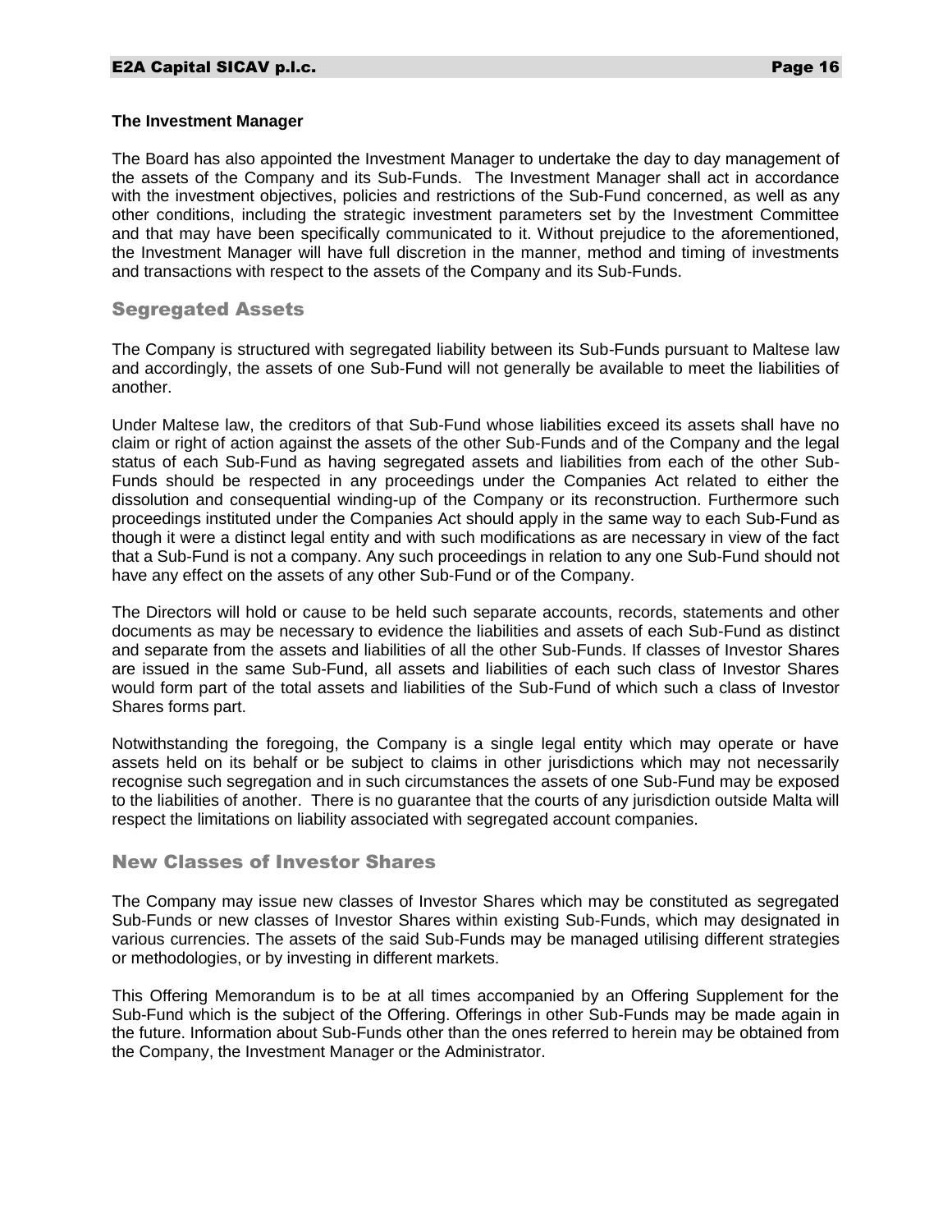**The Investment Manager**

The Board has also appointed the Investment Manager to undertake the day to day management of the assets of the Company and its Sub-Funds. The Investment Manager shall act in accordance with the investment objectives, policies and restrictions of the Sub-Fund concerned, as well as any other conditions, including the strategic investment parameters set by the Investment Committee and that may have been specifically communicated to it. Without prejudice to the aforementioned, the Investment Manager will have full discretion in the manner, method and timing of investments and transactions with respect to the assets of the Company and its Sub-Funds.

## Segregated Assets

The Company is structured with segregated liability between its Sub-Funds pursuant to Maltese law and accordingly, the assets of one Sub-Fund will not generally be available to meet the liabilities of another.

Under Maltese law, the creditors of that Sub-Fund whose liabilities exceed its assets shall have no claim or right of action against the assets of the other Sub-Funds and of the Company and the legal status of each Sub-Fund as having segregated assets and liabilities from each of the other Sub-Funds should be respected in any proceedings under the Companies Act related to either the dissolution and consequential winding-up of the Company or its reconstruction. Furthermore such proceedings instituted under the Companies Act should apply in the same way to each Sub-Fund as though it were a distinct legal entity and with such modifications as are necessary in view of the fact that a Sub-Fund is not a company. Any such proceedings in relation to any one Sub-Fund should not have any effect on the assets of any other Sub-Fund or of the Company.

The Directors will hold or cause to be held such separate accounts, records, statements and other documents as may be necessary to evidence the liabilities and assets of each Sub-Fund as distinct and separate from the assets and liabilities of all the other Sub-Funds. If classes of Investor Shares are issued in the same Sub-Fund, all assets and liabilities of each such class of Investor Shares would form part of the total assets and liabilities of the Sub-Fund of which such a class of Investor Shares forms part.

Notwithstanding the foregoing, the Company is a single legal entity which may operate or have assets held on its behalf or be subject to claims in other jurisdictions which may not necessarily recognise such segregation and in such circumstances the assets of one Sub-Fund may be exposed to the liabilities of another. There is no guarantee that the courts of any jurisdiction outside Malta will respect the limitations on liability associated with segregated account companies.

## New Classes of Investor Shares

The Company may issue new classes of Investor Shares which may be constituted as segregated Sub-Funds or new classes of Investor Shares within existing Sub-Funds, which may designated in various currencies. The assets of the said Sub-Funds may be managed utilising different strategies or methodologies, or by investing in different markets.

This Offering Memorandum is to be at all times accompanied by an Offering Supplement for the Sub-Fund which is the subject of the Offering. Offerings in other Sub-Funds may be made again in the future. Information about Sub-Funds other than the ones referred to herein may be obtained from the Company, the Investment Manager or the Administrator.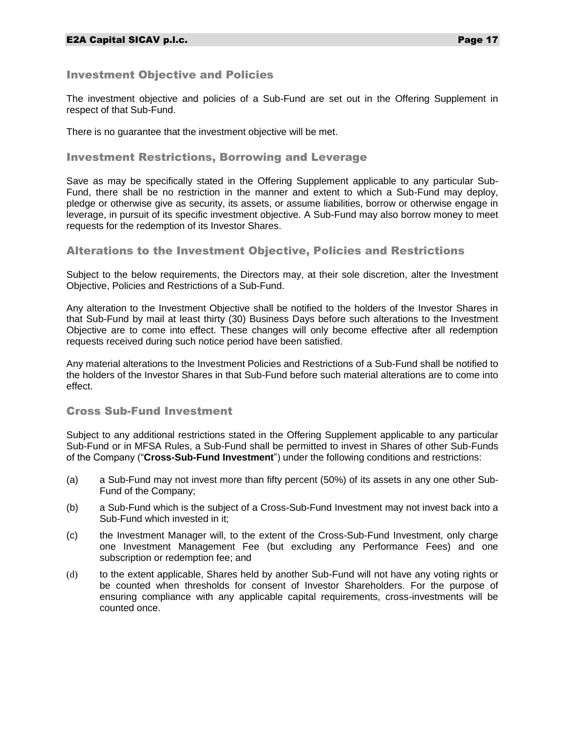## Investment Objective and Policies

The investment objective and policies of a Sub-Fund are set out in the Offering Supplement in respect of that Sub-Fund.

There is no guarantee that the investment objective will be met.

## Investment Restrictions, Borrowing and Leverage

Save as may be specifically stated in the Offering Supplement applicable to any particular Sub-Fund, there shall be no restriction in the manner and extent to which a Sub-Fund may deploy, pledge or otherwise give as security, its assets, or assume liabilities, borrow or otherwise engage in leverage, in pursuit of its specific investment objective. A Sub-Fund may also borrow money to meet requests for the redemption of its Investor Shares.

## Alterations to the Investment Objective, Policies and Restrictions

Subject to the below requirements, the Directors may, at their sole discretion, alter the Investment Objective, Policies and Restrictions of a Sub-Fund.

Any alteration to the Investment Objective shall be notified to the holders of the Investor Shares in that Sub-Fund by mail at least thirty (30) Business Days before such alterations to the Investment Objective are to come into effect. These changes will only become effective after all redemption requests received during such notice period have been satisfied.

Any material alterations to the Investment Policies and Restrictions of a Sub-Fund shall be notified to the holders of the Investor Shares in that Sub-Fund before such material alterations are to come into effect.

## Cross Sub-Fund Investment

Subject to any additional restrictions stated in the Offering Supplement applicable to any particular Sub-Fund or in MFSA Rules, a Sub-Fund shall be permitted to invest in Shares of other Sub-Funds of the Company ("**Cross-Sub-Fund Investment**") under the following conditions and restrictions:

(a) a Sub-Fund may not invest more than fifty percent (50%) of its assets in any one other Sub-Fund of the Company;

(b) a Sub-Fund which is the subject of a Cross-Sub-Fund Investment may not invest back into a Sub-Fund which invested in it;

(c) the Investment Manager will, to the extent of the Cross-Sub-Fund Investment, only charge one Investment Management Fee (but excluding any Performance Fees) and one subscription or redemption fee; and

(d) to the extent applicable, Shares held by another Sub-Fund will not have any voting rights or be counted when thresholds for consent of Investor Shareholders. For the purpose of ensuring compliance with any applicable capital requirements, cross-investments will be counted once.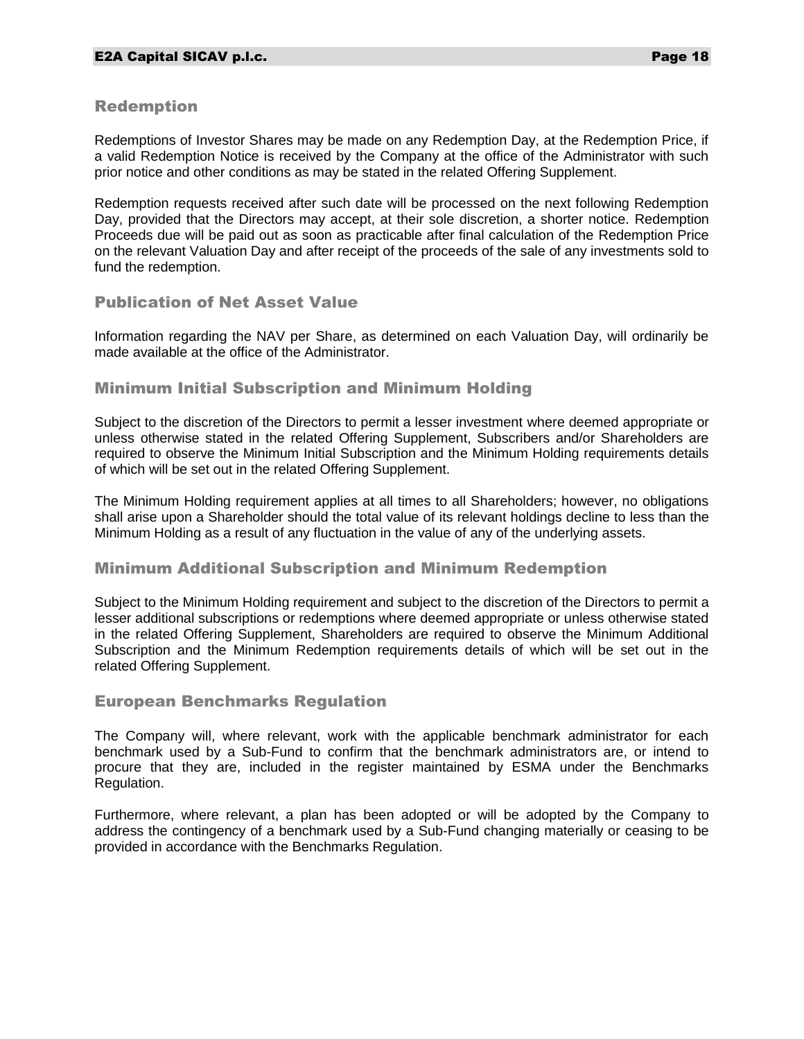## Redemption

Redemptions of Investor Shares may be made on any Redemption Day, at the Redemption Price, if a valid Redemption Notice is received by the Company at the office of the Administrator with such prior notice and other conditions as may be stated in the related Offering Supplement.

Redemption requests received after such date will be processed on the next following Redemption Day, provided that the Directors may accept, at their sole discretion, a shorter notice. Redemption Proceeds due will be paid out as soon as practicable after final calculation of the Redemption Price on the relevant Valuation Day and after receipt of the proceeds of the sale of any investments sold to fund the redemption.

## Publication of Net Asset Value

Information regarding the NAV per Share, as determined on each Valuation Day, will ordinarily be made available at the office of the Administrator.

## Minimum Initial Subscription and Minimum Holding

Subject to the discretion of the Directors to permit a lesser investment where deemed appropriate or unless otherwise stated in the related Offering Supplement, Subscribers and/or Shareholders are required to observe the Minimum Initial Subscription and the Minimum Holding requirements details of which will be set out in the related Offering Supplement.

The Minimum Holding requirement applies at all times to all Shareholders; however, no obligations shall arise upon a Shareholder should the total value of its relevant holdings decline to less than the Minimum Holding as a result of any fluctuation in the value of any of the underlying assets.

## Minimum Additional Subscription and Minimum Redemption

Subject to the Minimum Holding requirement and subject to the discretion of the Directors to permit a lesser additional subscriptions or redemptions where deemed appropriate or unless otherwise stated in the related Offering Supplement, Shareholders are required to observe the Minimum Additional Subscription and the Minimum Redemption requirements details of which will be set out in the related Offering Supplement.

## European Benchmarks Regulation

The Company will, where relevant, work with the applicable benchmark administrator for each benchmark used by a Sub-Fund to confirm that the benchmark administrators are, or intend to procure that they are, included in the register maintained by ESMA under the Benchmarks Regulation.

Furthermore, where relevant, a plan has been adopted or will be adopted by the Company to address the contingency of a benchmark used by a Sub-Fund changing materially or ceasing to be provided in accordance with the Benchmarks Regulation.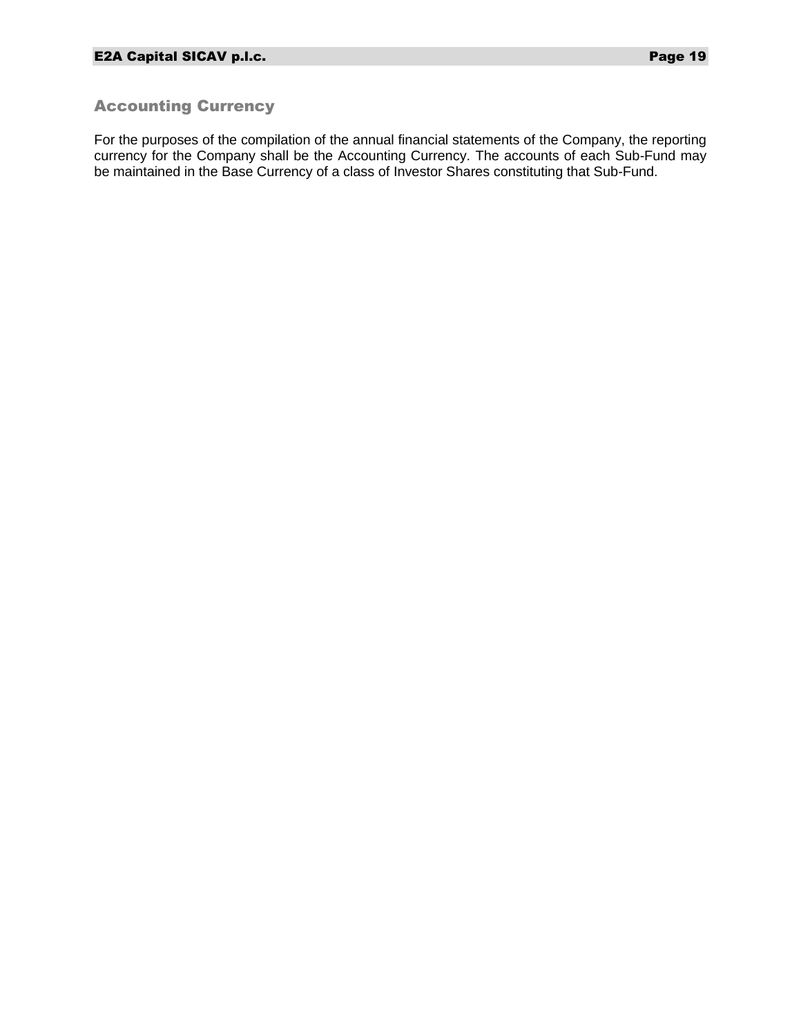## Accounting Currency

For the purposes of the compilation of the annual financial statements of the Company, the reporting currency for the Company shall be the Accounting Currency. The accounts of each Sub-Fund may be maintained in the Base Currency of a class of Investor Shares constituting that Sub-Fund.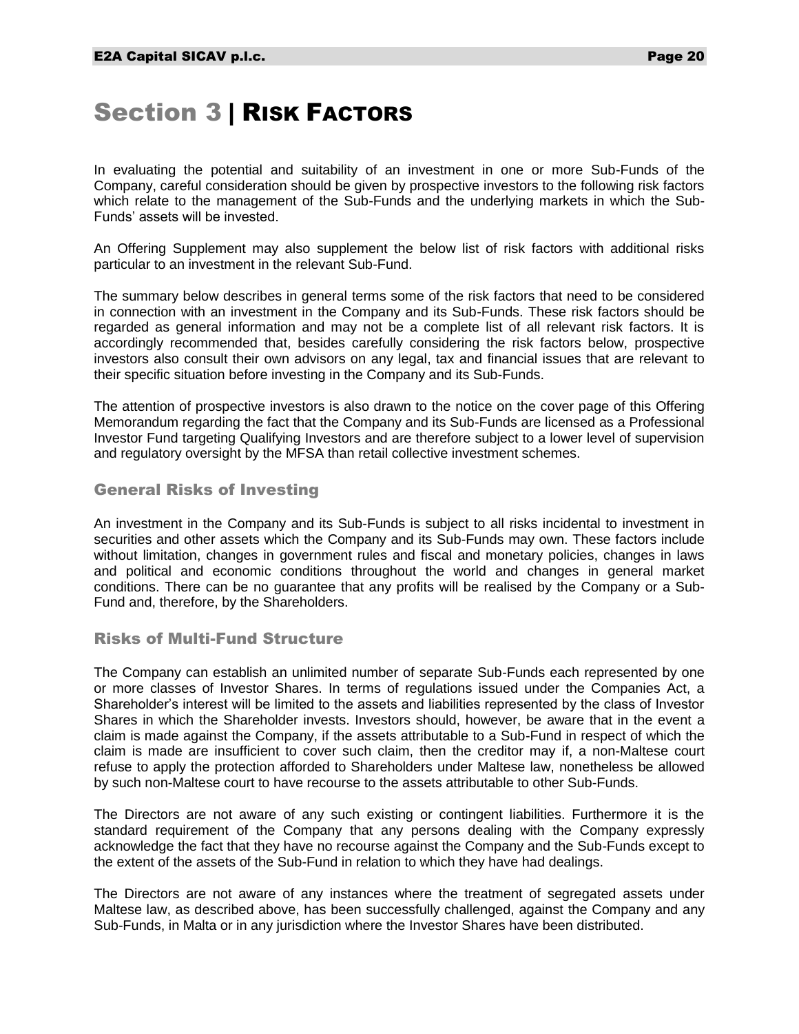# Section 3 | RISK FACTORS

In evaluating the potential and suitability of an investment in one or more Sub-Funds of the Company, careful consideration should be given by prospective investors to the following risk factors which relate to the management of the Sub-Funds and the underlying markets in which the Sub-Funds' assets will be invested.

An Offering Supplement may also supplement the below list of risk factors with additional risks particular to an investment in the relevant Sub-Fund.

The summary below describes in general terms some of the risk factors that need to be considered in connection with an investment in the Company and its Sub-Funds. These risk factors should be regarded as general information and may not be a complete list of all relevant risk factors. It is accordingly recommended that, besides carefully considering the risk factors below, prospective investors also consult their own advisors on any legal, tax and financial issues that are relevant to their specific situation before investing in the Company and its Sub-Funds.

The attention of prospective investors is also drawn to the notice on the cover page of this Offering Memorandum regarding the fact that the Company and its Sub-Funds are licensed as a Professional Investor Fund targeting Qualifying Investors and are therefore subject to a lower level of supervision and regulatory oversight by the MFSA than retail collective investment schemes.

## General Risks of Investing

An investment in the Company and its Sub-Funds is subject to all risks incidental to investment in securities and other assets which the Company and its Sub-Funds may own. These factors include without limitation, changes in government rules and fiscal and monetary policies, changes in laws and political and economic conditions throughout the world and changes in general market conditions. There can be no guarantee that any profits will be realised by the Company or a Sub-Fund and, therefore, by the Shareholders.

## Risks of Multi-Fund Structure

The Company can establish an unlimited number of separate Sub-Funds each represented by one or more classes of Investor Shares. In terms of regulations issued under the Companies Act, a Shareholder's interest will be limited to the assets and liabilities represented by the class of Investor Shares in which the Shareholder invests. Investors should, however, be aware that in the event a claim is made against the Company, if the assets attributable to a Sub-Fund in respect of which the claim is made are insufficient to cover such claim, then the creditor may if, a non-Maltese court refuse to apply the protection afforded to Shareholders under Maltese law, nonetheless be allowed by such non-Maltese court to have recourse to the assets attributable to other Sub-Funds.

The Directors are not aware of any such existing or contingent liabilities. Furthermore it is the standard requirement of the Company that any persons dealing with the Company expressly acknowledge the fact that they have no recourse against the Company and the Sub-Funds except to the extent of the assets of the Sub-Fund in relation to which they have had dealings.

The Directors are not aware of any instances where the treatment of segregated assets under Maltese law, as described above, has been successfully challenged, against the Company and any Sub-Funds, in Malta or in any jurisdiction where the Investor Shares have been distributed.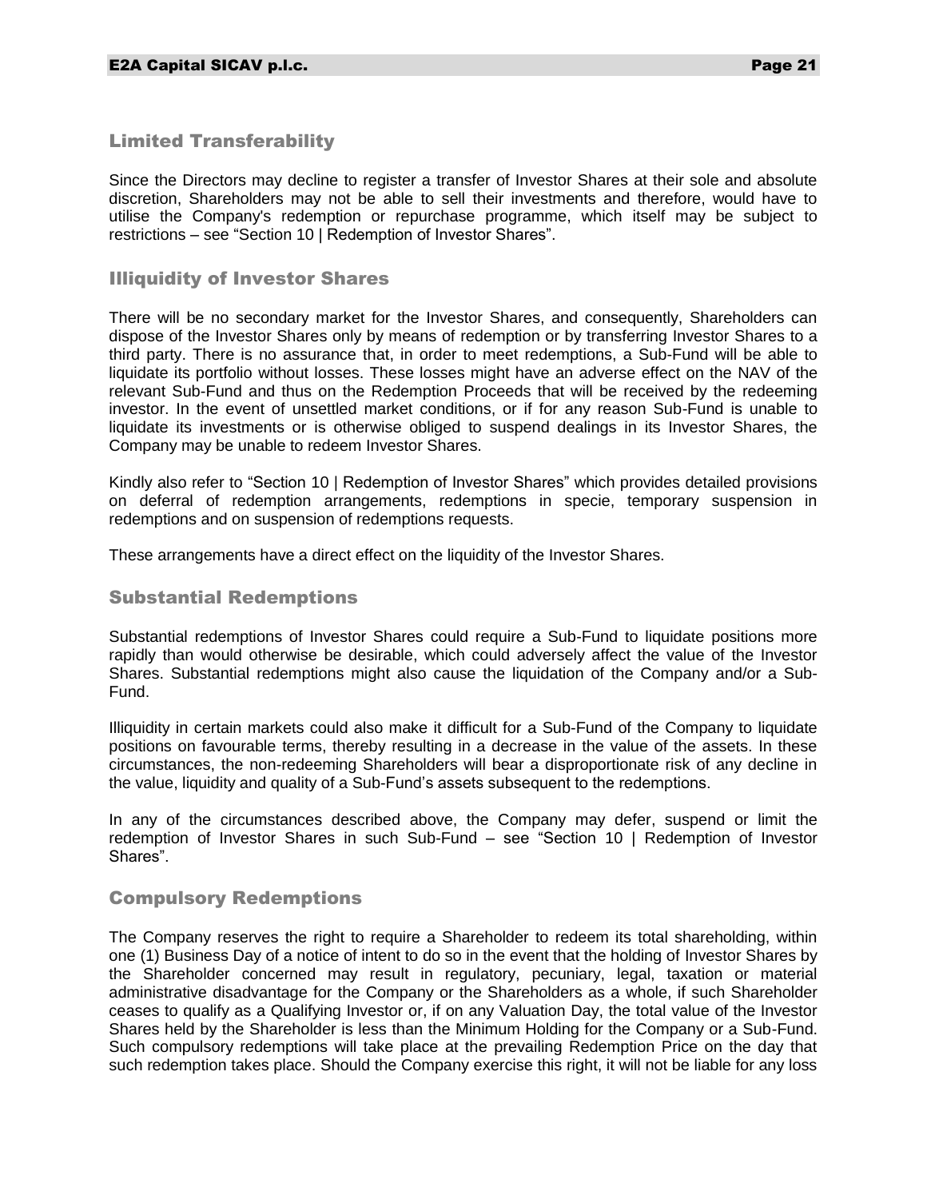## Limited Transferability

Since the Directors may decline to register a transfer of Investor Shares at their sole and absolute discretion, Shareholders may not be able to sell their investments and therefore, would have to utilise the Company's redemption or repurchase programme, which itself may be subject to restrictions – see "Section 10 | Redemption of Investor Shares".

## Illiquidity of Investor Shares

There will be no secondary market for the Investor Shares, and consequently, Shareholders can dispose of the Investor Shares only by means of redemption or by transferring Investor Shares to a third party. There is no assurance that, in order to meet redemptions, a Sub-Fund will be able to liquidate its portfolio without losses. These losses might have an adverse effect on the NAV of the relevant Sub-Fund and thus on the Redemption Proceeds that will be received by the redeeming investor. In the event of unsettled market conditions, or if for any reason Sub-Fund is unable to liquidate its investments or is otherwise obliged to suspend dealings in its Investor Shares, the Company may be unable to redeem Investor Shares.

Kindly also refer to "Section 10 | Redemption of Investor Shares" which provides detailed provisions on deferral of redemption arrangements, redemptions in specie, temporary suspension in redemptions and on suspension of redemptions requests.

These arrangements have a direct effect on the liquidity of the Investor Shares.

## Substantial Redemptions

Substantial redemptions of Investor Shares could require a Sub-Fund to liquidate positions more rapidly than would otherwise be desirable, which could adversely affect the value of the Investor Shares. Substantial redemptions might also cause the liquidation of the Company and/or a Sub-Fund.

Illiquidity in certain markets could also make it difficult for a Sub-Fund of the Company to liquidate positions on favourable terms, thereby resulting in a decrease in the value of the assets. In these circumstances, the non-redeeming Shareholders will bear a disproportionate risk of any decline in the value, liquidity and quality of a Sub-Fund's assets subsequent to the redemptions.

In any of the circumstances described above, the Company may defer, suspend or limit the redemption of Investor Shares in such Sub-Fund – see "Section 10 | Redemption of Investor Shares".

## Compulsory Redemptions

The Company reserves the right to require a Shareholder to redeem its total shareholding, within one (1) Business Day of a notice of intent to do so in the event that the holding of Investor Shares by the Shareholder concerned may result in regulatory, pecuniary, legal, taxation or material administrative disadvantage for the Company or the Shareholders as a whole, if such Shareholder ceases to qualify as a Qualifying Investor or, if on any Valuation Day, the total value of the Investor Shares held by the Shareholder is less than the Minimum Holding for the Company or a Sub-Fund. Such compulsory redemptions will take place at the prevailing Redemption Price on the day that such redemption takes place. Should the Company exercise this right, it will not be liable for any loss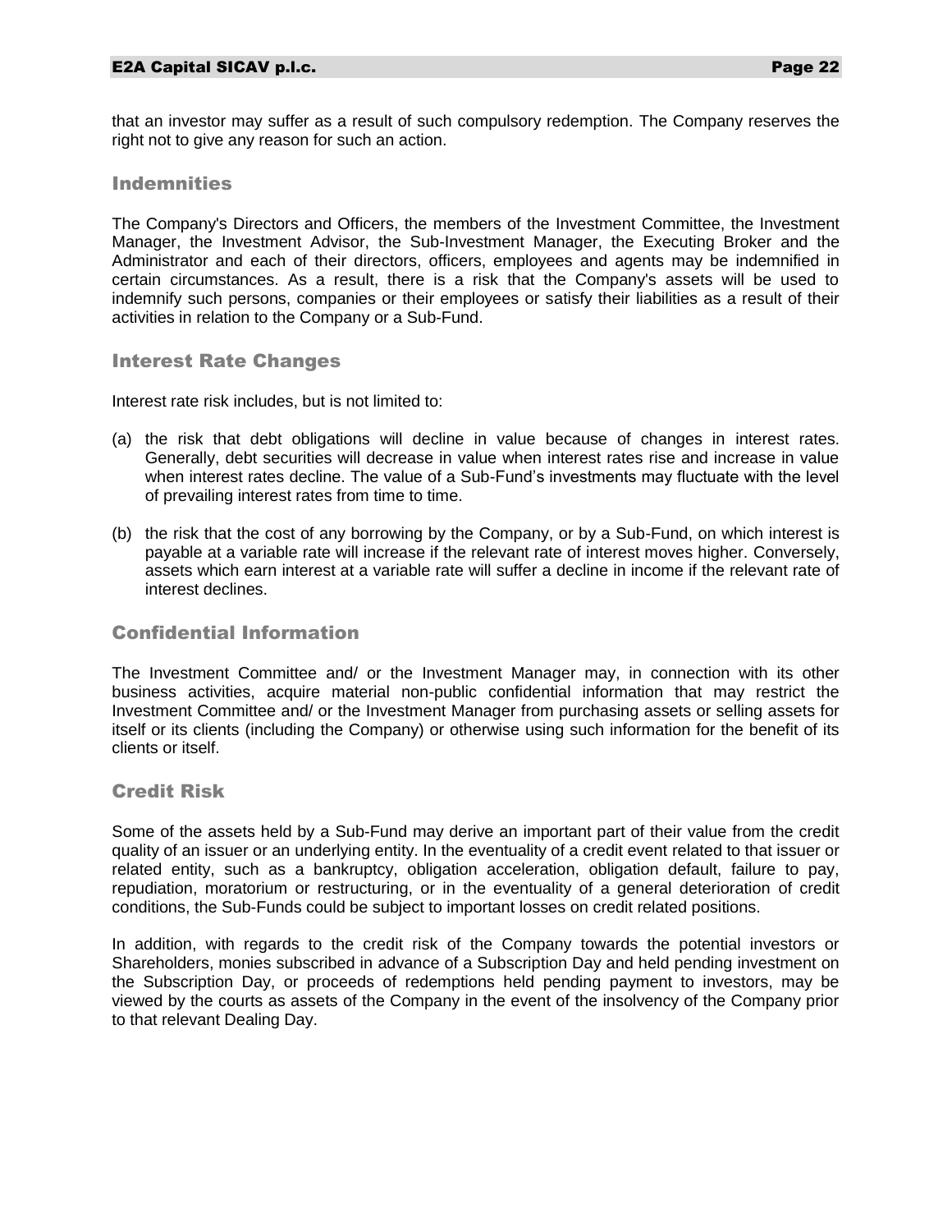that an investor may suffer as a result of such compulsory redemption. The Company reserves the right not to give any reason for such an action.

### Indemnities

The Company's Directors and Officers, the members of the Investment Committee, the Investment Manager, the Investment Advisor, the Sub-Investment Manager, the Executing Broker and the Administrator and each of their directors, officers, employees and agents may be indemnified in certain circumstances. As a result, there is a risk that the Company's assets will be used to indemnify such persons, companies or their employees or satisfy their liabilities as a result of their activities in relation to the Company or a Sub-Fund.

### Interest Rate Changes

Interest rate risk includes, but is not limited to:

(a) the risk that debt obligations will decline in value because of changes in interest rates. Generally, debt securities will decrease in value when interest rates rise and increase in value when interest rates decline. The value of a Sub-Fund's investments may fluctuate with the level of prevailing interest rates from time to time.

(b) the risk that the cost of any borrowing by the Company, or by a Sub-Fund, on which interest is payable at a variable rate will increase if the relevant rate of interest moves higher. Conversely, assets which earn interest at a variable rate will suffer a decline in income if the relevant rate of interest declines.

### Confidential Information

The Investment Committee and/ or the Investment Manager may, in connection with its other business activities, acquire material non-public confidential information that may restrict the Investment Committee and/ or the Investment Manager from purchasing assets or selling assets for itself or its clients (including the Company) or otherwise using such information for the benefit of its clients or itself.

### Credit Risk

Some of the assets held by a Sub-Fund may derive an important part of their value from the credit quality of an issuer or an underlying entity. In the eventuality of a credit event related to that issuer or related entity, such as a bankruptcy, obligation acceleration, obligation default, failure to pay, repudiation, moratorium or restructuring, or in the eventuality of a general deterioration of credit conditions, the Sub-Funds could be subject to important losses on credit related positions.

In addition, with regards to the credit risk of the Company towards the potential investors or Shareholders, monies subscribed in advance of a Subscription Day and held pending investment on the Subscription Day, or proceeds of redemptions held pending payment to investors, may be viewed by the courts as assets of the Company in the event of the insolvency of the Company prior to that relevant Dealing Day.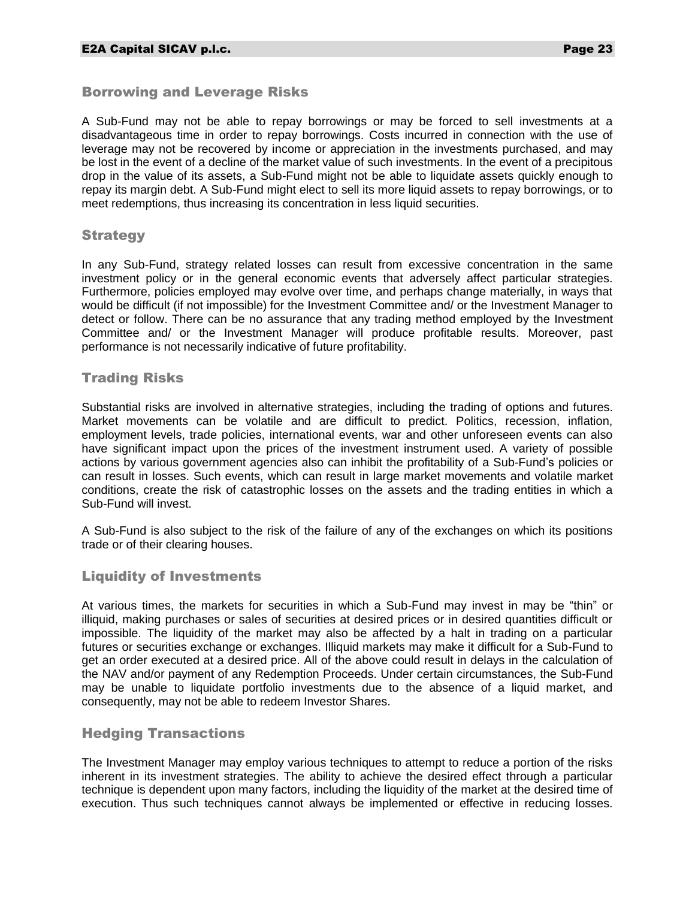## Borrowing and Leverage Risks

A Sub-Fund may not be able to repay borrowings or may be forced to sell investments at a disadvantageous time in order to repay borrowings. Costs incurred in connection with the use of leverage may not be recovered by income or appreciation in the investments purchased, and may be lost in the event of a decline of the market value of such investments. In the event of a precipitous drop in the value of its assets, a Sub-Fund might not be able to liquidate assets quickly enough to repay its margin debt. A Sub-Fund might elect to sell its more liquid assets to repay borrowings, or to meet redemptions, thus increasing its concentration in less liquid securities.

## Strategy

In any Sub-Fund, strategy related losses can result from excessive concentration in the same investment policy or in the general economic events that adversely affect particular strategies. Furthermore, policies employed may evolve over time, and perhaps change materially, in ways that would be difficult (if not impossible) for the Investment Committee and/ or the Investment Manager to detect or follow. There can be no assurance that any trading method employed by the Investment Committee and/ or the Investment Manager will produce profitable results. Moreover, past performance is not necessarily indicative of future profitability.

## Trading Risks

Substantial risks are involved in alternative strategies, including the trading of options and futures. Market movements can be volatile and are difficult to predict. Politics, recession, inflation, employment levels, trade policies, international events, war and other unforeseen events can also have significant impact upon the prices of the investment instrument used. A variety of possible actions by various government agencies also can inhibit the profitability of a Sub-Fund's policies or can result in losses. Such events, which can result in large market movements and volatile market conditions, create the risk of catastrophic losses on the assets and the trading entities in which a Sub-Fund will invest.

A Sub-Fund is also subject to the risk of the failure of any of the exchanges on which its positions trade or of their clearing houses.

## Liquidity of Investments

At various times, the markets for securities in which a Sub-Fund may invest in may be "thin" or illiquid, making purchases or sales of securities at desired prices or in desired quantities difficult or impossible. The liquidity of the market may also be affected by a halt in trading on a particular futures or securities exchange or exchanges. Illiquid markets may make it difficult for a Sub-Fund to get an order executed at a desired price. All of the above could result in delays in the calculation of the NAV and/or payment of any Redemption Proceeds. Under certain circumstances, the Sub-Fund may be unable to liquidate portfolio investments due to the absence of a liquid market, and consequently, may not be able to redeem Investor Shares.

## Hedging Transactions

The Investment Manager may employ various techniques to attempt to reduce a portion of the risks inherent in its investment strategies. The ability to achieve the desired effect through a particular technique is dependent upon many factors, including the liquidity of the market at the desired time of execution. Thus such techniques cannot always be implemented or effective in reducing losses.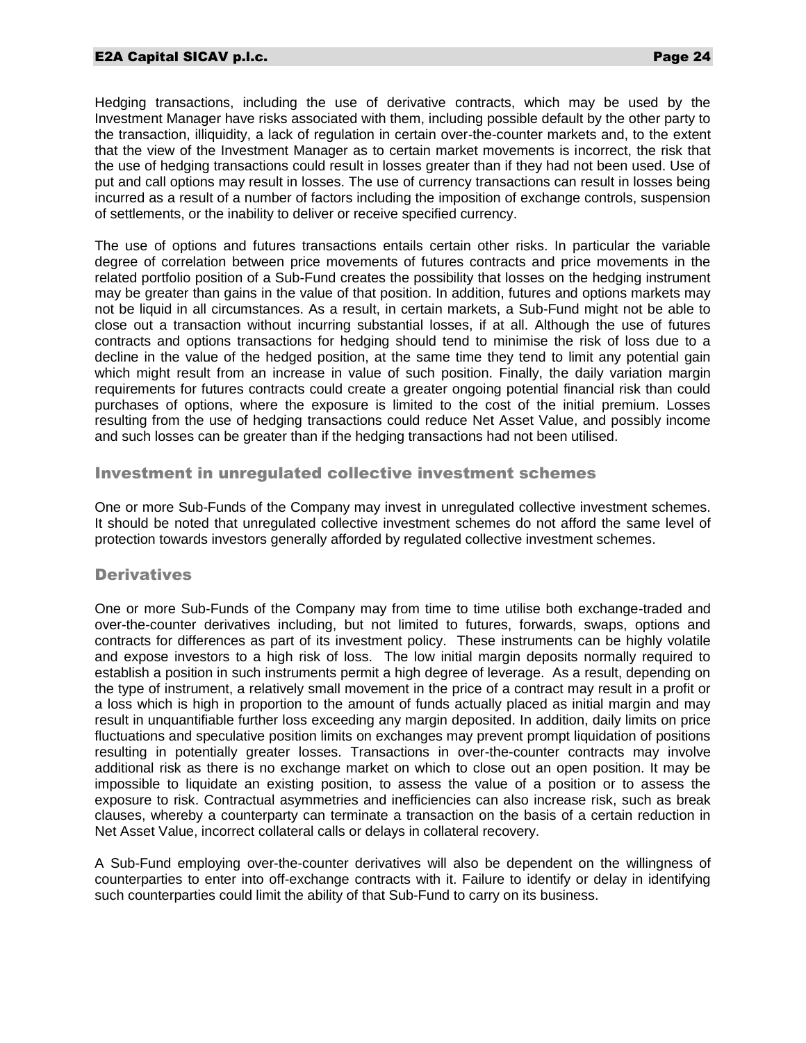Hedging transactions, including the use of derivative contracts, which may be used by the Investment Manager have risks associated with them, including possible default by the other party to the transaction, illiquidity, a lack of regulation in certain over-the-counter markets and, to the extent that the view of the Investment Manager as to certain market movements is incorrect, the risk that the use of hedging transactions could result in losses greater than if they had not been used. Use of put and call options may result in losses. The use of currency transactions can result in losses being incurred as a result of a number of factors including the imposition of exchange controls, suspension of settlements, or the inability to deliver or receive specified currency.

The use of options and futures transactions entails certain other risks. In particular the variable degree of correlation between price movements of futures contracts and price movements in the related portfolio position of a Sub-Fund creates the possibility that losses on the hedging instrument may be greater than gains in the value of that position. In addition, futures and options markets may not be liquid in all circumstances. As a result, in certain markets, a Sub-Fund might not be able to close out a transaction without incurring substantial losses, if at all. Although the use of futures contracts and options transactions for hedging should tend to minimise the risk of loss due to a decline in the value of the hedged position, at the same time they tend to limit any potential gain which might result from an increase in value of such position. Finally, the daily variation margin requirements for futures contracts could create a greater ongoing potential financial risk than could purchases of options, where the exposure is limited to the cost of the initial premium. Losses resulting from the use of hedging transactions could reduce Net Asset Value, and possibly income and such losses can be greater than if the hedging transactions had not been utilised.

## Investment in unregulated collective investment schemes

One or more Sub-Funds of the Company may invest in unregulated collective investment schemes. It should be noted that unregulated collective investment schemes do not afford the same level of protection towards investors generally afforded by regulated collective investment schemes.

## Derivatives

One or more Sub-Funds of the Company may from time to time utilise both exchange-traded and over-the-counter derivatives including, but not limited to futures, forwards, swaps, options and contracts for differences as part of its investment policy. These instruments can be highly volatile and expose investors to a high risk of loss. The low initial margin deposits normally required to establish a position in such instruments permit a high degree of leverage. As a result, depending on the type of instrument, a relatively small movement in the price of a contract may result in a profit or a loss which is high in proportion to the amount of funds actually placed as initial margin and may result in unquantifiable further loss exceeding any margin deposited. In addition, daily limits on price fluctuations and speculative position limits on exchanges may prevent prompt liquidation of positions resulting in potentially greater losses. Transactions in over-the-counter contracts may involve additional risk as there is no exchange market on which to close out an open position. It may be impossible to liquidate an existing position, to assess the value of a position or to assess the exposure to risk. Contractual asymmetries and inefficiencies can also increase risk, such as break clauses, whereby a counterparty can terminate a transaction on the basis of a certain reduction in Net Asset Value, incorrect collateral calls or delays in collateral recovery.

A Sub-Fund employing over-the-counter derivatives will also be dependent on the willingness of counterparties to enter into off-exchange contracts with it. Failure to identify or delay in identifying such counterparties could limit the ability of that Sub-Fund to carry on its business.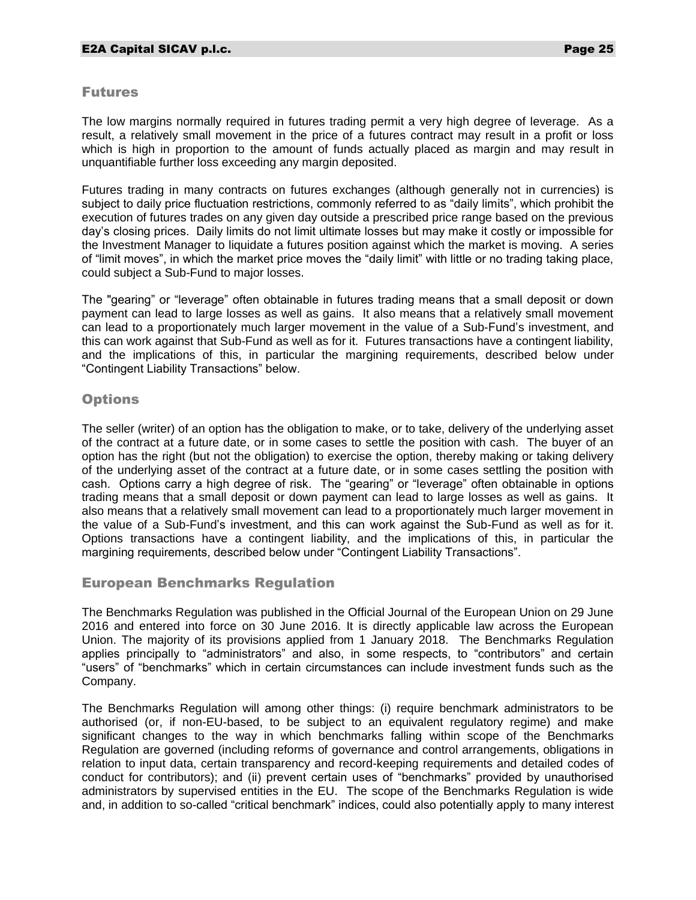## Futures

The low margins normally required in futures trading permit a very high degree of leverage. As a result, a relatively small movement in the price of a futures contract may result in a profit or loss which is high in proportion to the amount of funds actually placed as margin and may result in unquantifiable further loss exceeding any margin deposited.

Futures trading in many contracts on futures exchanges (although generally not in currencies) is subject to daily price fluctuation restrictions, commonly referred to as "daily limits", which prohibit the execution of futures trades on any given day outside a prescribed price range based on the previous day's closing prices. Daily limits do not limit ultimate losses but may make it costly or impossible for the Investment Manager to liquidate a futures position against which the market is moving. A series of "limit moves", in which the market price moves the "daily limit" with little or no trading taking place, could subject a Sub-Fund to major losses.

The "gearing" or "leverage" often obtainable in futures trading means that a small deposit or down payment can lead to large losses as well as gains. It also means that a relatively small movement can lead to a proportionately much larger movement in the value of a Sub-Fund's investment, and this can work against that Sub-Fund as well as for it. Futures transactions have a contingent liability, and the implications of this, in particular the margining requirements, described below under "Contingent Liability Transactions" below.

## Options

The seller (writer) of an option has the obligation to make, or to take, delivery of the underlying asset of the contract at a future date, or in some cases to settle the position with cash. The buyer of an option has the right (but not the obligation) to exercise the option, thereby making or taking delivery of the underlying asset of the contract at a future date, or in some cases settling the position with cash. Options carry a high degree of risk. The "gearing" or "leverage" often obtainable in options trading means that a small deposit or down payment can lead to large losses as well as gains. It also means that a relatively small movement can lead to a proportionately much larger movement in the value of a Sub-Fund's investment, and this can work against the Sub-Fund as well as for it. Options transactions have a contingent liability, and the implications of this, in particular the margining requirements, described below under "Contingent Liability Transactions".

## European Benchmarks Regulation

The Benchmarks Regulation was published in the Official Journal of the European Union on 29 June 2016 and entered into force on 30 June 2016. It is directly applicable law across the European Union. The majority of its provisions applied from 1 January 2018. The Benchmarks Regulation applies principally to "administrators" and also, in some respects, to "contributors" and certain "users" of "benchmarks" which in certain circumstances can include investment funds such as the Company.

The Benchmarks Regulation will among other things: (i) require benchmark administrators to be authorised (or, if non-EU-based, to be subject to an equivalent regulatory regime) and make significant changes to the way in which benchmarks falling within scope of the Benchmarks Regulation are governed (including reforms of governance and control arrangements, obligations in relation to input data, certain transparency and record-keeping requirements and detailed codes of conduct for contributors); and (ii) prevent certain uses of "benchmarks" provided by unauthorised administrators by supervised entities in the EU. The scope of the Benchmarks Regulation is wide and, in addition to so-called "critical benchmark" indices, could also potentially apply to many interest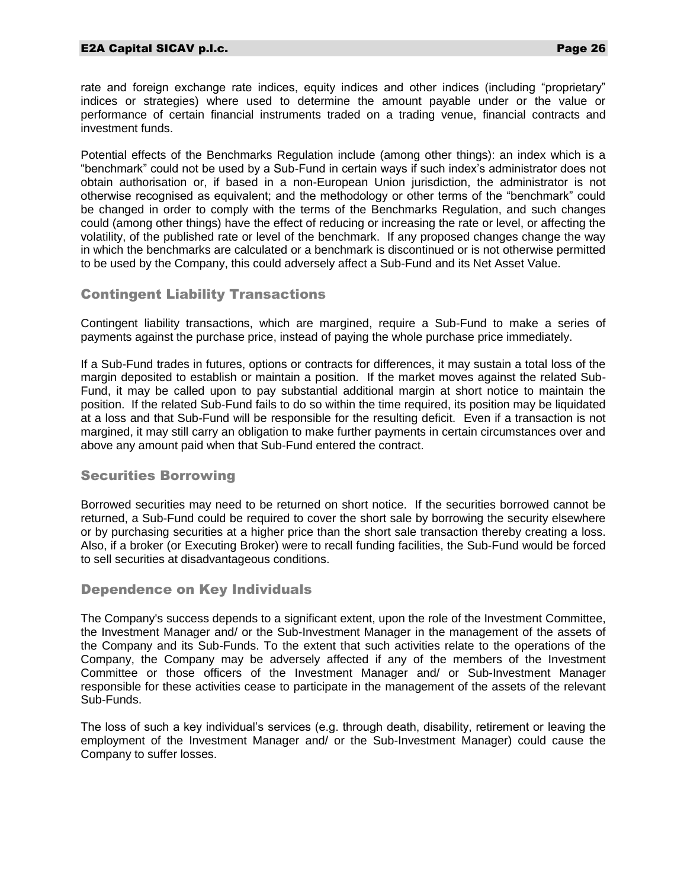rate and foreign exchange rate indices, equity indices and other indices (including "proprietary" indices or strategies) where used to determine the amount payable under or the value or performance of certain financial instruments traded on a trading venue, financial contracts and investment funds.

Potential effects of the Benchmarks Regulation include (among other things): an index which is a "benchmark" could not be used by a Sub-Fund in certain ways if such index's administrator does not obtain authorisation or, if based in a non-European Union jurisdiction, the administrator is not otherwise recognised as equivalent; and the methodology or other terms of the "benchmark" could be changed in order to comply with the terms of the Benchmarks Regulation, and such changes could (among other things) have the effect of reducing or increasing the rate or level, or affecting the volatility, of the published rate or level of the benchmark. If any proposed changes change the way in which the benchmarks are calculated or a benchmark is discontinued or is not otherwise permitted to be used by the Company, this could adversely affect a Sub-Fund and its Net Asset Value.

## Contingent Liability Transactions

Contingent liability transactions, which are margined, require a Sub-Fund to make a series of payments against the purchase price, instead of paying the whole purchase price immediately.

If a Sub-Fund trades in futures, options or contracts for differences, it may sustain a total loss of the margin deposited to establish or maintain a position. If the market moves against the related Sub-Fund, it may be called upon to pay substantial additional margin at short notice to maintain the position. If the related Sub-Fund fails to do so within the time required, its position may be liquidated at a loss and that Sub-Fund will be responsible for the resulting deficit. Even if a transaction is not margined, it may still carry an obligation to make further payments in certain circumstances over and above any amount paid when that Sub-Fund entered the contract.

## Securities Borrowing

Borrowed securities may need to be returned on short notice. If the securities borrowed cannot be returned, a Sub-Fund could be required to cover the short sale by borrowing the security elsewhere or by purchasing securities at a higher price than the short sale transaction thereby creating a loss. Also, if a broker (or Executing Broker) were to recall funding facilities, the Sub-Fund would be forced to sell securities at disadvantageous conditions.

## Dependence on Key Individuals

The Company's success depends to a significant extent, upon the role of the Investment Committee, the Investment Manager and/ or the Sub-Investment Manager in the management of the assets of the Company and its Sub-Funds. To the extent that such activities relate to the operations of the Company, the Company may be adversely affected if any of the members of the Investment Committee or those officers of the Investment Manager and/ or Sub-Investment Manager responsible for these activities cease to participate in the management of the assets of the relevant Sub-Funds.

The loss of such a key individual's services (e.g. through death, disability, retirement or leaving the employment of the Investment Manager and/ or the Sub-Investment Manager) could cause the Company to suffer losses.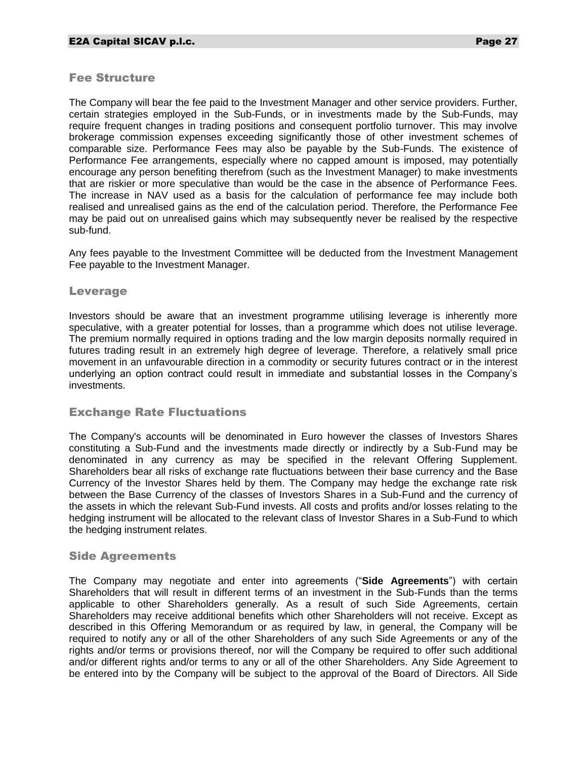## Fee Structure

The Company will bear the fee paid to the Investment Manager and other service providers. Further, certain strategies employed in the Sub-Funds, or in investments made by the Sub-Funds, may require frequent changes in trading positions and consequent portfolio turnover. This may involve brokerage commission expenses exceeding significantly those of other investment schemes of comparable size. Performance Fees may also be payable by the Sub-Funds. The existence of Performance Fee arrangements, especially where no capped amount is imposed, may potentially encourage any person benefiting therefrom (such as the Investment Manager) to make investments that are riskier or more speculative than would be the case in the absence of Performance Fees. The increase in NAV used as a basis for the calculation of performance fee may include both realised and unrealised gains as the end of the calculation period. Therefore, the Performance Fee may be paid out on unrealised gains which may subsequently never be realised by the respective sub-fund.

Any fees payable to the Investment Committee will be deducted from the Investment Management Fee payable to the Investment Manager.

## Leverage

Investors should be aware that an investment programme utilising leverage is inherently more speculative, with a greater potential for losses, than a programme which does not utilise leverage. The premium normally required in options trading and the low margin deposits normally required in futures trading result in an extremely high degree of leverage. Therefore, a relatively small price movement in an unfavourable direction in a commodity or security futures contract or in the interest underlying an option contract could result in immediate and substantial losses in the Company's investments.

## Exchange Rate Fluctuations

The Company's accounts will be denominated in Euro however the classes of Investors Shares constituting a Sub-Fund and the investments made directly or indirectly by a Sub-Fund may be denominated in any currency as may be specified in the relevant Offering Supplement. Shareholders bear all risks of exchange rate fluctuations between their base currency and the Base Currency of the Investor Shares held by them. The Company may hedge the exchange rate risk between the Base Currency of the classes of Investors Shares in a Sub-Fund and the currency of the assets in which the relevant Sub-Fund invests. All costs and profits and/or losses relating to the hedging instrument will be allocated to the relevant class of Investor Shares in a Sub-Fund to which the hedging instrument relates.

## Side Agreements

The Company may negotiate and enter into agreements ("**Side Agreements**") with certain Shareholders that will result in different terms of an investment in the Sub-Funds than the terms applicable to other Shareholders generally. As a result of such Side Agreements, certain Shareholders may receive additional benefits which other Shareholders will not receive. Except as described in this Offering Memorandum or as required by law, in general, the Company will be required to notify any or all of the other Shareholders of any such Side Agreements or any of the rights and/or terms or provisions thereof, nor will the Company be required to offer such additional and/or different rights and/or terms to any or all of the other Shareholders. Any Side Agreement to be entered into by the Company will be subject to the approval of the Board of Directors. All Side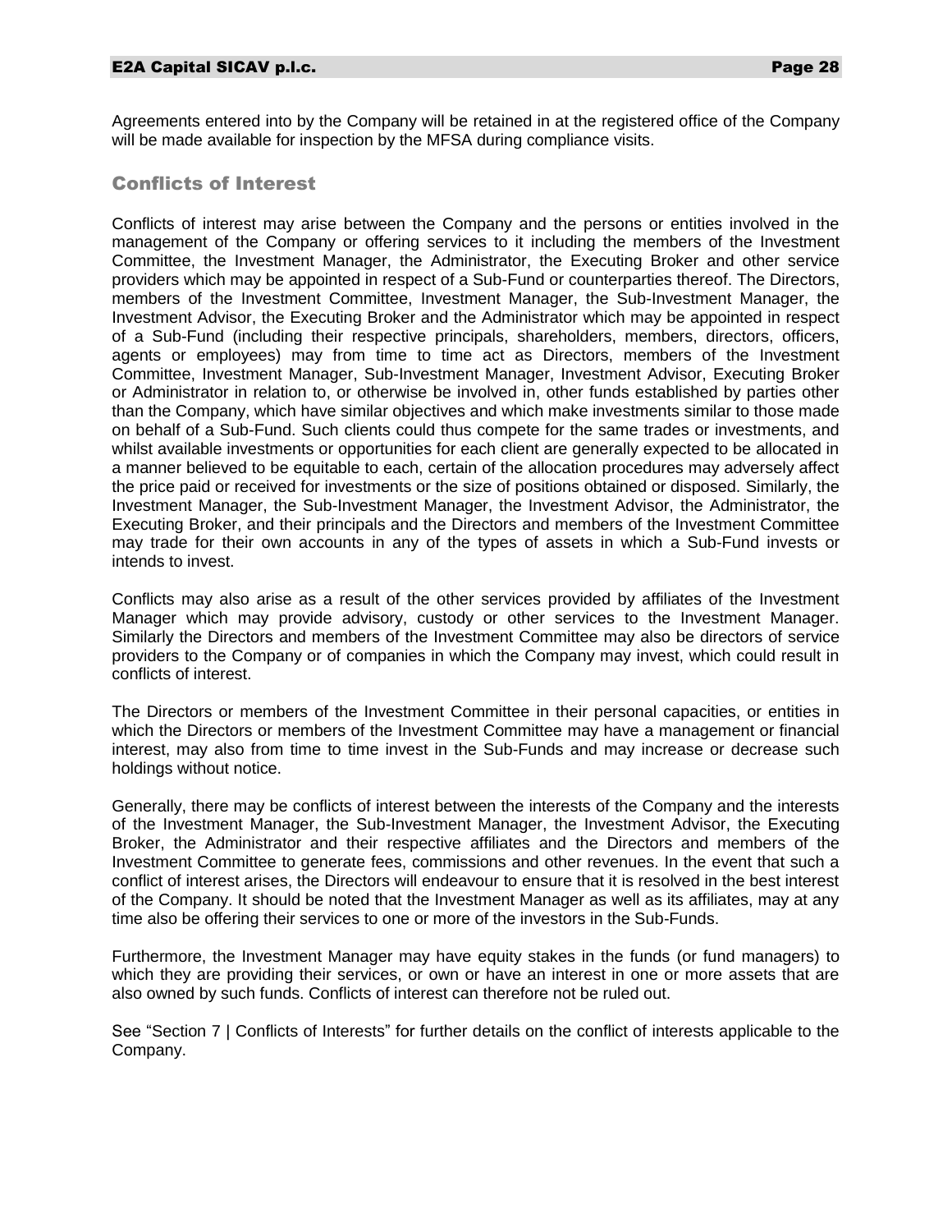Agreements entered into by the Company will be retained in at the registered office of the Company will be made available for inspection by the MFSA during compliance visits.

## Conflicts of Interest

Conflicts of interest may arise between the Company and the persons or entities involved in the management of the Company or offering services to it including the members of the Investment Committee, the Investment Manager, the Administrator, the Executing Broker and other service providers which may be appointed in respect of a Sub-Fund or counterparties thereof. The Directors, members of the Investment Committee, Investment Manager, the Sub-Investment Manager, the Investment Advisor, the Executing Broker and the Administrator which may be appointed in respect of a Sub-Fund (including their respective principals, shareholders, members, directors, officers, agents or employees) may from time to time act as Directors, members of the Investment Committee, Investment Manager, Sub-Investment Manager, Investment Advisor, Executing Broker or Administrator in relation to, or otherwise be involved in, other funds established by parties other than the Company, which have similar objectives and which make investments similar to those made on behalf of a Sub-Fund. Such clients could thus compete for the same trades or investments, and whilst available investments or opportunities for each client are generally expected to be allocated in a manner believed to be equitable to each, certain of the allocation procedures may adversely affect the price paid or received for investments or the size of positions obtained or disposed. Similarly, the Investment Manager, the Sub-Investment Manager, the Investment Advisor, the Administrator, the Executing Broker, and their principals and the Directors and members of the Investment Committee may trade for their own accounts in any of the types of assets in which a Sub-Fund invests or intends to invest.

Conflicts may also arise as a result of the other services provided by affiliates of the Investment Manager which may provide advisory, custody or other services to the Investment Manager. Similarly the Directors and members of the Investment Committee may also be directors of service providers to the Company or of companies in which the Company may invest, which could result in conflicts of interest.

The Directors or members of the Investment Committee in their personal capacities, or entities in which the Directors or members of the Investment Committee may have a management or financial interest, may also from time to time invest in the Sub-Funds and may increase or decrease such holdings without notice.

Generally, there may be conflicts of interest between the interests of the Company and the interests of the Investment Manager, the Sub-Investment Manager, the Investment Advisor, the Executing Broker, the Administrator and their respective affiliates and the Directors and members of the Investment Committee to generate fees, commissions and other revenues. In the event that such a conflict of interest arises, the Directors will endeavour to ensure that it is resolved in the best interest of the Company. It should be noted that the Investment Manager as well as its affiliates, may at any time also be offering their services to one or more of the investors in the Sub-Funds.

Furthermore, the Investment Manager may have equity stakes in the funds (or fund managers) to which they are providing their services, or own or have an interest in one or more assets that are also owned by such funds. Conflicts of interest can therefore not be ruled out.

See "Section 7 | Conflicts of Interests" for further details on the conflict of interests applicable to the Company.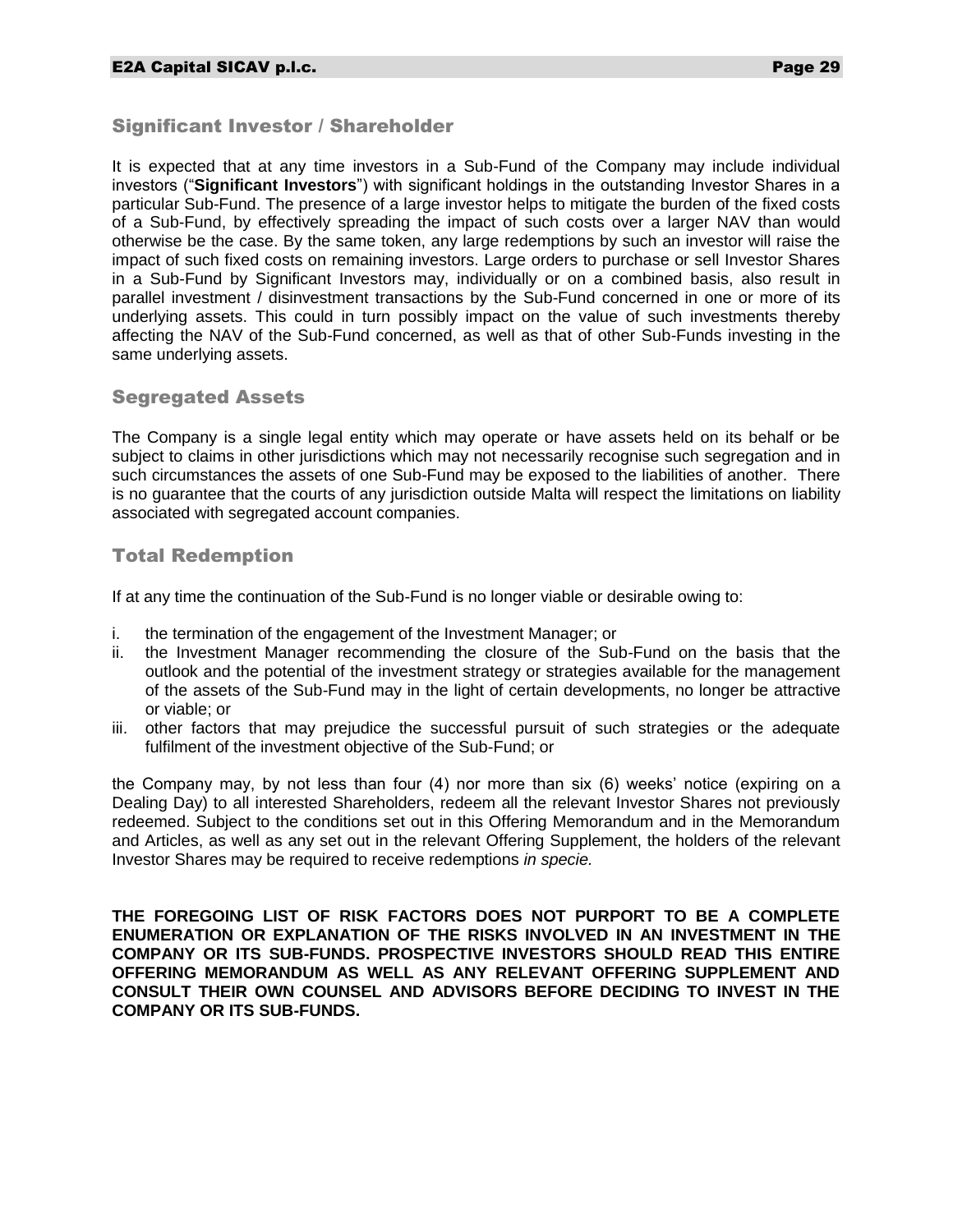## Significant Investor / Shareholder

It is expected that at any time investors in a Sub-Fund of the Company may include individual investors ("**Significant Investors**") with significant holdings in the outstanding Investor Shares in a particular Sub-Fund. The presence of a large investor helps to mitigate the burden of the fixed costs of a Sub-Fund, by effectively spreading the impact of such costs over a larger NAV than would otherwise be the case. By the same token, any large redemptions by such an investor will raise the impact of such fixed costs on remaining investors. Large orders to purchase or sell Investor Shares in a Sub-Fund by Significant Investors may, individually or on a combined basis, also result in parallel investment / disinvestment transactions by the Sub-Fund concerned in one or more of its underlying assets. This could in turn possibly impact on the value of such investments thereby affecting the NAV of the Sub-Fund concerned, as well as that of other Sub-Funds investing in the same underlying assets.

## Segregated Assets

The Company is a single legal entity which may operate or have assets held on its behalf or be subject to claims in other jurisdictions which may not necessarily recognise such segregation and in such circumstances the assets of one Sub-Fund may be exposed to the liabilities of another. There is no guarantee that the courts of any jurisdiction outside Malta will respect the limitations on liability associated with segregated account companies.

## Total Redemption

If at any time the continuation of the Sub-Fund is no longer viable or desirable owing to:

i. the termination of the engagement of the Investment Manager; or
ii. the Investment Manager recommending the closure of the Sub-Fund on the basis that the outlook and the potential of the investment strategy or strategies available for the management of the assets of the Sub-Fund may in the light of certain developments, no longer be attractive or viable; or
iii. other factors that may prejudice the successful pursuit of such strategies or the adequate fulfilment of the investment objective of the Sub-Fund; or

the Company may, by not less than four (4) nor more than six (6) weeks' notice (expiring on a Dealing Day) to all interested Shareholders, redeem all the relevant Investor Shares not previously redeemed. Subject to the conditions set out in this Offering Memorandum and in the Memorandum and Articles, as well as any set out in the relevant Offering Supplement, the holders of the relevant Investor Shares may be required to receive redemptions *in specie.*

**THE FOREGOING LIST OF RISK FACTORS DOES NOT PURPORT TO BE A COMPLETE ENUMERATION OR EXPLANATION OF THE RISKS INVOLVED IN AN INVESTMENT IN THE COMPANY OR ITS SUB-FUNDS. PROSPECTIVE INVESTORS SHOULD READ THIS ENTIRE OFFERING MEMORANDUM AS WELL AS ANY RELEVANT OFFERING SUPPLEMENT AND CONSULT THEIR OWN COUNSEL AND ADVISORS BEFORE DECIDING TO INVEST IN THE COMPANY OR ITS SUB-FUNDS.**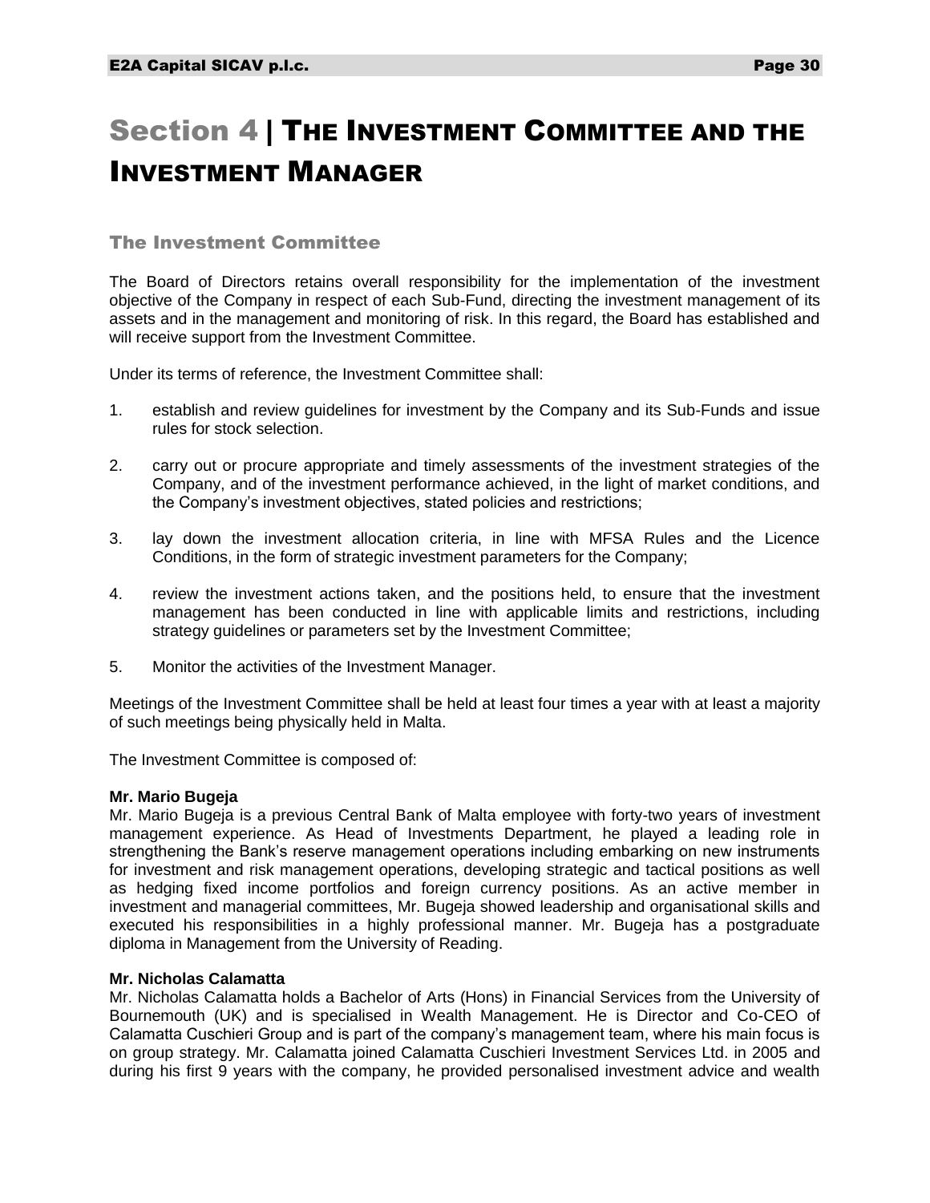#  Section 4 | The Investment Committee and the Investment Manager

## The Investment Committee

The Board of Directors retains overall responsibility for the implementation of the investment objective of the Company in respect of each Sub-Fund, directing the investment management of its assets and in the management and monitoring of risk. In this regard, the Board has established and will receive support from the Investment Committee.

Under its terms of reference, the Investment Committee shall:

1. establish and review guidelines for investment by the Company and its Sub-Funds and issue rules for stock selection.
2. carry out or procure appropriate and timely assessments of the investment strategies of the Company, and of the investment performance achieved, in the light of market conditions, and the Company's investment objectives, stated policies and restrictions;
3. lay down the investment allocation criteria, in line with MFSA Rules and the Licence Conditions, in the form of strategic investment parameters for the Company;
4. review the investment actions taken, and the positions held, to ensure that the investment management has been conducted in line with applicable limits and restrictions, including strategy guidelines or parameters set by the Investment Committee;
5. Monitor the activities of the Investment Manager.

Meetings of the Investment Committee shall be held at least four times a year with at least a majority of such meetings being physically held in Malta.

The Investment Committee is composed of:

**Mr. Mario Bugeja**
Mr. Mario Bugeja is a previous Central Bank of Malta employee with forty-two years of investment management experience. As Head of Investments Department, he played a leading role in strengthening the Bank's reserve management operations including embarking on new instruments for investment and risk management operations, developing strategic and tactical positions as well as hedging fixed income portfolios and foreign currency positions. As an active member in investment and managerial committees, Mr. Bugeja showed leadership and organisational skills and executed his responsibilities in a highly professional manner. Mr. Bugeja has a postgraduate diploma in Management from the University of Reading.

**Mr. Nicholas Calamatta**
Mr. Nicholas Calamatta holds a Bachelor of Arts (Hons) in Financial Services from the University of Bournemouth (UK) and is specialised in Wealth Management. He is Director and Co-CEO of Calamatta Cuschieri Group and is part of the company's management team, where his main focus is on group strategy. Mr. Calamatta joined Calamatta Cuschieri Investment Services Ltd. in 2005 and during his first 9 years with the company, he provided personalised investment advice and wealth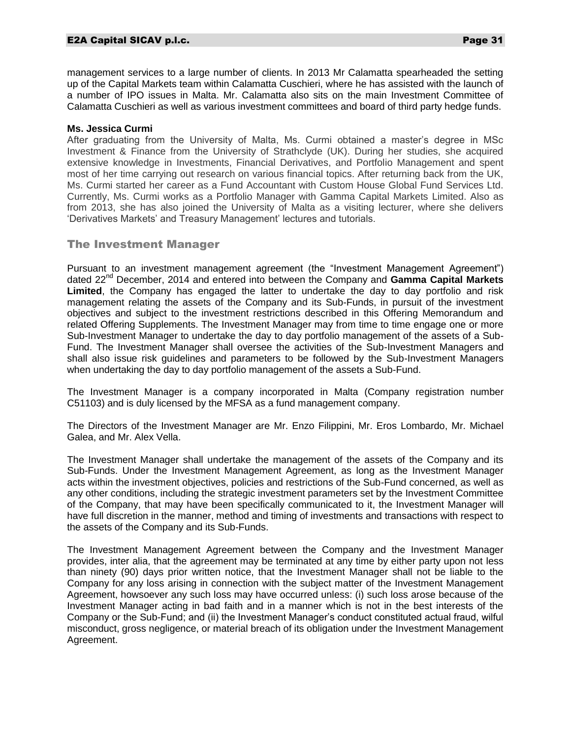management services to a large number of clients. In 2013 Mr Calamatta spearheaded the setting up of the Capital Markets team within Calamatta Cuschieri, where he has assisted with the launch of a number of IPO issues in Malta. Mr. Calamatta also sits on the main Investment Committee of Calamatta Cuschieri as well as various investment committees and board of third party hedge funds.

**Ms. Jessica Curmi**

After graduating from the University of Malta, Ms. Curmi obtained a master's degree in MSc Investment & Finance from the University of Strathclyde (UK). During her studies, she acquired extensive knowledge in Investments, Financial Derivatives, and Portfolio Management and spent most of her time carrying out research on various financial topics. After returning back from the UK, Ms. Curmi started her career as a Fund Accountant with Custom House Global Fund Services Ltd. Currently, Ms. Curmi works as a Portfolio Manager with Gamma Capital Markets Limited. Also as from 2013, she has also joined the University of Malta as a visiting lecturer, where she delivers 'Derivatives Markets' and Treasury Management' lectures and tutorials.

## The Investment Manager

Pursuant to an investment management agreement (the "Investment Management Agreement") dated 22nd December, 2014 and entered into between the Company and **Gamma Capital Markets Limited**, the Company has engaged the latter to undertake the day to day portfolio and risk management relating the assets of the Company and its Sub-Funds, in pursuit of the investment objectives and subject to the investment restrictions described in this Offering Memorandum and related Offering Supplements. The Investment Manager may from time to time engage one or more Sub-Investment Manager to undertake the day to day portfolio management of the assets of a Sub-Fund. The Investment Manager shall oversee the activities of the Sub-Investment Managers and shall also issue risk guidelines and parameters to be followed by the Sub-Investment Managers when undertaking the day to day portfolio management of the assets a Sub-Fund.

The Investment Manager is a company incorporated in Malta (Company registration number C51103) and is duly licensed by the MFSA as a fund management company.

The Directors of the Investment Manager are Mr. Enzo Filippini, Mr. Eros Lombardo, Mr. Michael Galea, and Mr. Alex Vella.

The Investment Manager shall undertake the management of the assets of the Company and its Sub-Funds. Under the Investment Management Agreement, as long as the Investment Manager acts within the investment objectives, policies and restrictions of the Sub-Fund concerned, as well as any other conditions, including the strategic investment parameters set by the Investment Committee of the Company, that may have been specifically communicated to it, the Investment Manager will have full discretion in the manner, method and timing of investments and transactions with respect to the assets of the Company and its Sub-Funds.

The Investment Management Agreement between the Company and the Investment Manager provides, inter alia, that the agreement may be terminated at any time by either party upon not less than ninety (90) days prior written notice, that the Investment Manager shall not be liable to the Company for any loss arising in connection with the subject matter of the Investment Management Agreement, howsoever any such loss may have occurred unless: (i) such loss arose because of the Investment Manager acting in bad faith and in a manner which is not in the best interests of the Company or the Sub-Fund; and (ii) the Investment Manager's conduct constituted actual fraud, wilful misconduct, gross negligence, or material breach of its obligation under the Investment Management Agreement.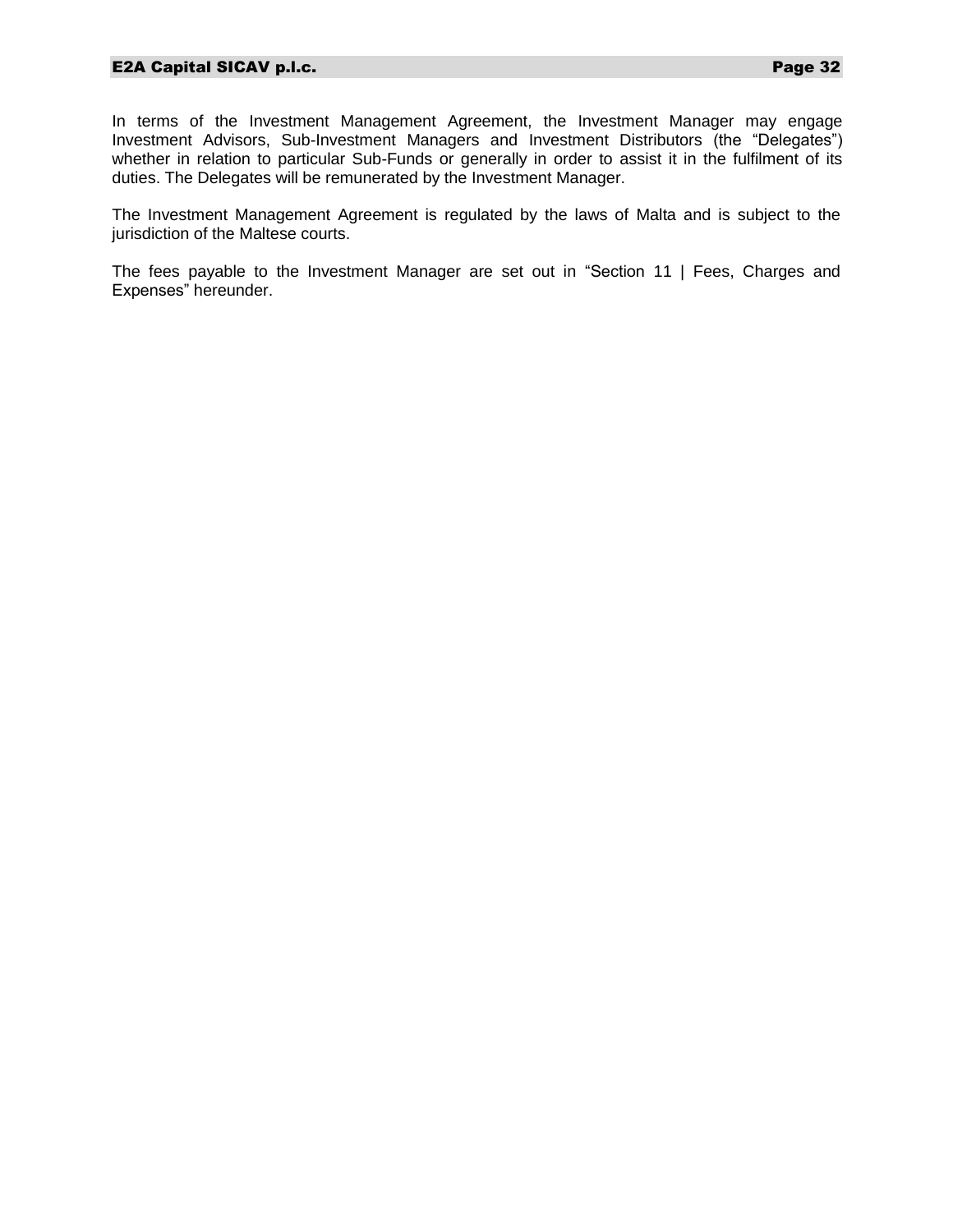In terms of the Investment Management Agreement, the Investment Manager may engage Investment Advisors, Sub-Investment Managers and Investment Distributors (the “Delegates”) whether in relation to particular Sub-Funds or generally in order to assist it in the fulfilment of its duties. The Delegates will be remunerated by the Investment Manager.

The Investment Management Agreement is regulated by the laws of Malta and is subject to the jurisdiction of the Maltese courts.

The fees payable to the Investment Manager are set out in “Section 11 | Fees, Charges and Expenses” hereunder.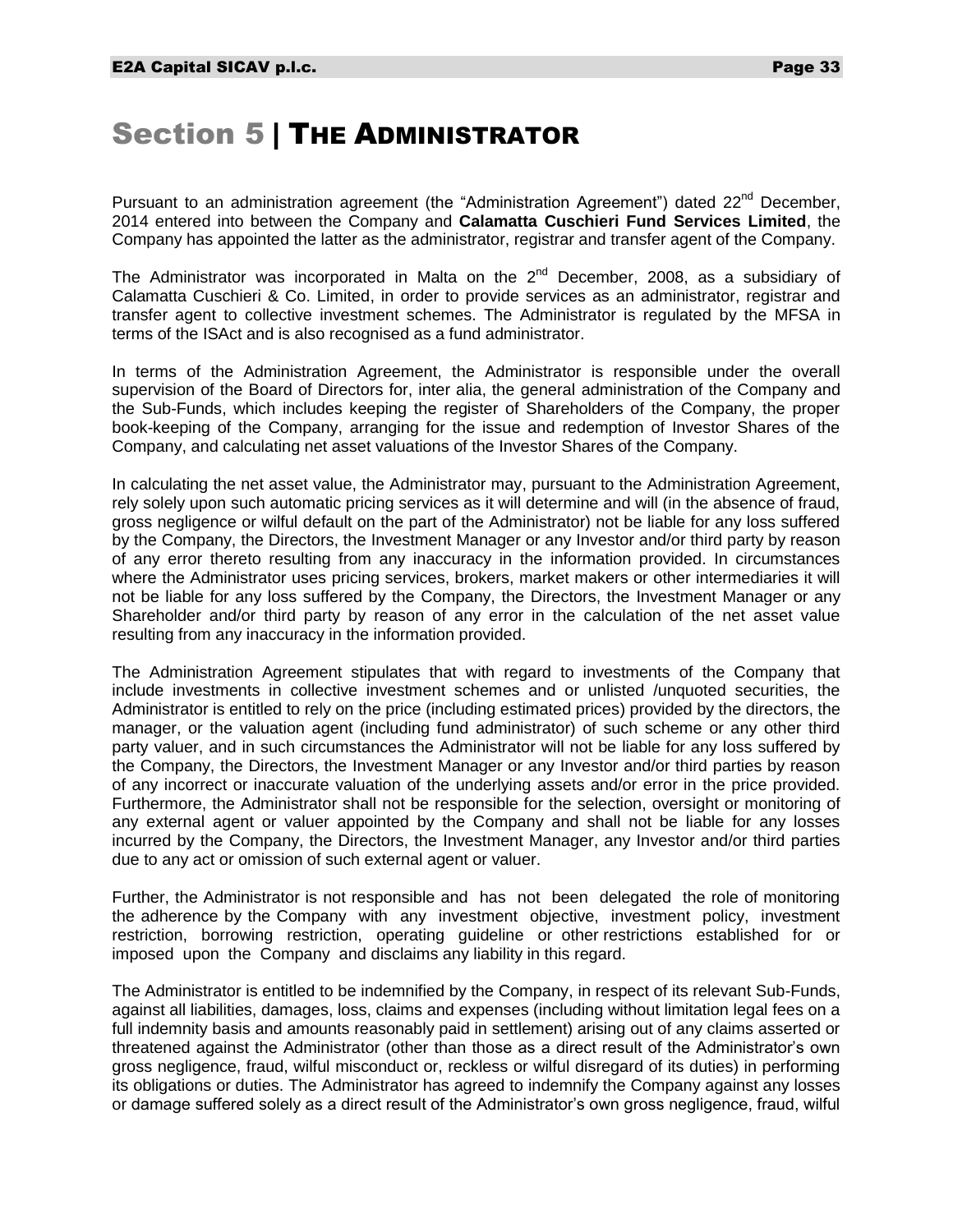# Section 5 | The Administrator

Pursuant to an administration agreement (the "Administration Agreement") dated 22nd December, 2014 entered into between the Company and **Calamatta Cuschieri Fund Services Limited**, the Company has appointed the latter as the administrator, registrar and transfer agent of the Company.

The Administrator was incorporated in Malta on the 2nd December, 2008, as a subsidiary of Calamatta Cuschieri & Co. Limited, in order to provide services as an administrator, registrar and transfer agent to collective investment schemes. The Administrator is regulated by the MFSA in terms of the ISAct and is also recognised as a fund administrator.

In terms of the Administration Agreement, the Administrator is responsible under the overall supervision of the Board of Directors for, inter alia, the general administration of the Company and the Sub-Funds, which includes keeping the register of Shareholders of the Company, the proper book-keeping of the Company, arranging for the issue and redemption of Investor Shares of the Company, and calculating net asset valuations of the Investor Shares of the Company.

In calculating the net asset value, the Administrator may, pursuant to the Administration Agreement, rely solely upon such automatic pricing services as it will determine and will (in the absence of fraud, gross negligence or wilful default on the part of the Administrator) not be liable for any loss suffered by the Company, the Directors, the Investment Manager or any Investor and/or third party by reason of any error thereto resulting from any inaccuracy in the information provided. In circumstances where the Administrator uses pricing services, brokers, market makers or other intermediaries it will not be liable for any loss suffered by the Company, the Directors, the Investment Manager or any Shareholder and/or third party by reason of any error in the calculation of the net asset value resulting from any inaccuracy in the information provided.

The Administration Agreement stipulates that with regard to investments of the Company that include investments in collective investment schemes and or unlisted /unquoted securities, the Administrator is entitled to rely on the price (including estimated prices) provided by the directors, the manager, or the valuation agent (including fund administrator) of such scheme or any other third party valuer, and in such circumstances the Administrator will not be liable for any loss suffered by the Company, the Directors, the Investment Manager or any Investor and/or third parties by reason of any incorrect or inaccurate valuation of the underlying assets and/or error in the price provided. Furthermore, the Administrator shall not be responsible for the selection, oversight or monitoring of any external agent or valuer appointed by the Company and shall not be liable for any losses incurred by the Company, the Directors, the Investment Manager, any Investor and/or third parties due to any act or omission of such external agent or valuer.

Further, the Administrator is not responsible and has not been delegated the role of monitoring the adherence by the Company with any investment objective, investment policy, investment restriction, borrowing restriction, operating guideline or other restrictions established for or imposed upon the Company and disclaims any liability in this regard.

The Administrator is entitled to be indemnified by the Company, in respect of its relevant Sub-Funds, against all liabilities, damages, loss, claims and expenses (including without limitation legal fees on a full indemnity basis and amounts reasonably paid in settlement) arising out of any claims asserted or threatened against the Administrator (other than those as a direct result of the Administrator's own gross negligence, fraud, wilful misconduct or, reckless or wilful disregard of its duties) in performing its obligations or duties. The Administrator has agreed to indemnify the Company against any losses or damage suffered solely as a direct result of the Administrator's own gross negligence, fraud, wilful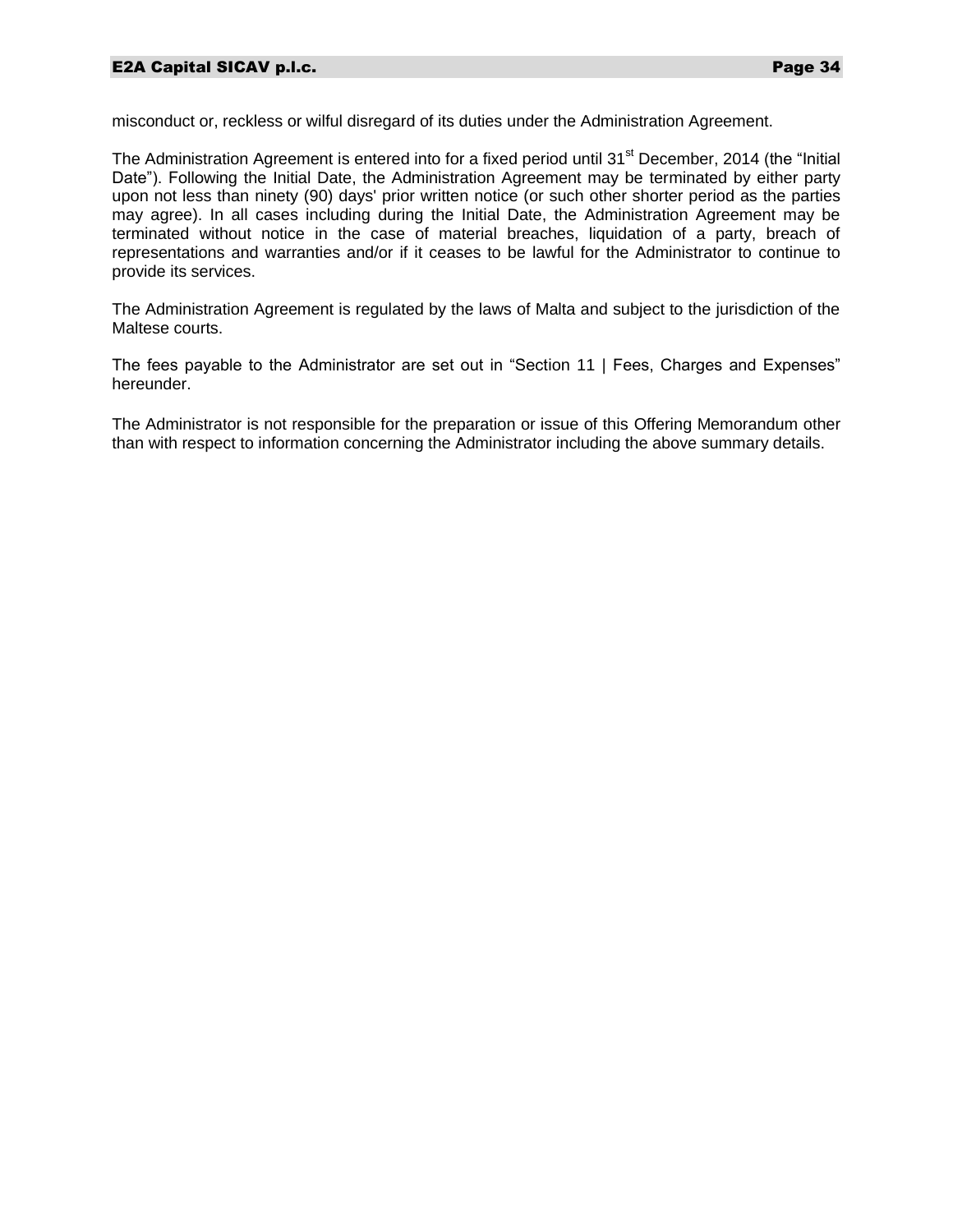misconduct or, reckless or wilful disregard of its duties under the Administration Agreement.

The Administration Agreement is entered into for a fixed period until 31st December, 2014 (the "Initial Date"). Following the Initial Date, the Administration Agreement may be terminated by either party upon not less than ninety (90) days' prior written notice (or such other shorter period as the parties may agree). In all cases including during the Initial Date, the Administration Agreement may be terminated without notice in the case of material breaches, liquidation of a party, breach of representations and warranties and/or if it ceases to be lawful for the Administrator to continue to provide its services.

The Administration Agreement is regulated by the laws of Malta and subject to the jurisdiction of the Maltese courts.

The fees payable to the Administrator are set out in "Section 11 | Fees, Charges and Expenses" hereunder.

The Administrator is not responsible for the preparation or issue of this Offering Memorandum other than with respect to information concerning the Administrator including the above summary details.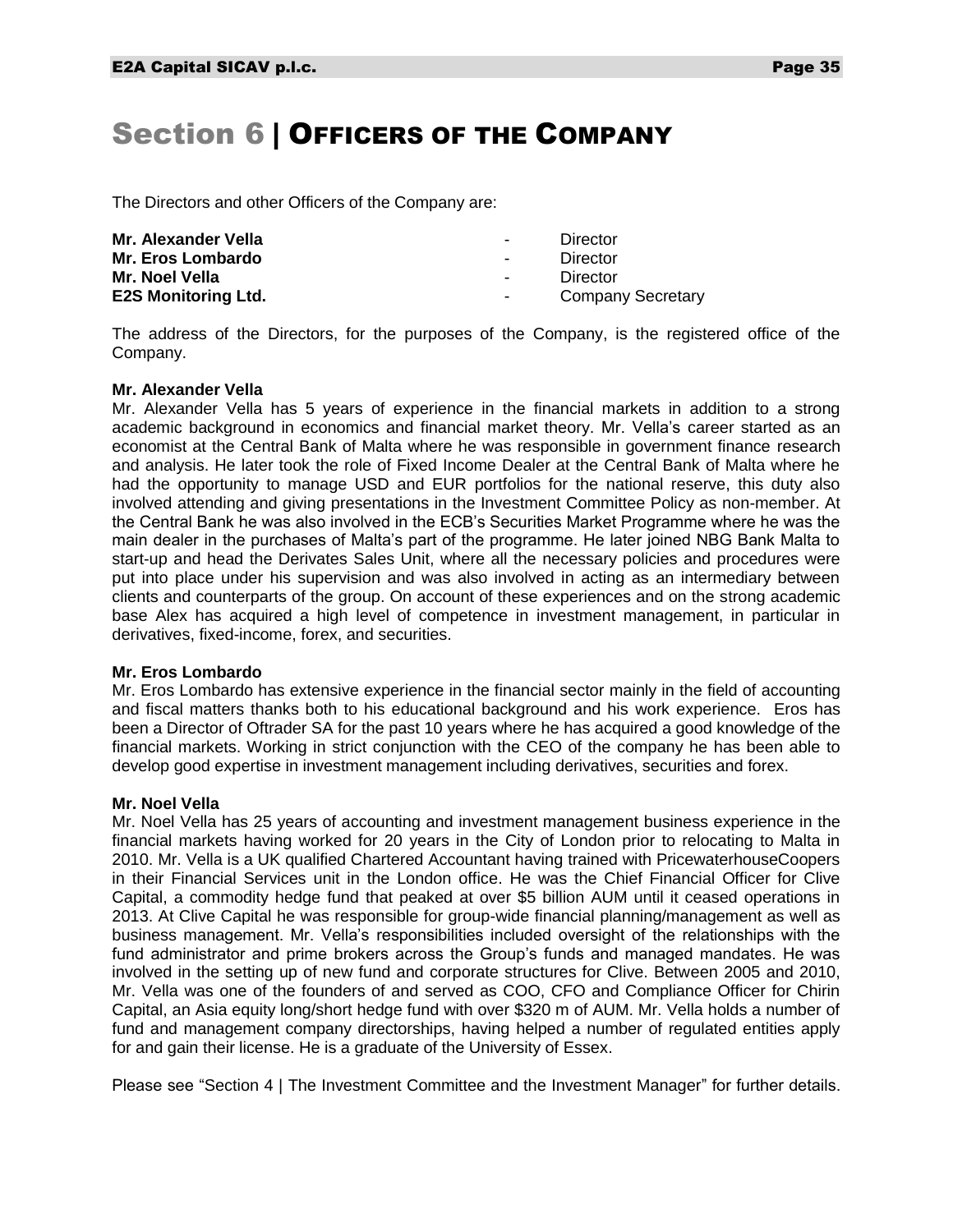# Section 6 | OFFICERS OF THE COMPANY

The Directors and other Officers of the Company are:

| | | |
|---|---|---|
| **Mr. Alexander Vella** | - | Director |
| **Mr. Eros Lombardo** | - | Director |
| **Mr. Noel Vella** | - | Director |
| **E2S Monitoring Ltd.** | - | Company Secretary |

The address of the Directors, for the purposes of the Company, is the registered office of the Company.

**Mr. Alexander Vella**
Mr. Alexander Vella has 5 years of experience in the financial markets in addition to a strong academic background in economics and financial market theory. Mr. Vella's career started as an economist at the Central Bank of Malta where he was responsible in government finance research and analysis. He later took the role of Fixed Income Dealer at the Central Bank of Malta where he had the opportunity to manage USD and EUR portfolios for the national reserve, this duty also involved attending and giving presentations in the Investment Committee Policy as non-member. At the Central Bank he was also involved in the ECB's Securities Market Programme where he was the main dealer in the purchases of Malta's part of the programme. He later joined NBG Bank Malta to start-up and head the Derivates Sales Unit, where all the necessary policies and procedures were put into place under his supervision and was also involved in acting as an intermediary between clients and counterparts of the group. On account of these experiences and on the strong academic base Alex has acquired a high level of competence in investment management, in particular in derivatives, fixed-income, forex, and securities.

**Mr. Eros Lombardo**
Mr. Eros Lombardo has extensive experience in the financial sector mainly in the field of accounting and fiscal matters thanks both to his educational background and his work experience. Eros has been a Director of Oftrader SA for the past 10 years where he has acquired a good knowledge of the financial markets. Working in strict conjunction with the CEO of the company he has been able to develop good expertise in investment management including derivatives, securities and forex.

**Mr. Noel Vella**
Mr. Noel Vella has 25 years of accounting and investment management business experience in the financial markets having worked for 20 years in the City of London prior to relocating to Malta in 2010. Mr. Vella is a UK qualified Chartered Accountant having trained with PricewaterhouseCoopers in their Financial Services unit in the London office. He was the Chief Financial Officer for Clive Capital, a commodity hedge fund that peaked at over $5 billion AUM until it ceased operations in 2013. At Clive Capital he was responsible for group-wide financial planning/management as well as business management. Mr. Vella's responsibilities included oversight of the relationships with the fund administrator and prime brokers across the Group's funds and managed mandates. He was involved in the setting up of new fund and corporate structures for Clive. Between 2005 and 2010, Mr. Vella was one of the founders of and served as COO, CFO and Compliance Officer for Chirin Capital, an Asia equity long/short hedge fund with over $320 m of AUM. Mr. Vella holds a number of fund and management company directorships, having helped a number of regulated entities apply for and gain their license. He is a graduate of the University of Essex.

Please see "Section 4 | The Investment Committee and the Investment Manager" for further details.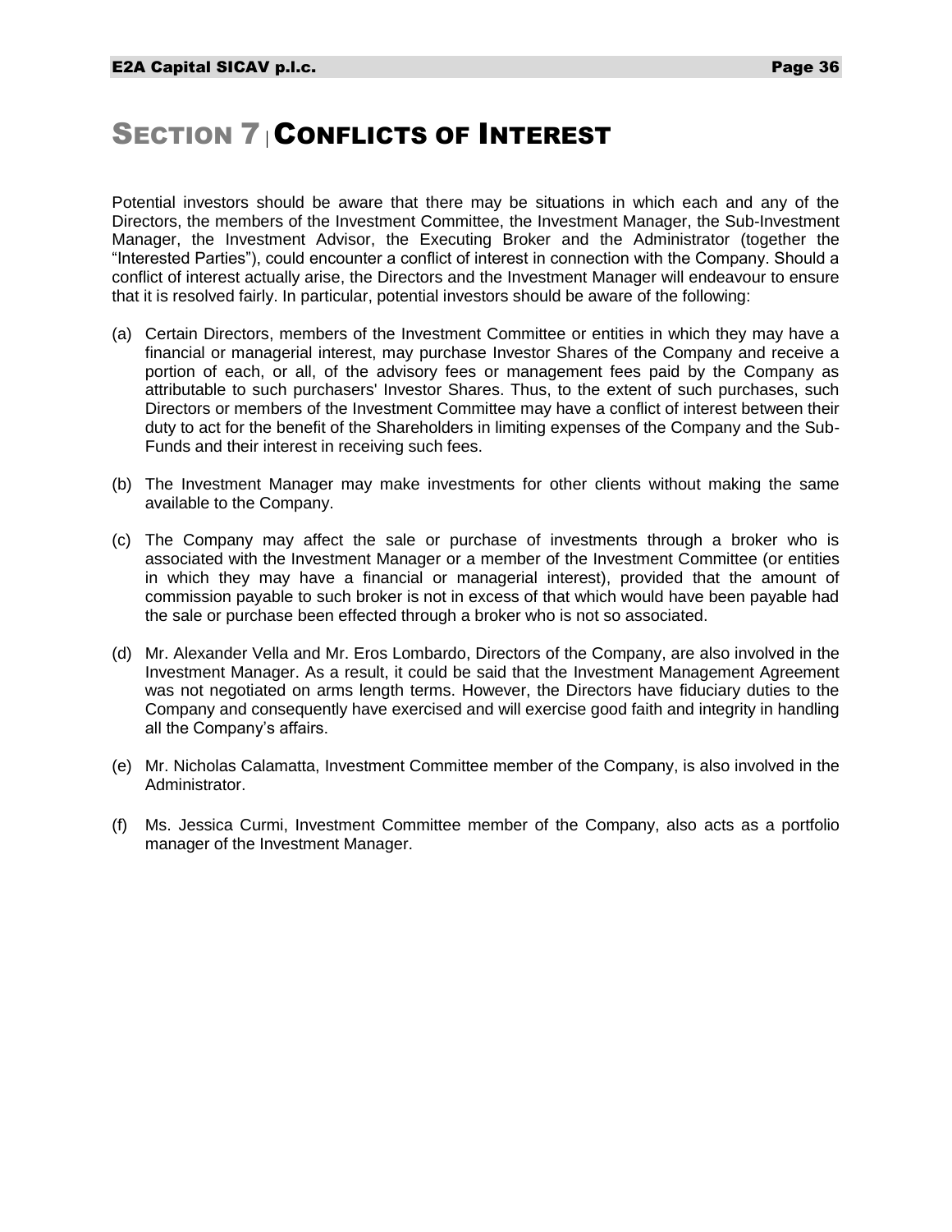# SECTION 7 | CONFLICTS OF INTEREST

Potential investors should be aware that there may be situations in which each and any of the Directors, the members of the Investment Committee, the Investment Manager, the Sub-Investment Manager, the Investment Advisor, the Executing Broker and the Administrator (together the "Interested Parties"), could encounter a conflict of interest in connection with the Company. Should a conflict of interest actually arise, the Directors and the Investment Manager will endeavour to ensure that it is resolved fairly. In particular, potential investors should be aware of the following:

(a) Certain Directors, members of the Investment Committee or entities in which they may have a financial or managerial interest, may purchase Investor Shares of the Company and receive a portion of each, or all, of the advisory fees or management fees paid by the Company as attributable to such purchasers' Investor Shares. Thus, to the extent of such purchases, such Directors or members of the Investment Committee may have a conflict of interest between their duty to act for the benefit of the Shareholders in limiting expenses of the Company and the Sub-Funds and their interest in receiving such fees.

(b) The Investment Manager may make investments for other clients without making the same available to the Company.

(c) The Company may affect the sale or purchase of investments through a broker who is associated with the Investment Manager or a member of the Investment Committee (or entities in which they may have a financial or managerial interest), provided that the amount of commission payable to such broker is not in excess of that which would have been payable had the sale or purchase been effected through a broker who is not so associated.

(d) Mr. Alexander Vella and Mr. Eros Lombardo, Directors of the Company, are also involved in the Investment Manager. As a result, it could be said that the Investment Management Agreement was not negotiated on arms length terms. However, the Directors have fiduciary duties to the Company and consequently have exercised and will exercise good faith and integrity in handling all the Company's affairs.

(e) Mr. Nicholas Calamatta, Investment Committee member of the Company, is also involved in the Administrator.

(f) Ms. Jessica Curmi, Investment Committee member of the Company, also acts as a portfolio manager of the Investment Manager.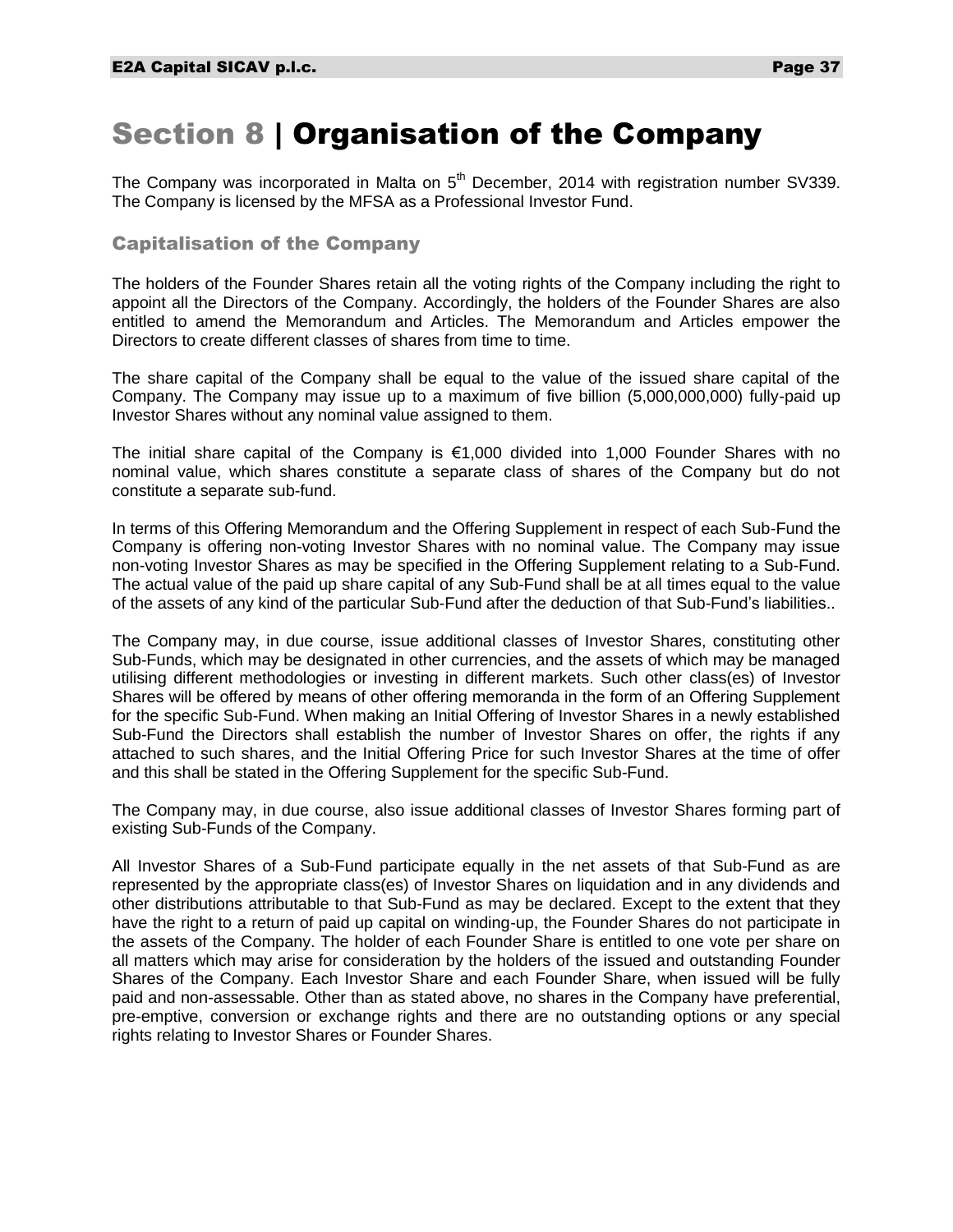# Section 8 | Organisation of the Company

The Company was incorporated in Malta on 5th December, 2014 with registration number SV339. The Company is licensed by the MFSA as a Professional Investor Fund.

## Capitalisation of the Company

The holders of the Founder Shares retain all the voting rights of the Company including the right to appoint all the Directors of the Company. Accordingly, the holders of the Founder Shares are also entitled to amend the Memorandum and Articles. The Memorandum and Articles empower the Directors to create different classes of shares from time to time.

The share capital of the Company shall be equal to the value of the issued share capital of the Company. The Company may issue up to a maximum of five billion (5,000,000,000) fully-paid up Investor Shares without any nominal value assigned to them.

The initial share capital of the Company is €1,000 divided into 1,000 Founder Shares with no nominal value, which shares constitute a separate class of shares of the Company but do not constitute a separate sub-fund.

In terms of this Offering Memorandum and the Offering Supplement in respect of each Sub-Fund the Company is offering non-voting Investor Shares with no nominal value. The Company may issue non-voting Investor Shares as may be specified in the Offering Supplement relating to a Sub-Fund. The actual value of the paid up share capital of any Sub-Fund shall be at all times equal to the value of the assets of any kind of the particular Sub-Fund after the deduction of that Sub-Fund's liabilities..

The Company may, in due course, issue additional classes of Investor Shares, constituting other Sub-Funds, which may be designated in other currencies, and the assets of which may be managed utilising different methodologies or investing in different markets. Such other class(es) of Investor Shares will be offered by means of other offering memoranda in the form of an Offering Supplement for the specific Sub-Fund. When making an Initial Offering of Investor Shares in a newly established Sub-Fund the Directors shall establish the number of Investor Shares on offer, the rights if any attached to such shares, and the Initial Offering Price for such Investor Shares at the time of offer and this shall be stated in the Offering Supplement for the specific Sub-Fund.

The Company may, in due course, also issue additional classes of Investor Shares forming part of existing Sub-Funds of the Company.

All Investor Shares of a Sub-Fund participate equally in the net assets of that Sub-Fund as are represented by the appropriate class(es) of Investor Shares on liquidation and in any dividends and other distributions attributable to that Sub-Fund as may be declared. Except to the extent that they have the right to a return of paid up capital on winding-up, the Founder Shares do not participate in the assets of the Company. The holder of each Founder Share is entitled to one vote per share on all matters which may arise for consideration by the holders of the issued and outstanding Founder Shares of the Company. Each Investor Share and each Founder Share, when issued will be fully paid and non-assessable. Other than as stated above, no shares in the Company have preferential, pre-emptive, conversion or exchange rights and there are no outstanding options or any special rights relating to Investor Shares or Founder Shares.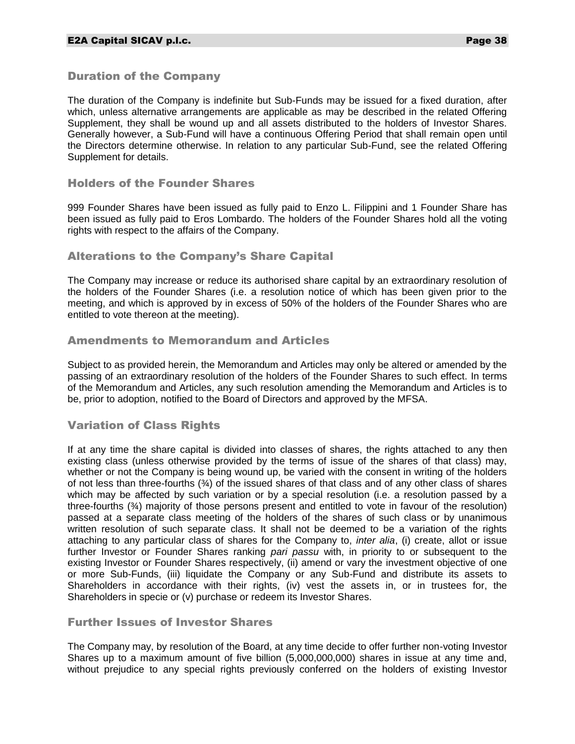## Duration of the Company

The duration of the Company is indefinite but Sub-Funds may be issued for a fixed duration, after which, unless alternative arrangements are applicable as may be described in the related Offering Supplement, they shall be wound up and all assets distributed to the holders of Investor Shares. Generally however, a Sub-Fund will have a continuous Offering Period that shall remain open until the Directors determine otherwise. In relation to any particular Sub-Fund, see the related Offering Supplement for details.

## Holders of the Founder Shares

999 Founder Shares have been issued as fully paid to Enzo L. Filippini and 1 Founder Share has been issued as fully paid to Eros Lombardo. The holders of the Founder Shares hold all the voting rights with respect to the affairs of the Company.

## Alterations to the Company's Share Capital

The Company may increase or reduce its authorised share capital by an extraordinary resolution of the holders of the Founder Shares (i.e. a resolution notice of which has been given prior to the meeting, and which is approved by in excess of 50% of the holders of the Founder Shares who are entitled to vote thereon at the meeting).

## Amendments to Memorandum and Articles

Subject to as provided herein, the Memorandum and Articles may only be altered or amended by the passing of an extraordinary resolution of the holders of the Founder Shares to such effect. In terms of the Memorandum and Articles, any such resolution amending the Memorandum and Articles is to be, prior to adoption, notified to the Board of Directors and approved by the MFSA.

## Variation of Class Rights

If at any time the share capital is divided into classes of shares, the rights attached to any then existing class (unless otherwise provided by the terms of issue of the shares of that class) may, whether or not the Company is being wound up, be varied with the consent in writing of the holders of not less than three-fourths (¾) of the issued shares of that class and of any other class of shares which may be affected by such variation or by a special resolution (i.e. a resolution passed by a three-fourths (¾) majority of those persons present and entitled to vote in favour of the resolution) passed at a separate class meeting of the holders of the shares of such class or by unanimous written resolution of such separate class. It shall not be deemed to be a variation of the rights attaching to any particular class of shares for the Company to, *inter alia*, (i) create, allot or issue further Investor or Founder Shares ranking *pari passu* with, in priority to or subsequent to the existing Investor or Founder Shares respectively, (ii) amend or vary the investment objective of one or more Sub-Funds, (iii) liquidate the Company or any Sub-Fund and distribute its assets to Shareholders in accordance with their rights, (iv) vest the assets in, or in trustees for, the Shareholders in specie or (v) purchase or redeem its Investor Shares.

## Further Issues of Investor Shares

The Company may, by resolution of the Board, at any time decide to offer further non-voting Investor Shares up to a maximum amount of five billion (5,000,000,000) shares in issue at any time and, without prejudice to any special rights previously conferred on the holders of existing Investor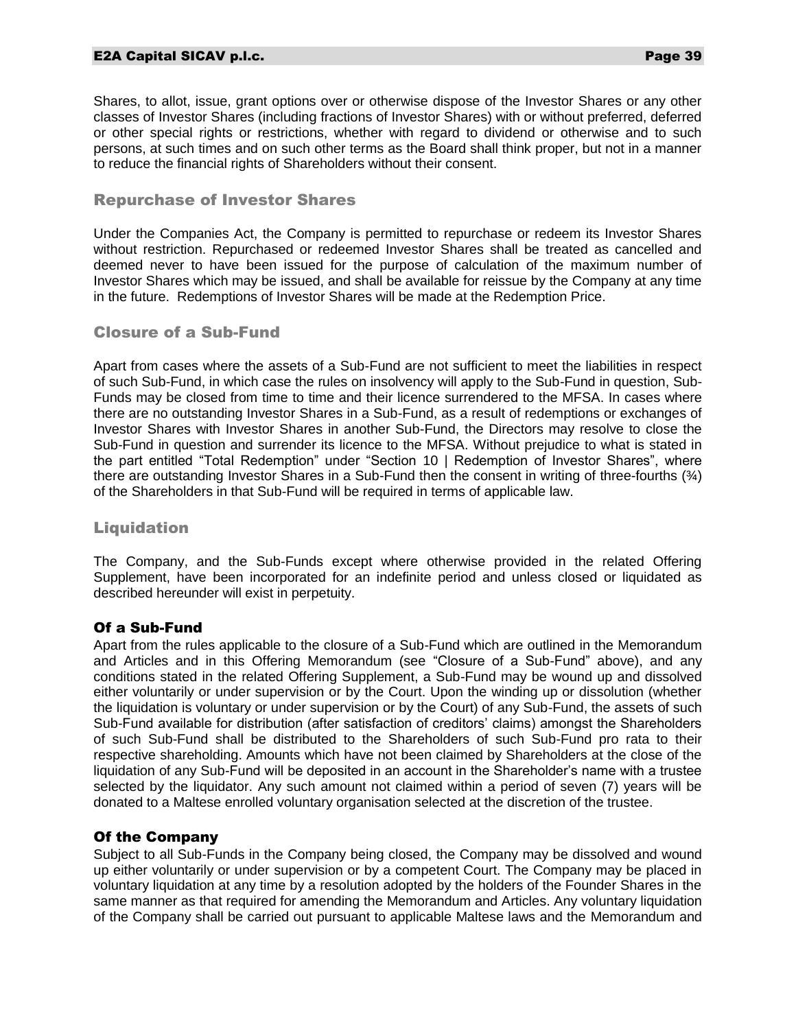Shares, to allot, issue, grant options over or otherwise dispose of the Investor Shares or any other classes of Investor Shares (including fractions of Investor Shares) with or without preferred, deferred or other special rights or restrictions, whether with regard to dividend or otherwise and to such persons, at such times and on such other terms as the Board shall think proper, but not in a manner to reduce the financial rights of Shareholders without their consent.

## Repurchase of Investor Shares

Under the Companies Act, the Company is permitted to repurchase or redeem its Investor Shares without restriction. Repurchased or redeemed Investor Shares shall be treated as cancelled and deemed never to have been issued for the purpose of calculation of the maximum number of Investor Shares which may be issued, and shall be available for reissue by the Company at any time in the future. Redemptions of Investor Shares will be made at the Redemption Price.

## Closure of a Sub-Fund

Apart from cases where the assets of a Sub-Fund are not sufficient to meet the liabilities in respect of such Sub-Fund, in which case the rules on insolvency will apply to the Sub-Fund in question, Sub-Funds may be closed from time to time and their licence surrendered to the MFSA. In cases where there are no outstanding Investor Shares in a Sub-Fund, as a result of redemptions or exchanges of Investor Shares with Investor Shares in another Sub-Fund, the Directors may resolve to close the Sub-Fund in question and surrender its licence to the MFSA. Without prejudice to what is stated in the part entitled "Total Redemption" under "Section 10 | Redemption of Investor Shares", where there are outstanding Investor Shares in a Sub-Fund then the consent in writing of three-fourths (¾) of the Shareholders in that Sub-Fund will be required in terms of applicable law.

## Liquidation

The Company, and the Sub-Funds except where otherwise provided in the related Offering Supplement, have been incorporated for an indefinite period and unless closed or liquidated as described hereunder will exist in perpetuity.

### Of a Sub-Fund

Apart from the rules applicable to the closure of a Sub-Fund which are outlined in the Memorandum and Articles and in this Offering Memorandum (see "Closure of a Sub-Fund" above), and any conditions stated in the related Offering Supplement, a Sub-Fund may be wound up and dissolved either voluntarily or under supervision or by the Court. Upon the winding up or dissolution (whether the liquidation is voluntary or under supervision or by the Court) of any Sub-Fund, the assets of such Sub-Fund available for distribution (after satisfaction of creditors' claims) amongst the Shareholders of such Sub-Fund shall be distributed to the Shareholders of such Sub-Fund pro rata to their respective shareholding. Amounts which have not been claimed by Shareholders at the close of the liquidation of any Sub-Fund will be deposited in an account in the Shareholder's name with a trustee selected by the liquidator. Any such amount not claimed within a period of seven (7) years will be donated to a Maltese enrolled voluntary organisation selected at the discretion of the trustee.

### Of the Company

Subject to all Sub-Funds in the Company being closed, the Company may be dissolved and wound up either voluntarily or under supervision or by a competent Court. The Company may be placed in voluntary liquidation at any time by a resolution adopted by the holders of the Founder Shares in the same manner as that required for amending the Memorandum and Articles. Any voluntary liquidation of the Company shall be carried out pursuant to applicable Maltese laws and the Memorandum and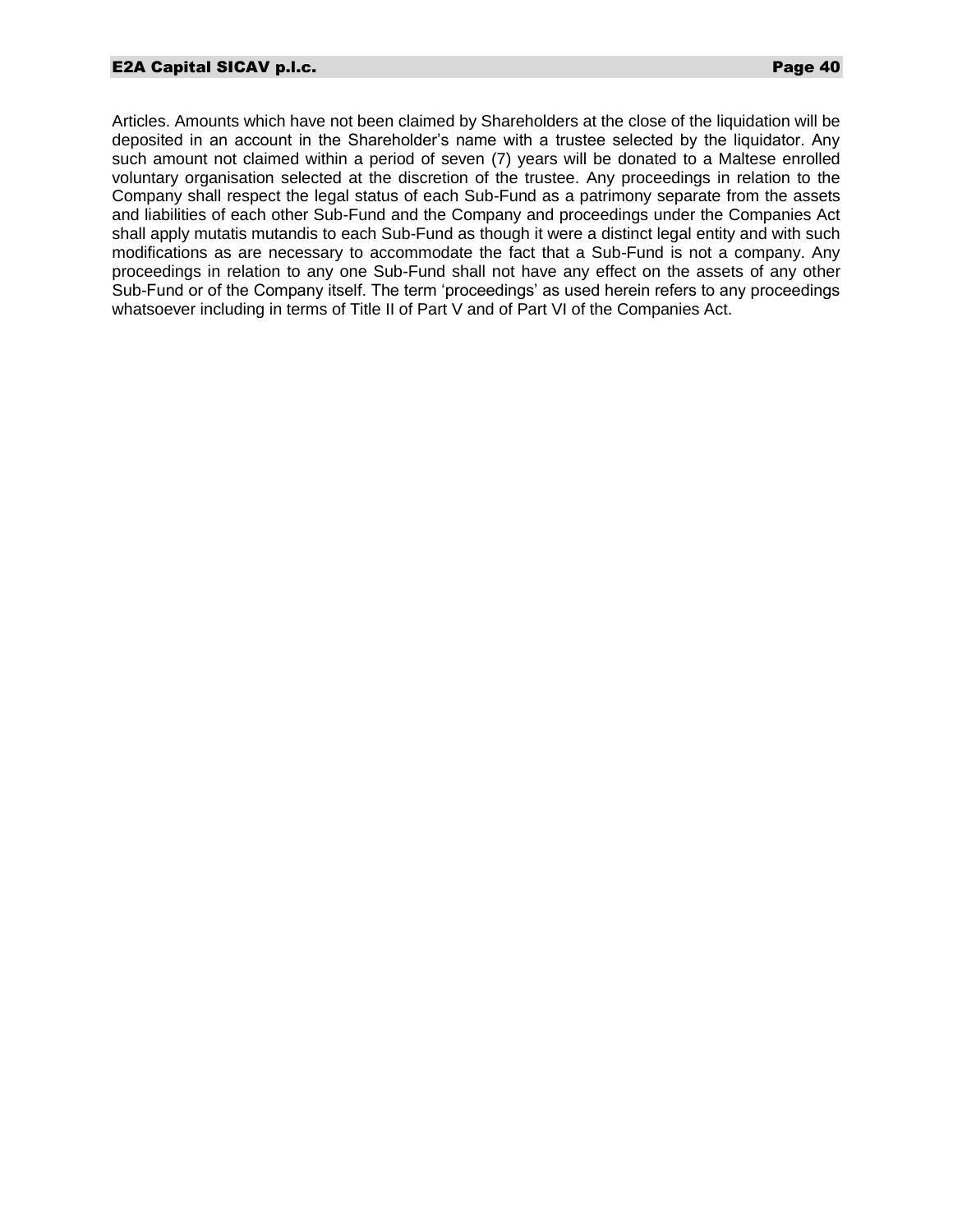Articles. Amounts which have not been claimed by Shareholders at the close of the liquidation will be deposited in an account in the Shareholder's name with a trustee selected by the liquidator. Any such amount not claimed within a period of seven (7) years will be donated to a Maltese enrolled voluntary organisation selected at the discretion of the trustee. Any proceedings in relation to the Company shall respect the legal status of each Sub-Fund as a patrimony separate from the assets and liabilities of each other Sub-Fund and the Company and proceedings under the Companies Act shall apply mutatis mutandis to each Sub-Fund as though it were a distinct legal entity and with such modifications as are necessary to accommodate the fact that a Sub-Fund is not a company. Any proceedings in relation to any one Sub-Fund shall not have any effect on the assets of any other Sub-Fund or of the Company itself. The term 'proceedings' as used herein refers to any proceedings whatsoever including in terms of Title II of Part V and of Part VI of the Companies Act.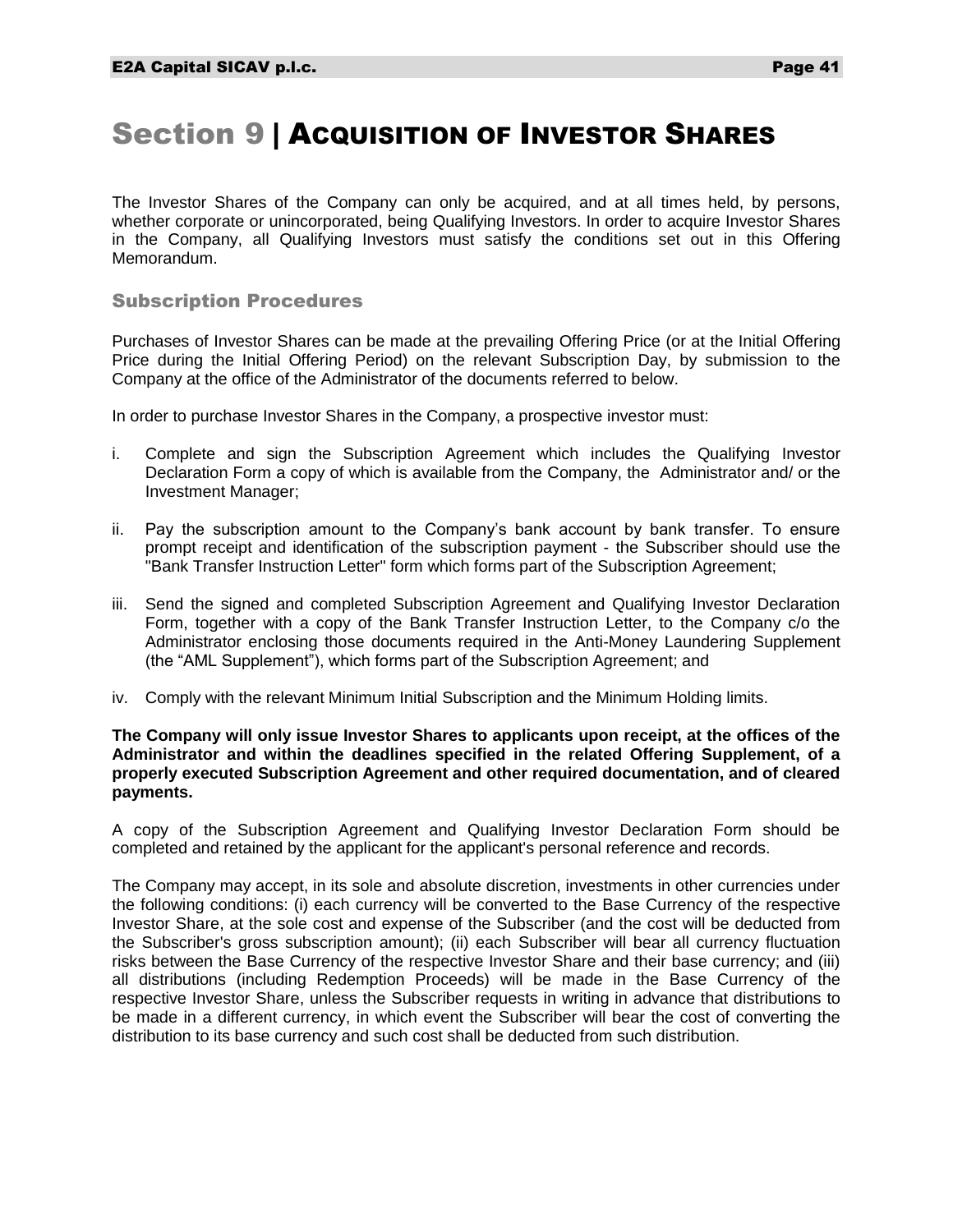# Section 9 | Acquisition of Investor Shares

The Investor Shares of the Company can only be acquired, and at all times held, by persons, whether corporate or unincorporated, being Qualifying Investors. In order to acquire Investor Shares in the Company, all Qualifying Investors must satisfy the conditions set out in this Offering Memorandum.

## Subscription Procedures

Purchases of Investor Shares can be made at the prevailing Offering Price (or at the Initial Offering Price during the Initial Offering Period) on the relevant Subscription Day, by submission to the Company at the office of the Administrator of the documents referred to below.

In order to purchase Investor Shares in the Company, a prospective investor must:

i. Complete and sign the Subscription Agreement which includes the Qualifying Investor Declaration Form a copy of which is available from the Company, the Administrator and/ or the Investment Manager;

ii. Pay the subscription amount to the Company's bank account by bank transfer. To ensure prompt receipt and identification of the subscription payment - the Subscriber should use the "Bank Transfer Instruction Letter" form which forms part of the Subscription Agreement;

iii. Send the signed and completed Subscription Agreement and Qualifying Investor Declaration Form, together with a copy of the Bank Transfer Instruction Letter, to the Company c/o the Administrator enclosing those documents required in the Anti-Money Laundering Supplement (the "AML Supplement"), which forms part of the Subscription Agreement; and

iv. Comply with the relevant Minimum Initial Subscription and the Minimum Holding limits.

**The Company will only issue Investor Shares to applicants upon receipt, at the offices of the Administrator and within the deadlines specified in the related Offering Supplement, of a properly executed Subscription Agreement and other required documentation, and of cleared payments.**

A copy of the Subscription Agreement and Qualifying Investor Declaration Form should be completed and retained by the applicant for the applicant's personal reference and records.

The Company may accept, in its sole and absolute discretion, investments in other currencies under the following conditions: (i) each currency will be converted to the Base Currency of the respective Investor Share, at the sole cost and expense of the Subscriber (and the cost will be deducted from the Subscriber's gross subscription amount); (ii) each Subscriber will bear all currency fluctuation risks between the Base Currency of the respective Investor Share and their base currency; and (iii) all distributions (including Redemption Proceeds) will be made in the Base Currency of the respective Investor Share, unless the Subscriber requests in writing in advance that distributions to be made in a different currency, in which event the Subscriber will bear the cost of converting the distribution to its base currency and such cost shall be deducted from such distribution.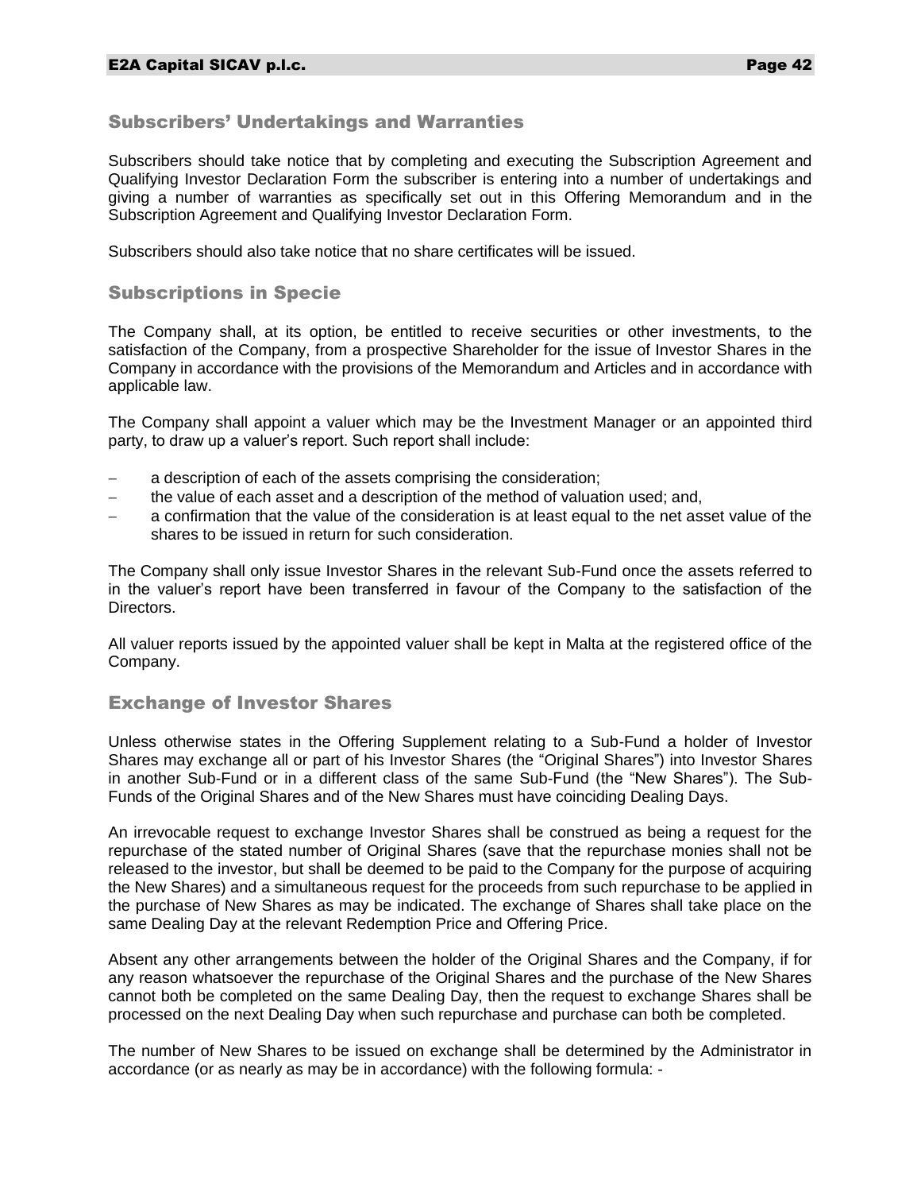## Subscribers' Undertakings and Warranties

Subscribers should take notice that by completing and executing the Subscription Agreement and Qualifying Investor Declaration Form the subscriber is entering into a number of undertakings and giving a number of warranties as specifically set out in this Offering Memorandum and in the Subscription Agreement and Qualifying Investor Declaration Form.

Subscribers should also take notice that no share certificates will be issued.

## Subscriptions in Specie

The Company shall, at its option, be entitled to receive securities or other investments, to the satisfaction of the Company, from a prospective Shareholder for the issue of Investor Shares in the Company in accordance with the provisions of the Memorandum and Articles and in accordance with applicable law.

The Company shall appoint a valuer which may be the Investment Manager or an appointed third party, to draw up a valuer's report. Such report shall include:

- a description of each of the assets comprising the consideration;
- the value of each asset and a description of the method of valuation used; and,
- a confirmation that the value of the consideration is at least equal to the net asset value of the shares to be issued in return for such consideration.

The Company shall only issue Investor Shares in the relevant Sub-Fund once the assets referred to in the valuer's report have been transferred in favour of the Company to the satisfaction of the Directors.

All valuer reports issued by the appointed valuer shall be kept in Malta at the registered office of the Company.

## Exchange of Investor Shares

Unless otherwise states in the Offering Supplement relating to a Sub-Fund a holder of Investor Shares may exchange all or part of his Investor Shares (the "Original Shares") into Investor Shares in another Sub-Fund or in a different class of the same Sub-Fund (the "New Shares"). The Sub-Funds of the Original Shares and of the New Shares must have coinciding Dealing Days.

An irrevocable request to exchange Investor Shares shall be construed as being a request for the repurchase of the stated number of Original Shares (save that the repurchase monies shall not be released to the investor, but shall be deemed to be paid to the Company for the purpose of acquiring the New Shares) and a simultaneous request for the proceeds from such repurchase to be applied in the purchase of New Shares as may be indicated. The exchange of Shares shall take place on the same Dealing Day at the relevant Redemption Price and Offering Price.

Absent any other arrangements between the holder of the Original Shares and the Company, if for any reason whatsoever the repurchase of the Original Shares and the purchase of the New Shares cannot both be completed on the same Dealing Day, then the request to exchange Shares shall be processed on the next Dealing Day when such repurchase and purchase can both be completed.

The number of New Shares to be issued on exchange shall be determined by the Administrator in accordance (or as nearly as may be in accordance) with the following formula: -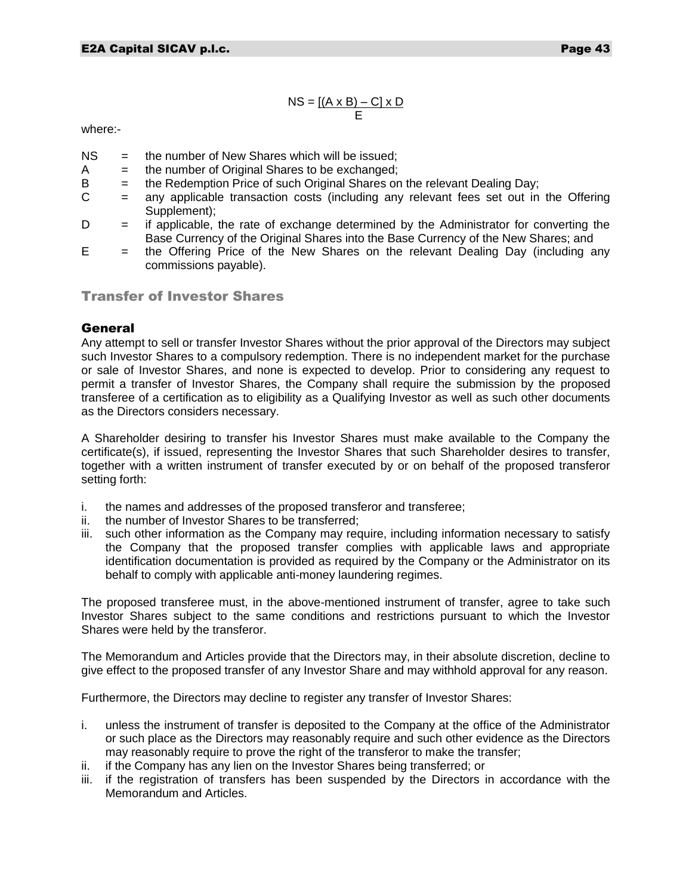$$NS = \frac{[(A \times B) - C] \times D}{E}$$

where:-

NS = the number of New Shares which will be issued;
A = the number of Original Shares to be exchanged;
B = the Redemption Price of such Original Shares on the relevant Dealing Day;
C = any applicable transaction costs (including any relevant fees set out in the Offering Supplement);
D = if applicable, the rate of exchange determined by the Administrator for converting the Base Currency of the Original Shares into the Base Currency of the New Shares; and
E = the Offering Price of the New Shares on the relevant Dealing Day (including any commissions payable).

## Transfer of Investor Shares

### General

Any attempt to sell or transfer Investor Shares without the prior approval of the Directors may subject such Investor Shares to a compulsory redemption. There is no independent market for the purchase or sale of Investor Shares, and none is expected to develop. Prior to considering any request to permit a transfer of Investor Shares, the Company shall require the submission by the proposed transferee of a certification as to eligibility as a Qualifying Investor as well as such other documents as the Directors considers necessary.

A Shareholder desiring to transfer his Investor Shares must make available to the Company the certificate(s), if issued, representing the Investor Shares that such Shareholder desires to transfer, together with a written instrument of transfer executed by or on behalf of the proposed transferor setting forth:

i. the names and addresses of the proposed transferor and transferee;
ii. the number of Investor Shares to be transferred;
iii. such other information as the Company may require, including information necessary to satisfy the Company that the proposed transfer complies with applicable laws and appropriate identification documentation is provided as required by the Company or the Administrator on its behalf to comply with applicable anti-money laundering regimes.

The proposed transferee must, in the above-mentioned instrument of transfer, agree to take such Investor Shares subject to the same conditions and restrictions pursuant to which the Investor Shares were held by the transferor.

The Memorandum and Articles provide that the Directors may, in their absolute discretion, decline to give effect to the proposed transfer of any Investor Share and may withhold approval for any reason.

Furthermore, the Directors may decline to register any transfer of Investor Shares:

i. unless the instrument of transfer is deposited to the Company at the office of the Administrator or such place as the Directors may reasonably require and such other evidence as the Directors may reasonably require to prove the right of the transferor to make the transfer;
ii. if the Company has any lien on the Investor Shares being transferred; or
iii. if the registration of transfers has been suspended by the Directors in accordance with the Memorandum and Articles.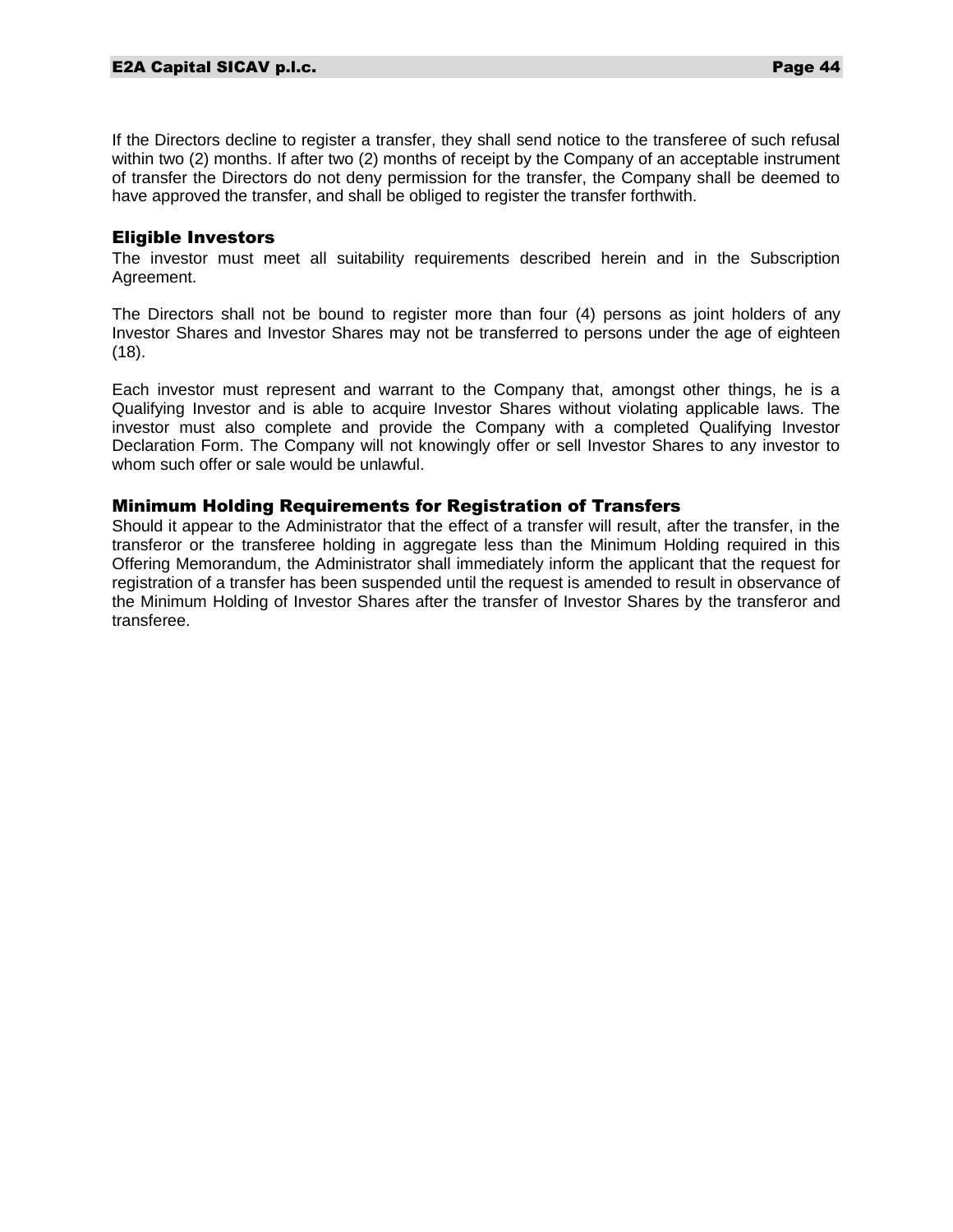If the Directors decline to register a transfer, they shall send notice to the transferee of such refusal within two (2) months. If after two (2) months of receipt by the Company of an acceptable instrument of transfer the Directors do not deny permission for the transfer, the Company shall be deemed to have approved the transfer, and shall be obliged to register the transfer forthwith.

### Eligible Investors

The investor must meet all suitability requirements described herein and in the Subscription Agreement.

The Directors shall not be bound to register more than four (4) persons as joint holders of any Investor Shares and Investor Shares may not be transferred to persons under the age of eighteen (18).

Each investor must represent and warrant to the Company that, amongst other things, he is a Qualifying Investor and is able to acquire Investor Shares without violating applicable laws. The investor must also complete and provide the Company with a completed Qualifying Investor Declaration Form. The Company will not knowingly offer or sell Investor Shares to any investor to whom such offer or sale would be unlawful.

### Minimum Holding Requirements for Registration of Transfers

Should it appear to the Administrator that the effect of a transfer will result, after the transfer, in the transferor or the transferee holding in aggregate less than the Minimum Holding required in this Offering Memorandum, the Administrator shall immediately inform the applicant that the request for registration of a transfer has been suspended until the request is amended to result in observance of the Minimum Holding of Investor Shares after the transfer of Investor Shares by the transferor and transferee.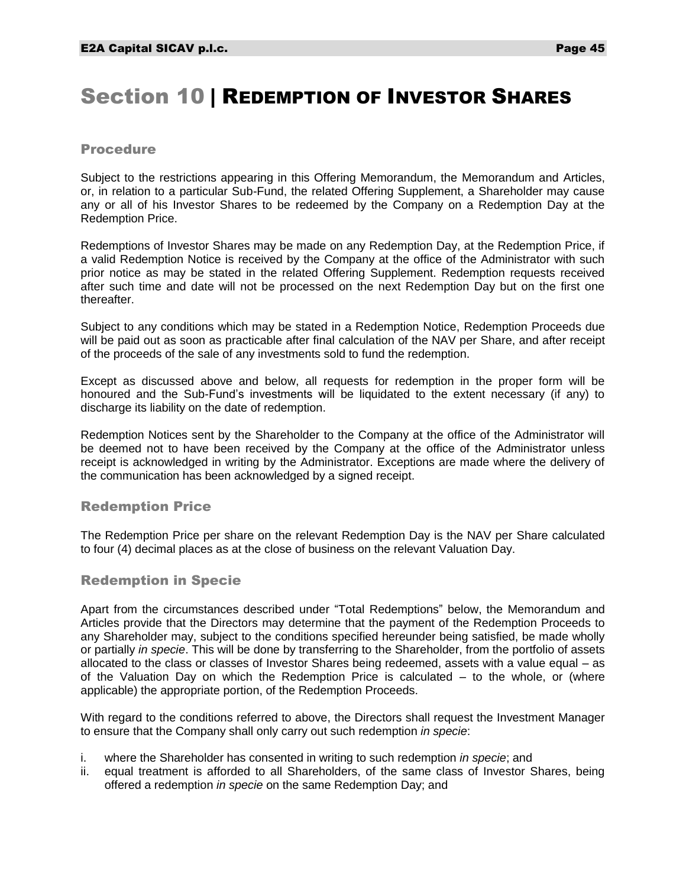# Section 10 | Redemption of Investor Shares

## Procedure

Subject to the restrictions appearing in this Offering Memorandum, the Memorandum and Articles, or, in relation to a particular Sub-Fund, the related Offering Supplement, a Shareholder may cause any or all of his Investor Shares to be redeemed by the Company on a Redemption Day at the Redemption Price.

Redemptions of Investor Shares may be made on any Redemption Day, at the Redemption Price, if a valid Redemption Notice is received by the Company at the office of the Administrator with such prior notice as may be stated in the related Offering Supplement. Redemption requests received after such time and date will not be processed on the next Redemption Day but on the first one thereafter.

Subject to any conditions which may be stated in a Redemption Notice, Redemption Proceeds due will be paid out as soon as practicable after final calculation of the NAV per Share, and after receipt of the proceeds of the sale of any investments sold to fund the redemption.

Except as discussed above and below, all requests for redemption in the proper form will be honoured and the Sub-Fund's investments will be liquidated to the extent necessary (if any) to discharge its liability on the date of redemption.

Redemption Notices sent by the Shareholder to the Company at the office of the Administrator will be deemed not to have been received by the Company at the office of the Administrator unless receipt is acknowledged in writing by the Administrator. Exceptions are made where the delivery of the communication has been acknowledged by a signed receipt.

## Redemption Price

The Redemption Price per share on the relevant Redemption Day is the NAV per Share calculated to four (4) decimal places as at the close of business on the relevant Valuation Day.

## Redemption in Specie

Apart from the circumstances described under "Total Redemptions" below, the Memorandum and Articles provide that the Directors may determine that the payment of the Redemption Proceeds to any Shareholder may, subject to the conditions specified hereunder being satisfied, be made wholly or partially *in specie*. This will be done by transferring to the Shareholder, from the portfolio of assets allocated to the class or classes of Investor Shares being redeemed, assets with a value equal – as of the Valuation Day on which the Redemption Price is calculated – to the whole, or (where applicable) the appropriate portion, of the Redemption Proceeds.

With regard to the conditions referred to above, the Directors shall request the Investment Manager to ensure that the Company shall only carry out such redemption *in specie*:

i. where the Shareholder has consented in writing to such redemption *in specie*; and
ii. equal treatment is afforded to all Shareholders, of the same class of Investor Shares, being offered a redemption *in specie* on the same Redemption Day; and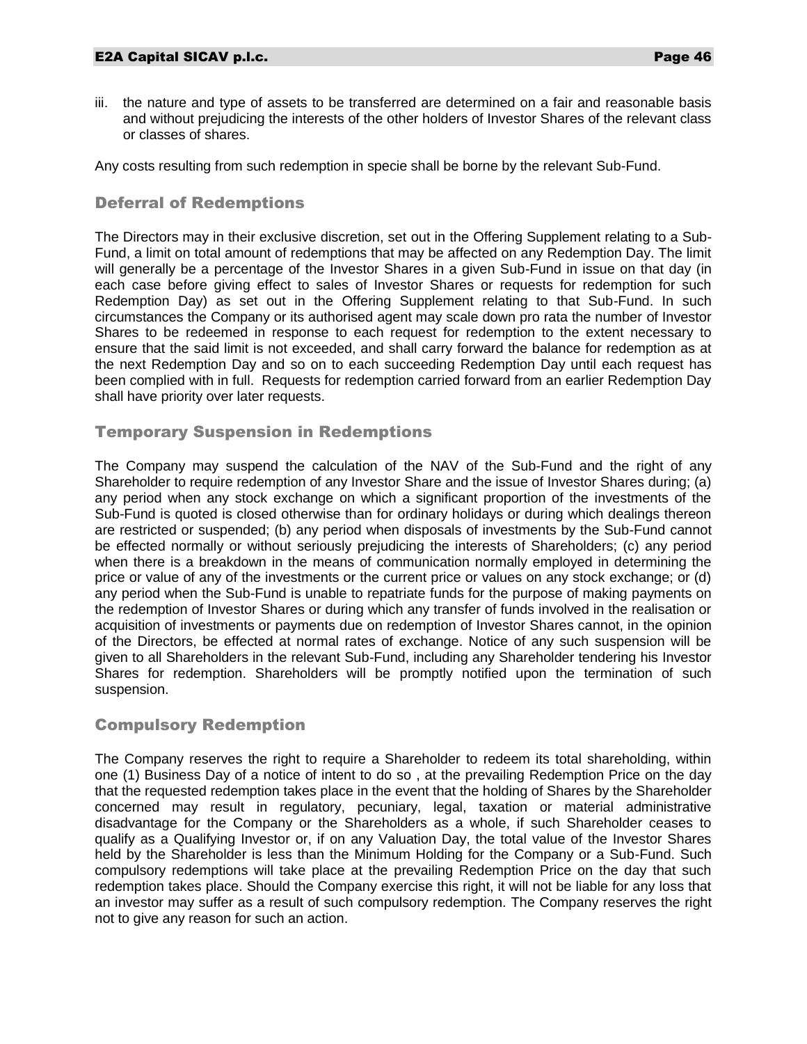iii. the nature and type of assets to be transferred are determined on a fair and reasonable basis and without prejudicing the interests of the other holders of Investor Shares of the relevant class or classes of shares.

Any costs resulting from such redemption in specie shall be borne by the relevant Sub-Fund.

## Deferral of Redemptions

The Directors may in their exclusive discretion, set out in the Offering Supplement relating to a Sub-Fund, a limit on total amount of redemptions that may be affected on any Redemption Day. The limit will generally be a percentage of the Investor Shares in a given Sub-Fund in issue on that day (in each case before giving effect to sales of Investor Shares or requests for redemption for such Redemption Day) as set out in the Offering Supplement relating to that Sub-Fund. In such circumstances the Company or its authorised agent may scale down pro rata the number of Investor Shares to be redeemed in response to each request for redemption to the extent necessary to ensure that the said limit is not exceeded, and shall carry forward the balance for redemption as at the next Redemption Day and so on to each succeeding Redemption Day until each request has been complied with in full. Requests for redemption carried forward from an earlier Redemption Day shall have priority over later requests.

## Temporary Suspension in Redemptions

The Company may suspend the calculation of the NAV of the Sub-Fund and the right of any Shareholder to require redemption of any Investor Share and the issue of Investor Shares during; (a) any period when any stock exchange on which a significant proportion of the investments of the Sub-Fund is quoted is closed otherwise than for ordinary holidays or during which dealings thereon are restricted or suspended; (b) any period when disposals of investments by the Sub-Fund cannot be effected normally or without seriously prejudicing the interests of Shareholders; (c) any period when there is a breakdown in the means of communication normally employed in determining the price or value of any of the investments or the current price or values on any stock exchange; or (d) any period when the Sub-Fund is unable to repatriate funds for the purpose of making payments on the redemption of Investor Shares or during which any transfer of funds involved in the realisation or acquisition of investments or payments due on redemption of Investor Shares cannot, in the opinion of the Directors, be effected at normal rates of exchange. Notice of any such suspension will be given to all Shareholders in the relevant Sub-Fund, including any Shareholder tendering his Investor Shares for redemption. Shareholders will be promptly notified upon the termination of such suspension.

## Compulsory Redemption

The Company reserves the right to require a Shareholder to redeem its total shareholding, within one (1) Business Day of a notice of intent to do so , at the prevailing Redemption Price on the day that the requested redemption takes place in the event that the holding of Shares by the Shareholder concerned may result in regulatory, pecuniary, legal, taxation or material administrative disadvantage for the Company or the Shareholders as a whole, if such Shareholder ceases to qualify as a Qualifying Investor or, if on any Valuation Day, the total value of the Investor Shares held by the Shareholder is less than the Minimum Holding for the Company or a Sub-Fund. Such compulsory redemptions will take place at the prevailing Redemption Price on the day that such redemption takes place. Should the Company exercise this right, it will not be liable for any loss that an investor may suffer as a result of such compulsory redemption. The Company reserves the right not to give any reason for such an action.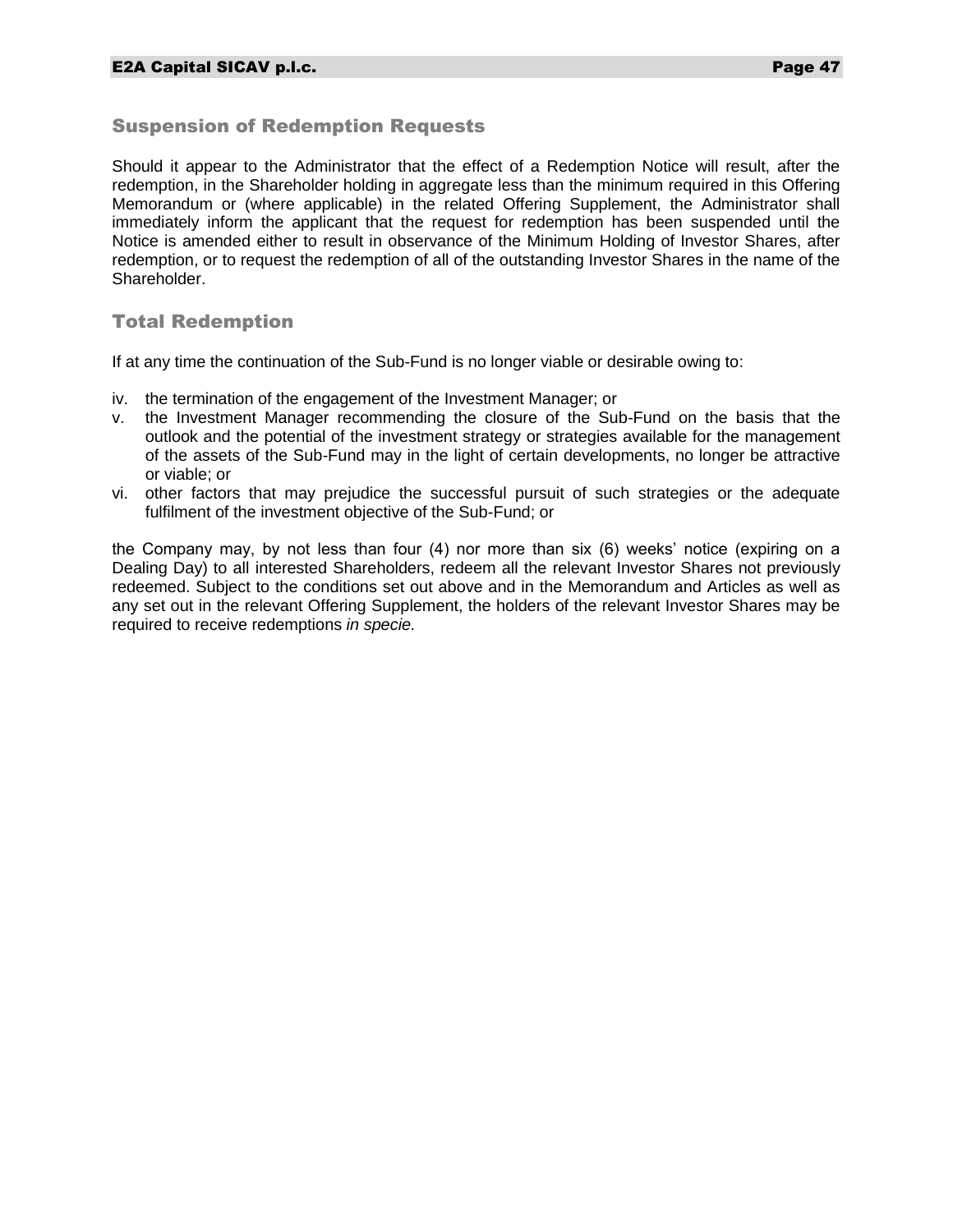## Suspension of Redemption Requests

Should it appear to the Administrator that the effect of a Redemption Notice will result, after the redemption, in the Shareholder holding in aggregate less than the minimum required in this Offering Memorandum or (where applicable) in the related Offering Supplement, the Administrator shall immediately inform the applicant that the request for redemption has been suspended until the Notice is amended either to result in observance of the Minimum Holding of Investor Shares, after redemption, or to request the redemption of all of the outstanding Investor Shares in the name of the Shareholder.

## Total Redemption

If at any time the continuation of the Sub-Fund is no longer viable or desirable owing to:

iv. the termination of the engagement of the Investment Manager; or
v. the Investment Manager recommending the closure of the Sub-Fund on the basis that the outlook and the potential of the investment strategy or strategies available for the management of the assets of the Sub-Fund may in the light of certain developments, no longer be attractive or viable; or
vi. other factors that may prejudice the successful pursuit of such strategies or the adequate fulfilment of the investment objective of the Sub-Fund; or

the Company may, by not less than four (4) nor more than six (6) weeks' notice (expiring on a Dealing Day) to all interested Shareholders, redeem all the relevant Investor Shares not previously redeemed. Subject to the conditions set out above and in the Memorandum and Articles as well as any set out in the relevant Offering Supplement, the holders of the relevant Investor Shares may be required to receive redemptions *in specie.*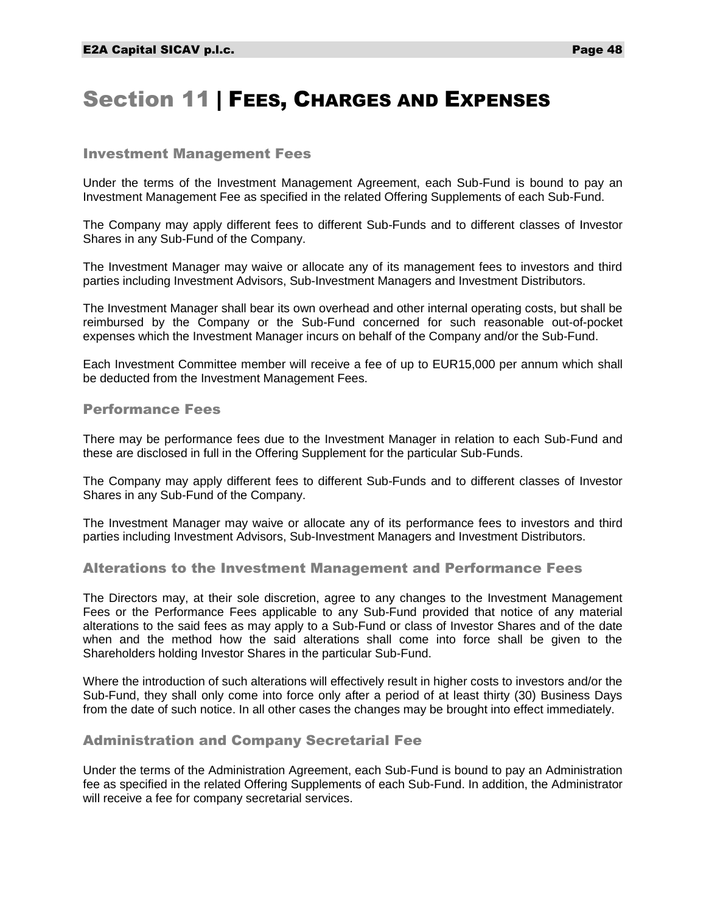# Section 11 | Fees, Charges and Expenses

## Investment Management Fees

Under the terms of the Investment Management Agreement, each Sub-Fund is bound to pay an Investment Management Fee as specified in the related Offering Supplements of each Sub-Fund.

The Company may apply different fees to different Sub-Funds and to different classes of Investor Shares in any Sub-Fund of the Company.

The Investment Manager may waive or allocate any of its management fees to investors and third parties including Investment Advisors, Sub-Investment Managers and Investment Distributors.

The Investment Manager shall bear its own overhead and other internal operating costs, but shall be reimbursed by the Company or the Sub-Fund concerned for such reasonable out-of-pocket expenses which the Investment Manager incurs on behalf of the Company and/or the Sub-Fund.

Each Investment Committee member will receive a fee of up to EUR15,000 per annum which shall be deducted from the Investment Management Fees.

## Performance Fees

There may be performance fees due to the Investment Manager in relation to each Sub-Fund and these are disclosed in full in the Offering Supplement for the particular Sub-Funds.

The Company may apply different fees to different Sub-Funds and to different classes of Investor Shares in any Sub-Fund of the Company.

The Investment Manager may waive or allocate any of its performance fees to investors and third parties including Investment Advisors, Sub-Investment Managers and Investment Distributors.

## Alterations to the Investment Management and Performance Fees

The Directors may, at their sole discretion, agree to any changes to the Investment Management Fees or the Performance Fees applicable to any Sub-Fund provided that notice of any material alterations to the said fees as may apply to a Sub-Fund or class of Investor Shares and of the date when and the method how the said alterations shall come into force shall be given to the Shareholders holding Investor Shares in the particular Sub-Fund.

Where the introduction of such alterations will effectively result in higher costs to investors and/or the Sub-Fund, they shall only come into force only after a period of at least thirty (30) Business Days from the date of such notice. In all other cases the changes may be brought into effect immediately.

## Administration and Company Secretarial Fee

Under the terms of the Administration Agreement, each Sub-Fund is bound to pay an Administration fee as specified in the related Offering Supplements of each Sub-Fund. In addition, the Administrator will receive a fee for company secretarial services.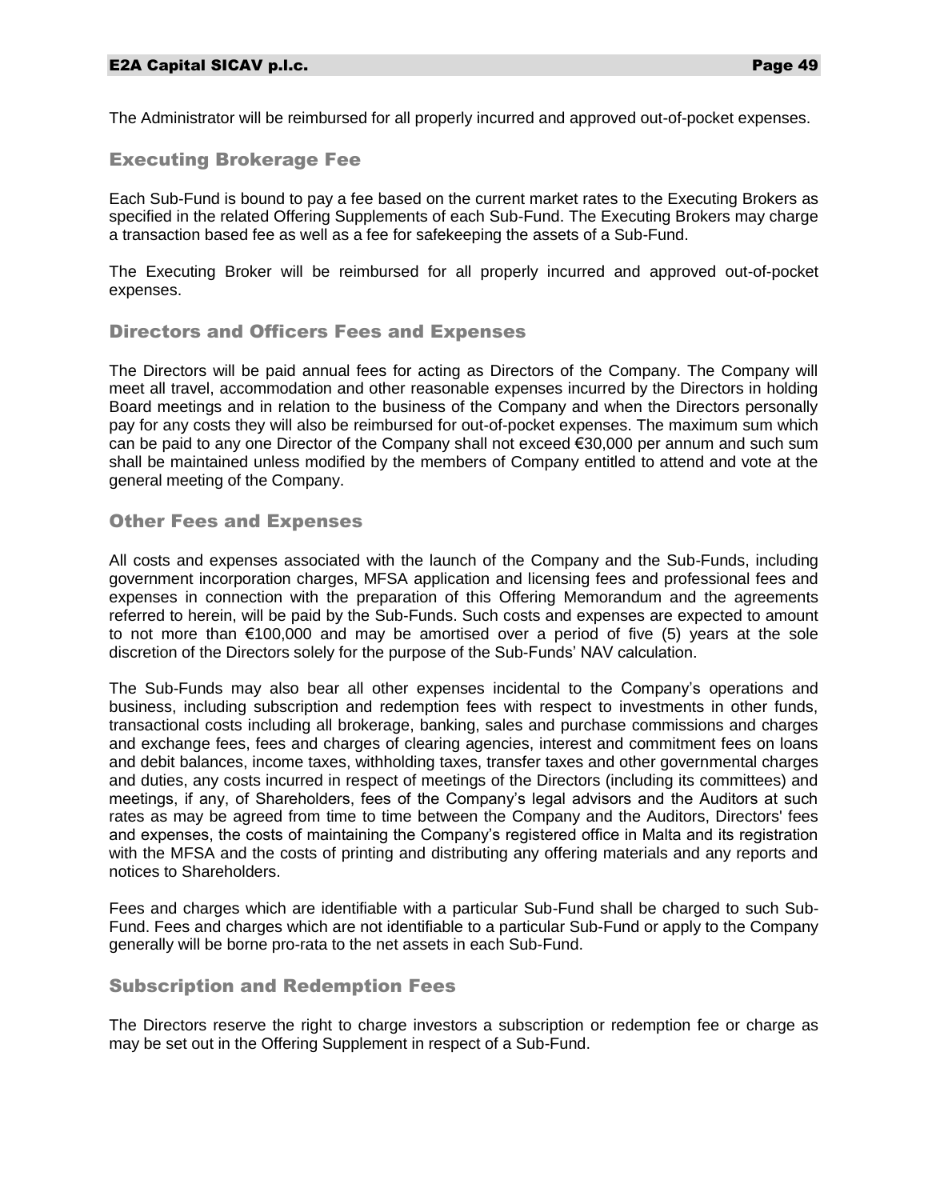The Administrator will be reimbursed for all properly incurred and approved out-of-pocket expenses.

## Executing Brokerage Fee

Each Sub-Fund is bound to pay a fee based on the current market rates to the Executing Brokers as specified in the related Offering Supplements of each Sub-Fund. The Executing Brokers may charge a transaction based fee as well as a fee for safekeeping the assets of a Sub-Fund.

The Executing Broker will be reimbursed for all properly incurred and approved out-of-pocket expenses.

## Directors and Officers Fees and Expenses

The Directors will be paid annual fees for acting as Directors of the Company. The Company will meet all travel, accommodation and other reasonable expenses incurred by the Directors in holding Board meetings and in relation to the business of the Company and when the Directors personally pay for any costs they will also be reimbursed for out-of-pocket expenses. The maximum sum which can be paid to any one Director of the Company shall not exceed €30,000 per annum and such sum shall be maintained unless modified by the members of Company entitled to attend and vote at the general meeting of the Company.

## Other Fees and Expenses

All costs and expenses associated with the launch of the Company and the Sub-Funds, including government incorporation charges, MFSA application and licensing fees and professional fees and expenses in connection with the preparation of this Offering Memorandum and the agreements referred to herein, will be paid by the Sub-Funds. Such costs and expenses are expected to amount to not more than €100,000 and may be amortised over a period of five (5) years at the sole discretion of the Directors solely for the purpose of the Sub-Funds' NAV calculation.

The Sub-Funds may also bear all other expenses incidental to the Company's operations and business, including subscription and redemption fees with respect to investments in other funds, transactional costs including all brokerage, banking, sales and purchase commissions and charges and exchange fees, fees and charges of clearing agencies, interest and commitment fees on loans and debit balances, income taxes, withholding taxes, transfer taxes and other governmental charges and duties, any costs incurred in respect of meetings of the Directors (including its committees) and meetings, if any, of Shareholders, fees of the Company's legal advisors and the Auditors at such rates as may be agreed from time to time between the Company and the Auditors, Directors' fees and expenses, the costs of maintaining the Company's registered office in Malta and its registration with the MFSA and the costs of printing and distributing any offering materials and any reports and notices to Shareholders.

Fees and charges which are identifiable with a particular Sub-Fund shall be charged to such Sub-Fund. Fees and charges which are not identifiable to a particular Sub-Fund or apply to the Company generally will be borne pro-rata to the net assets in each Sub-Fund.

## Subscription and Redemption Fees

The Directors reserve the right to charge investors a subscription or redemption fee or charge as may be set out in the Offering Supplement in respect of a Sub-Fund.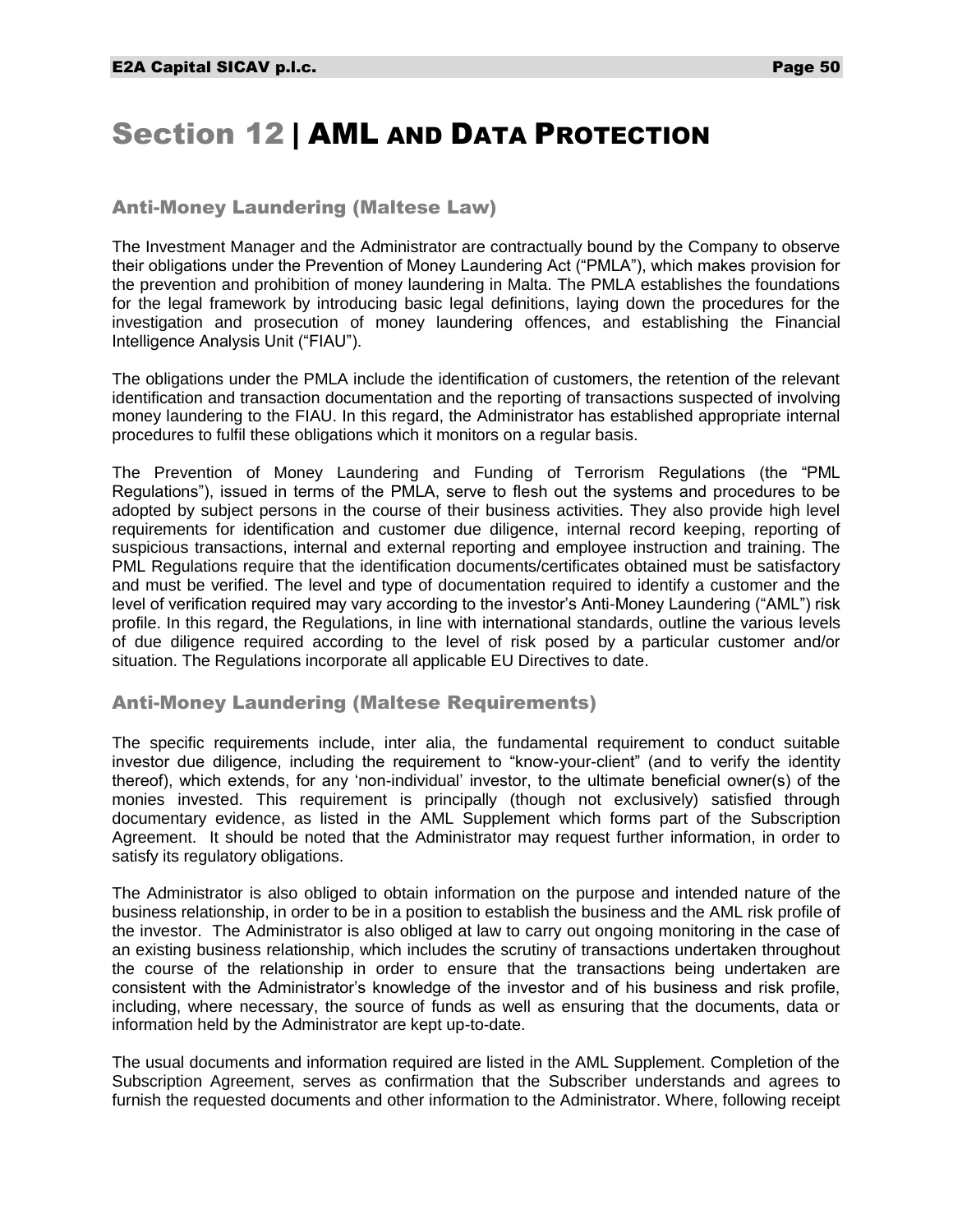# Section 12 | AML AND DATA PROTECTION

## Anti-Money Laundering (Maltese Law)

The Investment Manager and the Administrator are contractually bound by the Company to observe their obligations under the Prevention of Money Laundering Act ("PMLA"), which makes provision for the prevention and prohibition of money laundering in Malta. The PMLA establishes the foundations for the legal framework by introducing basic legal definitions, laying down the procedures for the investigation and prosecution of money laundering offences, and establishing the Financial Intelligence Analysis Unit ("FIAU").

The obligations under the PMLA include the identification of customers, the retention of the relevant identification and transaction documentation and the reporting of transactions suspected of involving money laundering to the FIAU. In this regard, the Administrator has established appropriate internal procedures to fulfil these obligations which it monitors on a regular basis.

The Prevention of Money Laundering and Funding of Terrorism Regulations (the "PML Regulations"), issued in terms of the PMLA, serve to flesh out the systems and procedures to be adopted by subject persons in the course of their business activities. They also provide high level requirements for identification and customer due diligence, internal record keeping, reporting of suspicious transactions, internal and external reporting and employee instruction and training. The PML Regulations require that the identification documents/certificates obtained must be satisfactory and must be verified. The level and type of documentation required to identify a customer and the level of verification required may vary according to the investor's Anti-Money Laundering ("AML") risk profile. In this regard, the Regulations, in line with international standards, outline the various levels of due diligence required according to the level of risk posed by a particular customer and/or situation. The Regulations incorporate all applicable EU Directives to date.

## Anti-Money Laundering (Maltese Requirements)

The specific requirements include, inter alia, the fundamental requirement to conduct suitable investor due diligence, including the requirement to "know-your-client" (and to verify the identity thereof), which extends, for any 'non-individual' investor, to the ultimate beneficial owner(s) of the monies invested. This requirement is principally (though not exclusively) satisfied through documentary evidence, as listed in the AML Supplement which forms part of the Subscription Agreement. It should be noted that the Administrator may request further information, in order to satisfy its regulatory obligations.

The Administrator is also obliged to obtain information on the purpose and intended nature of the business relationship, in order to be in a position to establish the business and the AML risk profile of the investor. The Administrator is also obliged at law to carry out ongoing monitoring in the case of an existing business relationship, which includes the scrutiny of transactions undertaken throughout the course of the relationship in order to ensure that the transactions being undertaken are consistent with the Administrator's knowledge of the investor and of his business and risk profile, including, where necessary, the source of funds as well as ensuring that the documents, data or information held by the Administrator are kept up-to-date.

The usual documents and information required are listed in the AML Supplement. Completion of the Subscription Agreement, serves as confirmation that the Subscriber understands and agrees to furnish the requested documents and other information to the Administrator. Where, following receipt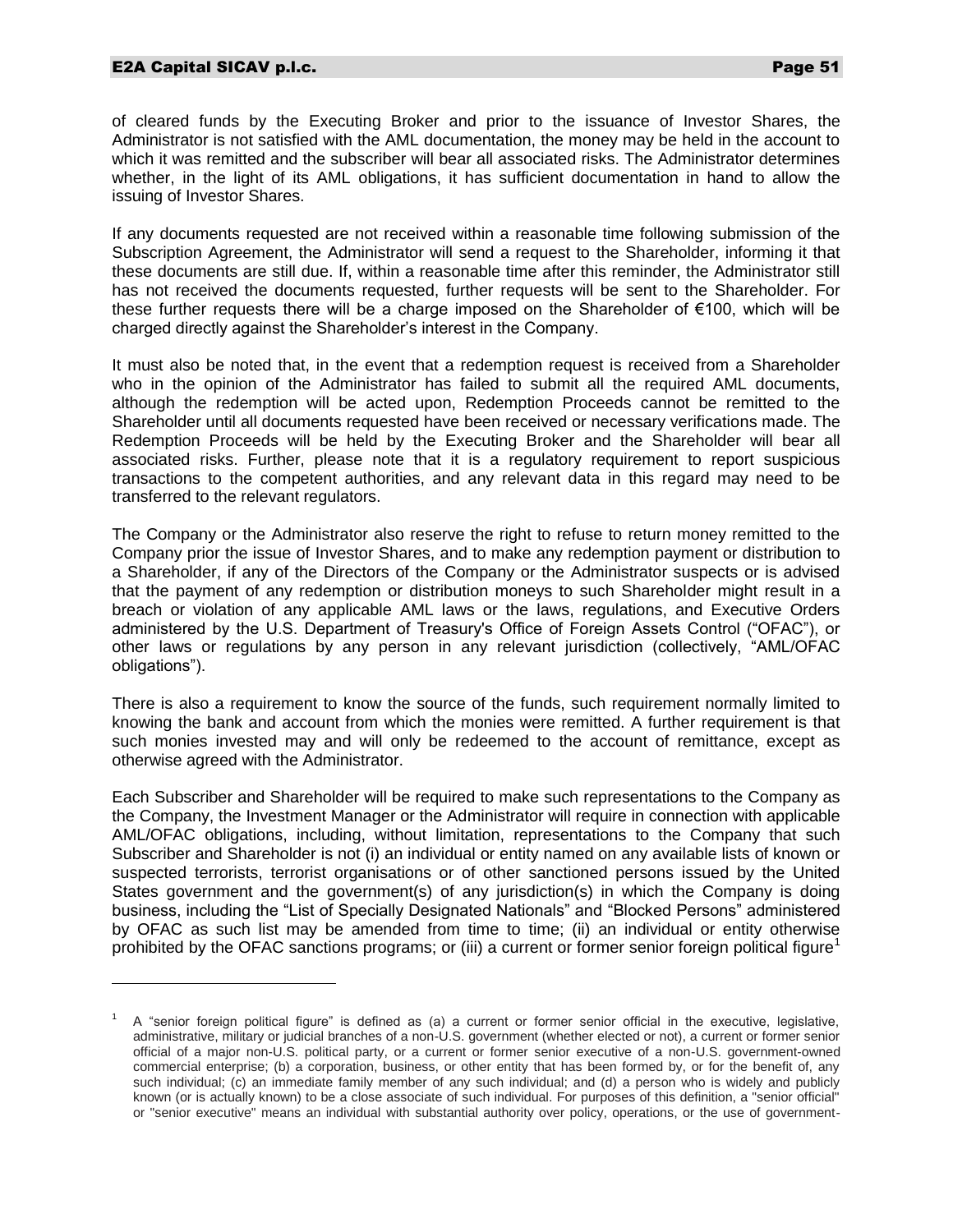of cleared funds by the Executing Broker and prior to the issuance of Investor Shares, the Administrator is not satisfied with the AML documentation, the money may be held in the account to which it was remitted and the subscriber will bear all associated risks. The Administrator determines whether, in the light of its AML obligations, it has sufficient documentation in hand to allow the issuing of Investor Shares.

If any documents requested are not received within a reasonable time following submission of the Subscription Agreement, the Administrator will send a request to the Shareholder, informing it that these documents are still due. If, within a reasonable time after this reminder, the Administrator still has not received the documents requested, further requests will be sent to the Shareholder. For these further requests there will be a charge imposed on the Shareholder of €100, which will be charged directly against the Shareholder's interest in the Company.

It must also be noted that, in the event that a redemption request is received from a Shareholder who in the opinion of the Administrator has failed to submit all the required AML documents, although the redemption will be acted upon, Redemption Proceeds cannot be remitted to the Shareholder until all documents requested have been received or necessary verifications made. The Redemption Proceeds will be held by the Executing Broker and the Shareholder will bear all associated risks. Further, please note that it is a regulatory requirement to report suspicious transactions to the competent authorities, and any relevant data in this regard may need to be transferred to the relevant regulators.

The Company or the Administrator also reserve the right to refuse to return money remitted to the Company prior the issue of Investor Shares, and to make any redemption payment or distribution to a Shareholder, if any of the Directors of the Company or the Administrator suspects or is advised that the payment of any redemption or distribution moneys to such Shareholder might result in a breach or violation of any applicable AML laws or the laws, regulations, and Executive Orders administered by the U.S. Department of Treasury's Office of Foreign Assets Control ("OFAC"), or other laws or regulations by any person in any relevant jurisdiction (collectively, "AML/OFAC obligations").

There is also a requirement to know the source of the funds, such requirement normally limited to knowing the bank and account from which the monies were remitted. A further requirement is that such monies invested may and will only be redeemed to the account of remittance, except as otherwise agreed with the Administrator.

Each Subscriber and Shareholder will be required to make such representations to the Company as the Company, the Investment Manager or the Administrator will require in connection with applicable AML/OFAC obligations, including, without limitation, representations to the Company that such Subscriber and Shareholder is not (i) an individual or entity named on any available lists of known or suspected terrorists, terrorist organisations or of other sanctioned persons issued by the United States government and the government(s) of any jurisdiction(s) in which the Company is doing business, including the "List of Specially Designated Nationals" and "Blocked Persons" administered by OFAC as such list may be amended from time to time; (ii) an individual or entity otherwise prohibited by the OFAC sanctions programs; or (iii) a current or former senior foreign political figure[1]

---

[1] A "senior foreign political figure" is defined as (a) a current or former senior official in the executive, legislative, administrative, military or judicial branches of a non-U.S. government (whether elected or not), a current or former senior official of a major non-U.S. political party, or a current or former senior executive of a non-U.S. government-owned commercial enterprise; (b) a corporation, business, or other entity that has been formed by, or for the benefit of, any such individual; (c) an immediate family member of any such individual; and (d) a person who is widely and publicly known (or is actually known) to be a close associate of such individual. For purposes of this definition, a "senior official" or "senior executive" means an individual with substantial authority over policy, operations, or the use of government-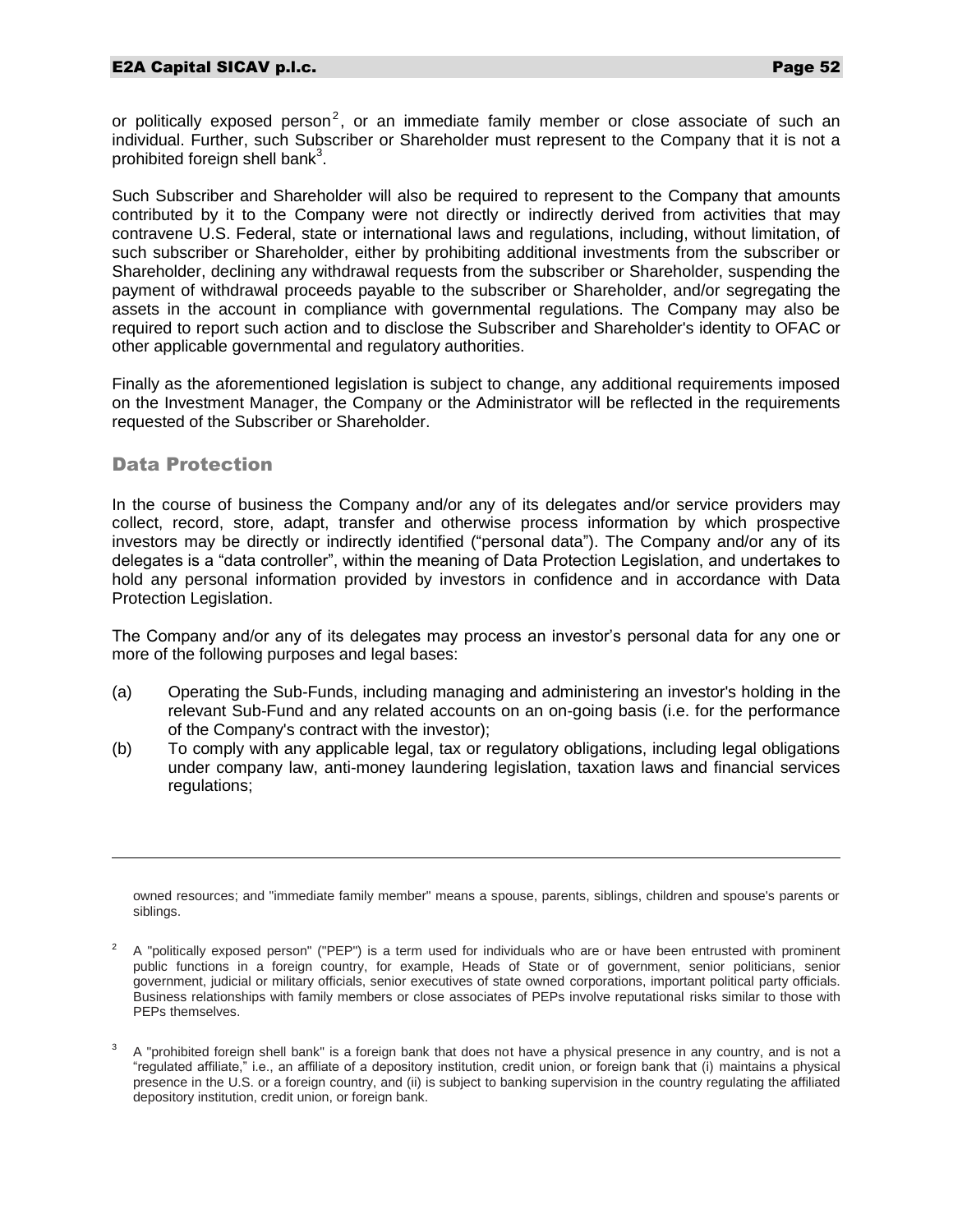or politically exposed person[2], or an immediate family member or close associate of such an individual. Further, such Subscriber or Shareholder must represent to the Company that it is not a prohibited foreign shell bank[3].

Such Subscriber and Shareholder will also be required to represent to the Company that amounts contributed by it to the Company were not directly or indirectly derived from activities that may contravene U.S. Federal, state or international laws and regulations, including, without limitation, of such subscriber or Shareholder, either by prohibiting additional investments from the subscriber or Shareholder, declining any withdrawal requests from the subscriber or Shareholder, suspending the payment of withdrawal proceeds payable to the subscriber or Shareholder, and/or segregating the assets in the account in compliance with governmental regulations. The Company may also be required to report such action and to disclose the Subscriber and Shareholder's identity to OFAC or other applicable governmental and regulatory authorities.

Finally as the aforementioned legislation is subject to change, any additional requirements imposed on the Investment Manager, the Company or the Administrator will be reflected in the requirements requested of the Subscriber or Shareholder.

## Data Protection

In the course of business the Company and/or any of its delegates and/or service providers may collect, record, store, adapt, transfer and otherwise process information by which prospective investors may be directly or indirectly identified ("personal data"). The Company and/or any of its delegates is a "data controller", within the meaning of Data Protection Legislation, and undertakes to hold any personal information provided by investors in confidence and in accordance with Data Protection Legislation.

The Company and/or any of its delegates may process an investor's personal data for any one or more of the following purposes and legal bases:

(a) Operating the Sub-Funds, including managing and administering an investor's holding in the relevant Sub-Fund and any related accounts on an on-going basis (i.e. for the performance of the Company's contract with the investor);

(b) To comply with any applicable legal, tax or regulatory obligations, including legal obligations under company law, anti-money laundering legislation, taxation laws and financial services regulations;

---

owned resources; and "immediate family member" means a spouse, parents, siblings, children and spouse's parents or siblings.

[2] A "politically exposed person" ("PEP") is a term used for individuals who are or have been entrusted with prominent public functions in a foreign country, for example, Heads of State or of government, senior politicians, senior government, judicial or military officials, senior executives of state owned corporations, important political party officials. Business relationships with family members or close associates of PEPs involve reputational risks similar to those with PEPs themselves.

[3] A "prohibited foreign shell bank" is a foreign bank that does not have a physical presence in any country, and is not a "regulated affiliate," i.e., an affiliate of a depository institution, credit union, or foreign bank that (i) maintains a physical presence in the U.S. or a foreign country, and (ii) is subject to banking supervision in the country regulating the affiliated depository institution, credit union, or foreign bank.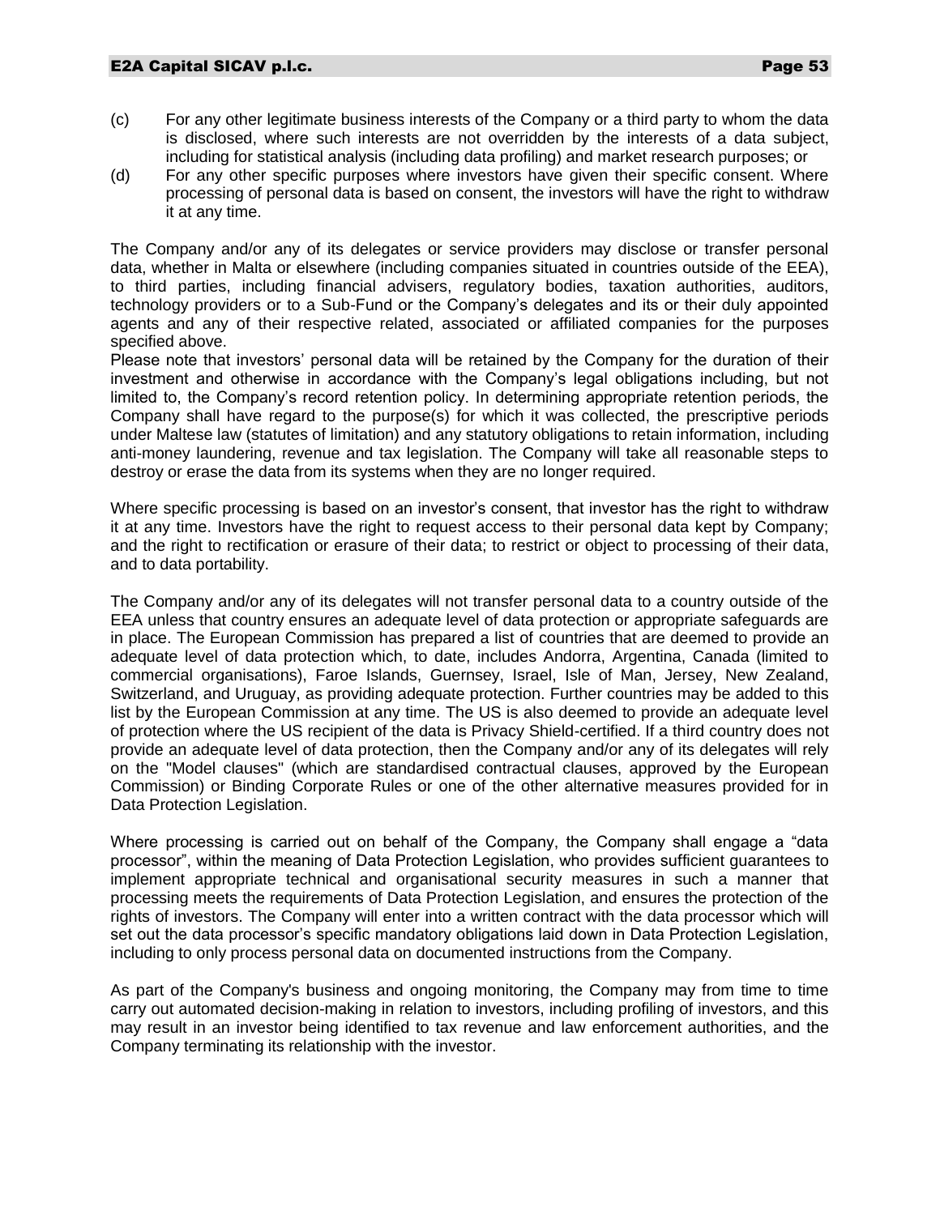(c) For any other legitimate business interests of the Company or a third party to whom the data is disclosed, where such interests are not overridden by the interests of a data subject, including for statistical analysis (including data profiling) and market research purposes; or

(d) For any other specific purposes where investors have given their specific consent. Where processing of personal data is based on consent, the investors will have the right to withdraw it at any time.

The Company and/or any of its delegates or service providers may disclose or transfer personal data, whether in Malta or elsewhere (including companies situated in countries outside of the EEA), to third parties, including financial advisers, regulatory bodies, taxation authorities, auditors, technology providers or to a Sub-Fund or the Company's delegates and its or their duly appointed agents and any of their respective related, associated or affiliated companies for the purposes specified above.

Please note that investors' personal data will be retained by the Company for the duration of their investment and otherwise in accordance with the Company's legal obligations including, but not limited to, the Company's record retention policy. In determining appropriate retention periods, the Company shall have regard to the purpose(s) for which it was collected, the prescriptive periods under Maltese law (statutes of limitation) and any statutory obligations to retain information, including anti-money laundering, revenue and tax legislation. The Company will take all reasonable steps to destroy or erase the data from its systems when they are no longer required.

Where specific processing is based on an investor's consent, that investor has the right to withdraw it at any time. Investors have the right to request access to their personal data kept by Company; and the right to rectification or erasure of their data; to restrict or object to processing of their data, and to data portability.

The Company and/or any of its delegates will not transfer personal data to a country outside of the EEA unless that country ensures an adequate level of data protection or appropriate safeguards are in place. The European Commission has prepared a list of countries that are deemed to provide an adequate level of data protection which, to date, includes Andorra, Argentina, Canada (limited to commercial organisations), Faroe Islands, Guernsey, Israel, Isle of Man, Jersey, New Zealand, Switzerland, and Uruguay, as providing adequate protection. Further countries may be added to this list by the European Commission at any time. The US is also deemed to provide an adequate level of protection where the US recipient of the data is Privacy Shield-certified. If a third country does not provide an adequate level of data protection, then the Company and/or any of its delegates will rely on the "Model clauses" (which are standardised contractual clauses, approved by the European Commission) or Binding Corporate Rules or one of the other alternative measures provided for in Data Protection Legislation.

Where processing is carried out on behalf of the Company, the Company shall engage a "data processor", within the meaning of Data Protection Legislation, who provides sufficient guarantees to implement appropriate technical and organisational security measures in such a manner that processing meets the requirements of Data Protection Legislation, and ensures the protection of the rights of investors. The Company will enter into a written contract with the data processor which will set out the data processor's specific mandatory obligations laid down in Data Protection Legislation, including to only process personal data on documented instructions from the Company.

As part of the Company's business and ongoing monitoring, the Company may from time to time carry out automated decision-making in relation to investors, including profiling of investors, and this may result in an investor being identified to tax revenue and law enforcement authorities, and the Company terminating its relationship with the investor.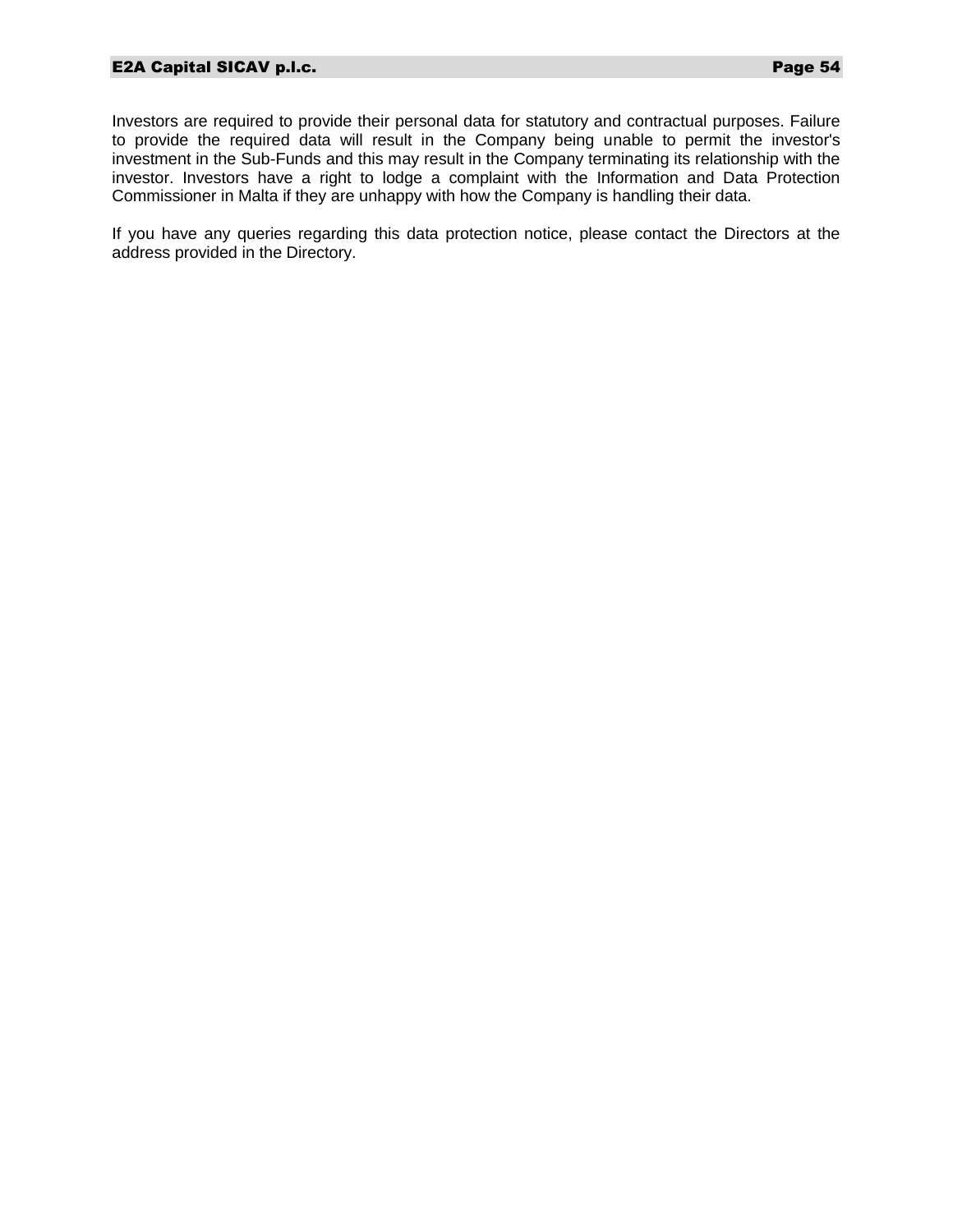Investors are required to provide their personal data for statutory and contractual purposes. Failure to provide the required data will result in the Company being unable to permit the investor's investment in the Sub-Funds and this may result in the Company terminating its relationship with the investor. Investors have a right to lodge a complaint with the Information and Data Protection Commissioner in Malta if they are unhappy with how the Company is handling their data.

If you have any queries regarding this data protection notice, please contact the Directors at the address provided in the Directory.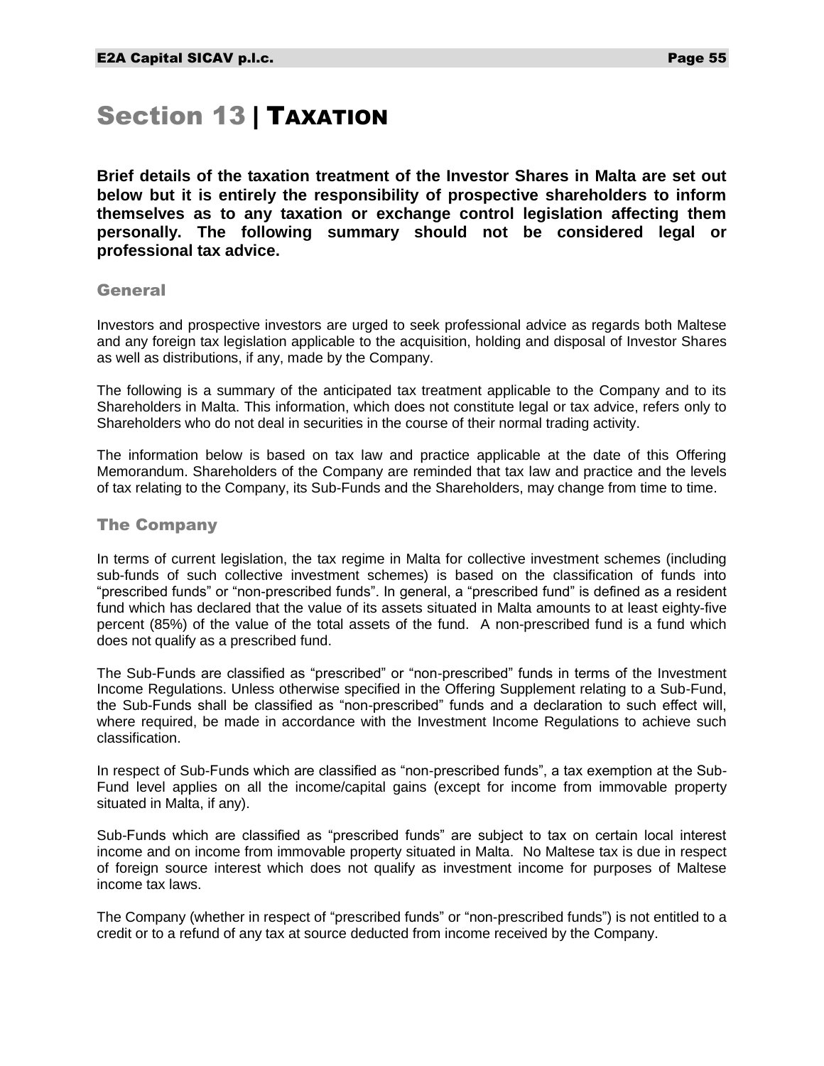# Section 13 | Taxation

**Brief details of the taxation treatment of the Investor Shares in Malta are set out below but it is entirely the responsibility of prospective shareholders to inform themselves as to any taxation or exchange control legislation affecting them personally. The following summary should not be considered legal or professional tax advice.**

## General

Investors and prospective investors are urged to seek professional advice as regards both Maltese and any foreign tax legislation applicable to the acquisition, holding and disposal of Investor Shares as well as distributions, if any, made by the Company.

The following is a summary of the anticipated tax treatment applicable to the Company and to its Shareholders in Malta. This information, which does not constitute legal or tax advice, refers only to Shareholders who do not deal in securities in the course of their normal trading activity.

The information below is based on tax law and practice applicable at the date of this Offering Memorandum. Shareholders of the Company are reminded that tax law and practice and the levels of tax relating to the Company, its Sub-Funds and the Shareholders, may change from time to time.

## The Company

In terms of current legislation, the tax regime in Malta for collective investment schemes (including sub-funds of such collective investment schemes) is based on the classification of funds into "prescribed funds" or "non-prescribed funds". In general, a "prescribed fund" is defined as a resident fund which has declared that the value of its assets situated in Malta amounts to at least eighty-five percent (85%) of the value of the total assets of the fund. A non-prescribed fund is a fund which does not qualify as a prescribed fund.

The Sub-Funds are classified as "prescribed" or "non-prescribed" funds in terms of the Investment Income Regulations. Unless otherwise specified in the Offering Supplement relating to a Sub-Fund, the Sub-Funds shall be classified as "non-prescribed" funds and a declaration to such effect will, where required, be made in accordance with the Investment Income Regulations to achieve such classification.

In respect of Sub-Funds which are classified as "non-prescribed funds", a tax exemption at the Sub-Fund level applies on all the income/capital gains (except for income from immovable property situated in Malta, if any).

Sub-Funds which are classified as "prescribed funds" are subject to tax on certain local interest income and on income from immovable property situated in Malta. No Maltese tax is due in respect of foreign source interest which does not qualify as investment income for purposes of Maltese income tax laws.

The Company (whether in respect of "prescribed funds" or "non-prescribed funds") is not entitled to a credit or to a refund of any tax at source deducted from income received by the Company.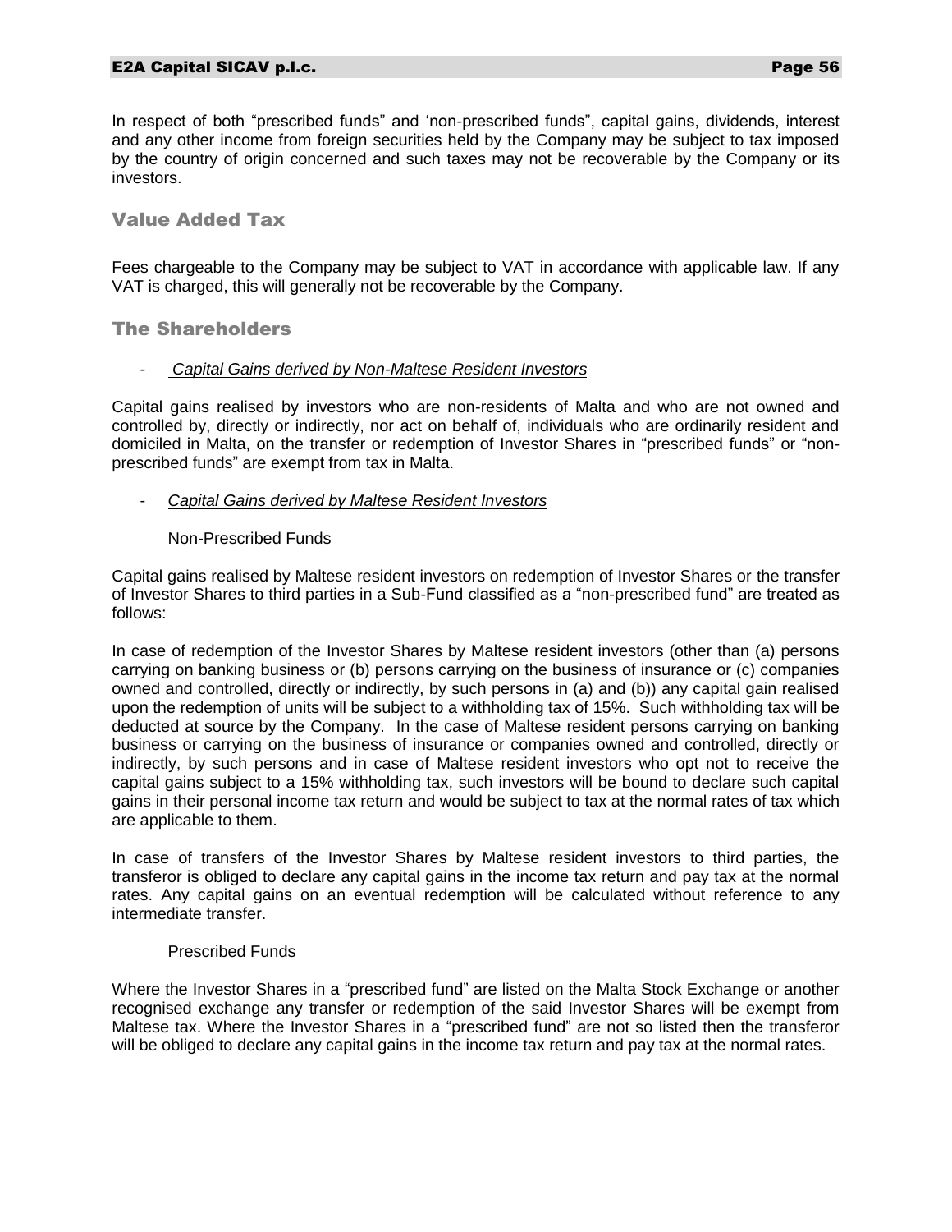In respect of both "prescribed funds" and 'non-prescribed funds", capital gains, dividends, interest and any other income from foreign securities held by the Company may be subject to tax imposed by the country of origin concerned and such taxes may not be recoverable by the Company or its investors.

## Value Added Tax

Fees chargeable to the Company may be subject to VAT in accordance with applicable law. If any VAT is charged, this will generally not be recoverable by the Company.

## The Shareholders

- *Capital Gains derived by Non-Maltese Resident Investors*

Capital gains realised by investors who are non-residents of Malta and who are not owned and controlled by, directly or indirectly, nor act on behalf of, individuals who are ordinarily resident and domiciled in Malta, on the transfer or redemption of Investor Shares in "prescribed funds" or "non-prescribed funds" are exempt from tax in Malta.

- *Capital Gains derived by Maltese Resident Investors*

Non-Prescribed Funds

Capital gains realised by Maltese resident investors on redemption of Investor Shares or the transfer of Investor Shares to third parties in a Sub-Fund classified as a "non-prescribed fund" are treated as follows:

In case of redemption of the Investor Shares by Maltese resident investors (other than (a) persons carrying on banking business or (b) persons carrying on the business of insurance or (c) companies owned and controlled, directly or indirectly, by such persons in (a) and (b)) any capital gain realised upon the redemption of units will be subject to a withholding tax of 15%. Such withholding tax will be deducted at source by the Company. In the case of Maltese resident persons carrying on banking business or carrying on the business of insurance or companies owned and controlled, directly or indirectly, by such persons and in case of Maltese resident investors who opt not to receive the capital gains subject to a 15% withholding tax, such investors will be bound to declare such capital gains in their personal income tax return and would be subject to tax at the normal rates of tax which are applicable to them.

In case of transfers of the Investor Shares by Maltese resident investors to third parties, the transferor is obliged to declare any capital gains in the income tax return and pay tax at the normal rates. Any capital gains on an eventual redemption will be calculated without reference to any intermediate transfer.

Prescribed Funds

Where the Investor Shares in a "prescribed fund" are listed on the Malta Stock Exchange or another recognised exchange any transfer or redemption of the said Investor Shares will be exempt from Maltese tax. Where the Investor Shares in a "prescribed fund" are not so listed then the transferor will be obliged to declare any capital gains in the income tax return and pay tax at the normal rates.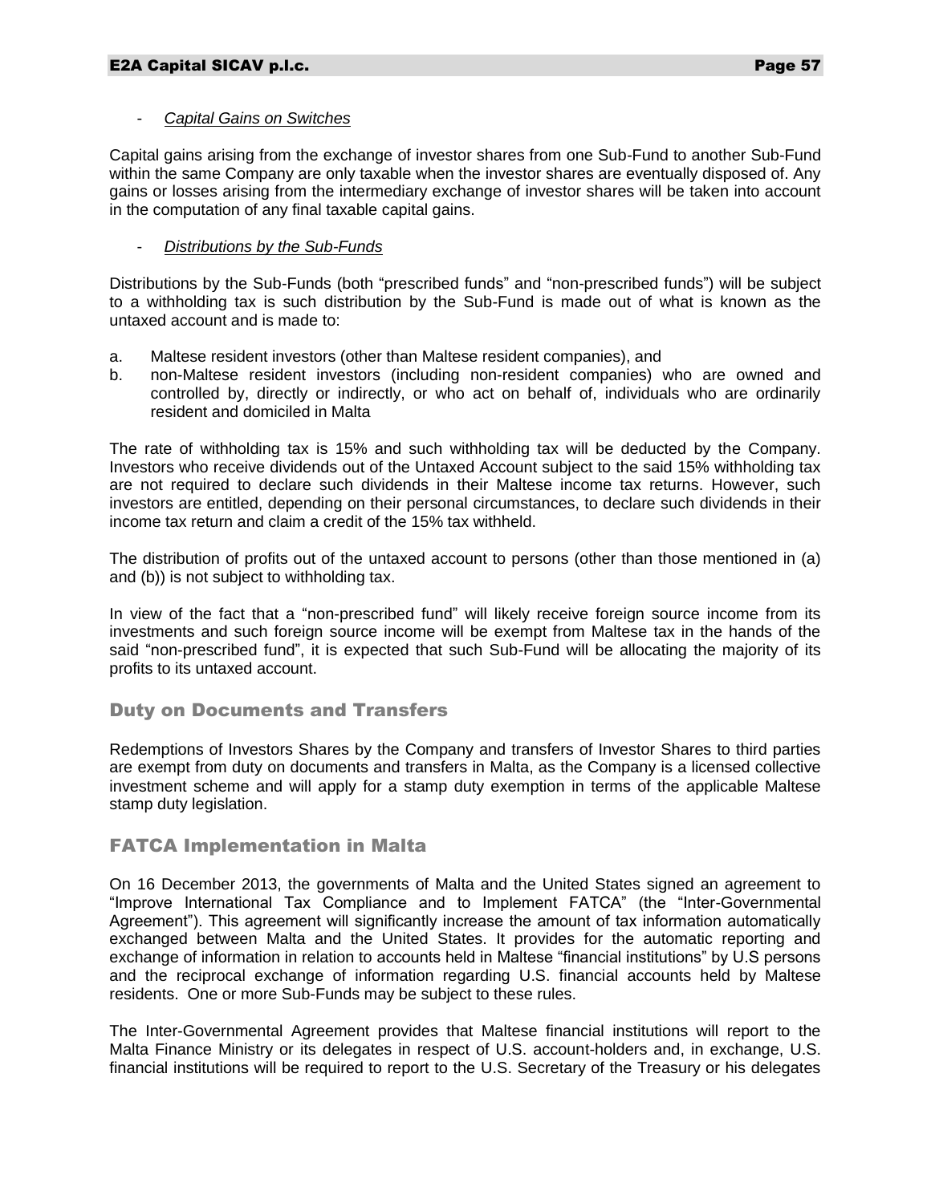- *Capital Gains on Switches*

Capital gains arising from the exchange of investor shares from one Sub-Fund to another Sub-Fund within the same Company are only taxable when the investor shares are eventually disposed of. Any gains or losses arising from the intermediary exchange of investor shares will be taken into account in the computation of any final taxable capital gains.

- *Distributions by the Sub-Funds*

Distributions by the Sub-Funds (both "prescribed funds" and "non-prescribed funds") will be subject to a withholding tax is such distribution by the Sub-Fund is made out of what is known as the untaxed account and is made to:

a. Maltese resident investors (other than Maltese resident companies), and
b. non-Maltese resident investors (including non-resident companies) who are owned and controlled by, directly or indirectly, or who act on behalf of, individuals who are ordinarily resident and domiciled in Malta

The rate of withholding tax is 15% and such withholding tax will be deducted by the Company. Investors who receive dividends out of the Untaxed Account subject to the said 15% withholding tax are not required to declare such dividends in their Maltese income tax returns. However, such investors are entitled, depending on their personal circumstances, to declare such dividends in their income tax return and claim a credit of the 15% tax withheld.

The distribution of profits out of the untaxed account to persons (other than those mentioned in (a) and (b)) is not subject to withholding tax.

In view of the fact that a "non-prescribed fund" will likely receive foreign source income from its investments and such foreign source income will be exempt from Maltese tax in the hands of the said "non-prescribed fund", it is expected that such Sub-Fund will be allocating the majority of its profits to its untaxed account.

## Duty on Documents and Transfers

Redemptions of Investors Shares by the Company and transfers of Investor Shares to third parties are exempt from duty on documents and transfers in Malta, as the Company is a licensed collective investment scheme and will apply for a stamp duty exemption in terms of the applicable Maltese stamp duty legislation.

## FATCA Implementation in Malta

On 16 December 2013, the governments of Malta and the United States signed an agreement to "Improve International Tax Compliance and to Implement FATCA" (the "Inter-Governmental Agreement"). This agreement will significantly increase the amount of tax information automatically exchanged between Malta and the United States. It provides for the automatic reporting and exchange of information in relation to accounts held in Maltese "financial institutions" by U.S persons and the reciprocal exchange of information regarding U.S. financial accounts held by Maltese residents. One or more Sub-Funds may be subject to these rules.

The Inter-Governmental Agreement provides that Maltese financial institutions will report to the Malta Finance Ministry or its delegates in respect of U.S. account-holders and, in exchange, U.S. financial institutions will be required to report to the U.S. Secretary of the Treasury or his delegates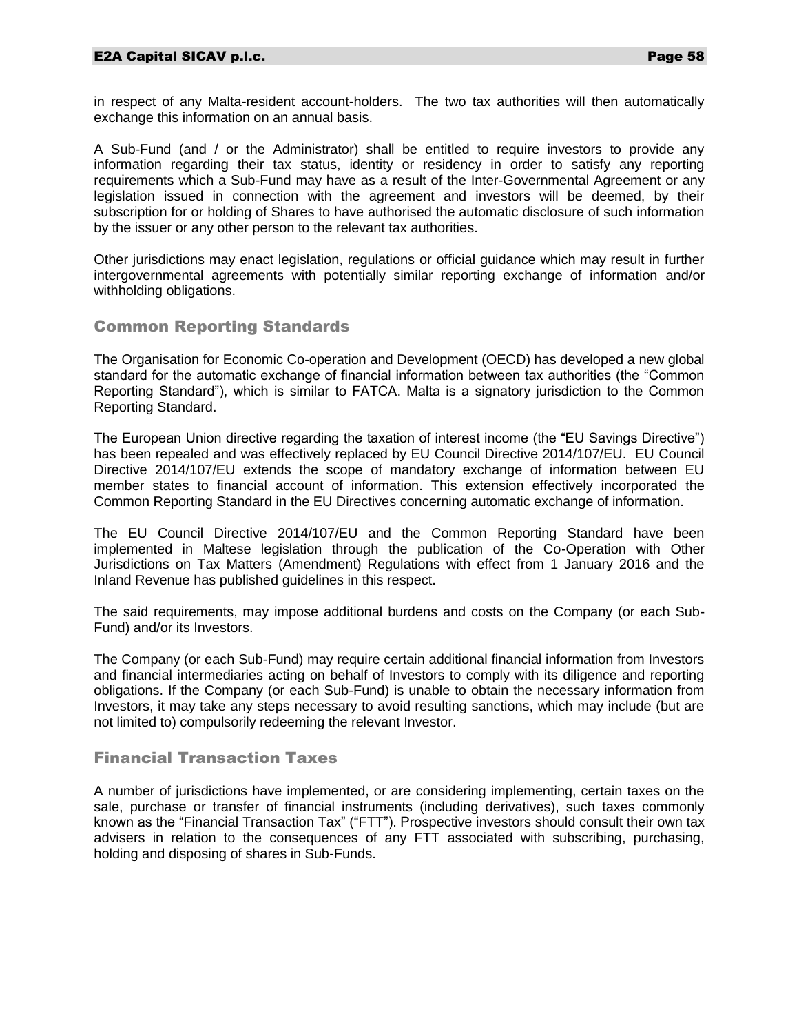in respect of any Malta-resident account-holders. The two tax authorities will then automatically exchange this information on an annual basis.

A Sub-Fund (and / or the Administrator) shall be entitled to require investors to provide any information regarding their tax status, identity or residency in order to satisfy any reporting requirements which a Sub-Fund may have as a result of the Inter-Governmental Agreement or any legislation issued in connection with the agreement and investors will be deemed, by their subscription for or holding of Shares to have authorised the automatic disclosure of such information by the issuer or any other person to the relevant tax authorities.

Other jurisdictions may enact legislation, regulations or official guidance which may result in further intergovernmental agreements with potentially similar reporting exchange of information and/or withholding obligations.

## Common Reporting Standards

The Organisation for Economic Co-operation and Development (OECD) has developed a new global standard for the automatic exchange of financial information between tax authorities (the "Common Reporting Standard"), which is similar to FATCA. Malta is a signatory jurisdiction to the Common Reporting Standard.

The European Union directive regarding the taxation of interest income (the "EU Savings Directive") has been repealed and was effectively replaced by EU Council Directive 2014/107/EU. EU Council Directive 2014/107/EU extends the scope of mandatory exchange of information between EU member states to financial account of information. This extension effectively incorporated the Common Reporting Standard in the EU Directives concerning automatic exchange of information.

The EU Council Directive 2014/107/EU and the Common Reporting Standard have been implemented in Maltese legislation through the publication of the Co-Operation with Other Jurisdictions on Tax Matters (Amendment) Regulations with effect from 1 January 2016 and the Inland Revenue has published guidelines in this respect.

The said requirements, may impose additional burdens and costs on the Company (or each Sub-Fund) and/or its Investors.

The Company (or each Sub-Fund) may require certain additional financial information from Investors and financial intermediaries acting on behalf of Investors to comply with its diligence and reporting obligations. If the Company (or each Sub-Fund) is unable to obtain the necessary information from Investors, it may take any steps necessary to avoid resulting sanctions, which may include (but are not limited to) compulsorily redeeming the relevant Investor.

## Financial Transaction Taxes

A number of jurisdictions have implemented, or are considering implementing, certain taxes on the sale, purchase or transfer of financial instruments (including derivatives), such taxes commonly known as the "Financial Transaction Tax" ("FTT"). Prospective investors should consult their own tax advisers in relation to the consequences of any FTT associated with subscribing, purchasing, holding and disposing of shares in Sub-Funds.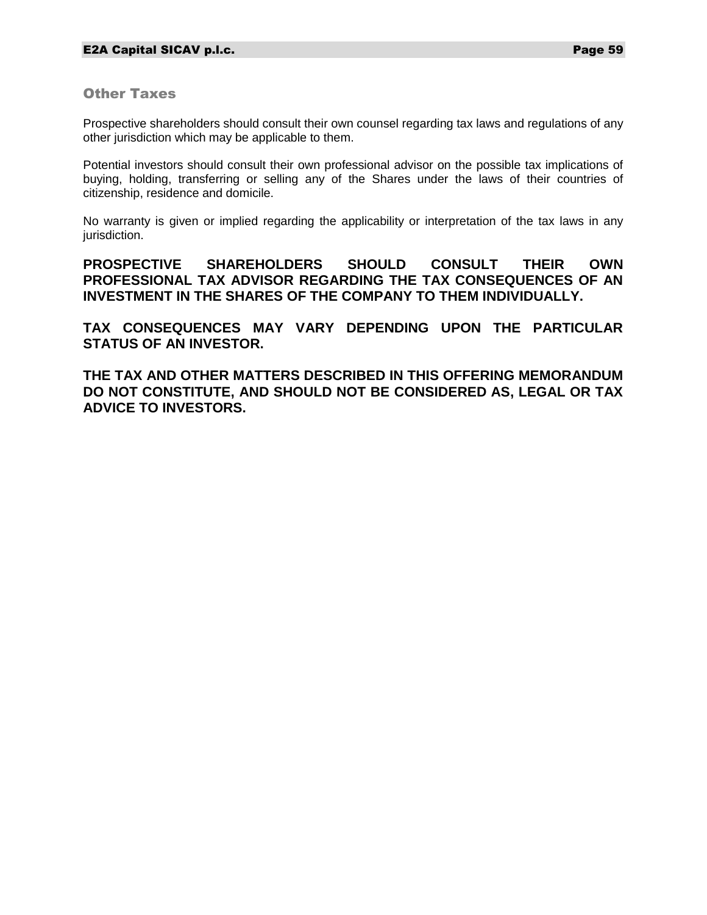## Other Taxes

Prospective shareholders should consult their own counsel regarding tax laws and regulations of any other jurisdiction which may be applicable to them.

Potential investors should consult their own professional advisor on the possible tax implications of buying, holding, transferring or selling any of the Shares under the laws of their countries of citizenship, residence and domicile.

No warranty is given or implied regarding the applicability or interpretation of the tax laws in any jurisdiction.

**PROSPECTIVE SHAREHOLDERS SHOULD CONSULT THEIR OWN PROFESSIONAL TAX ADVISOR REGARDING THE TAX CONSEQUENCES OF AN INVESTMENT IN THE SHARES OF THE COMPANY TO THEM INDIVIDUALLY.**

**TAX CONSEQUENCES MAY VARY DEPENDING UPON THE PARTICULAR STATUS OF AN INVESTOR.**

**THE TAX AND OTHER MATTERS DESCRIBED IN THIS OFFERING MEMORANDUM DO NOT CONSTITUTE, AND SHOULD NOT BE CONSIDERED AS, LEGAL OR TAX ADVICE TO INVESTORS.**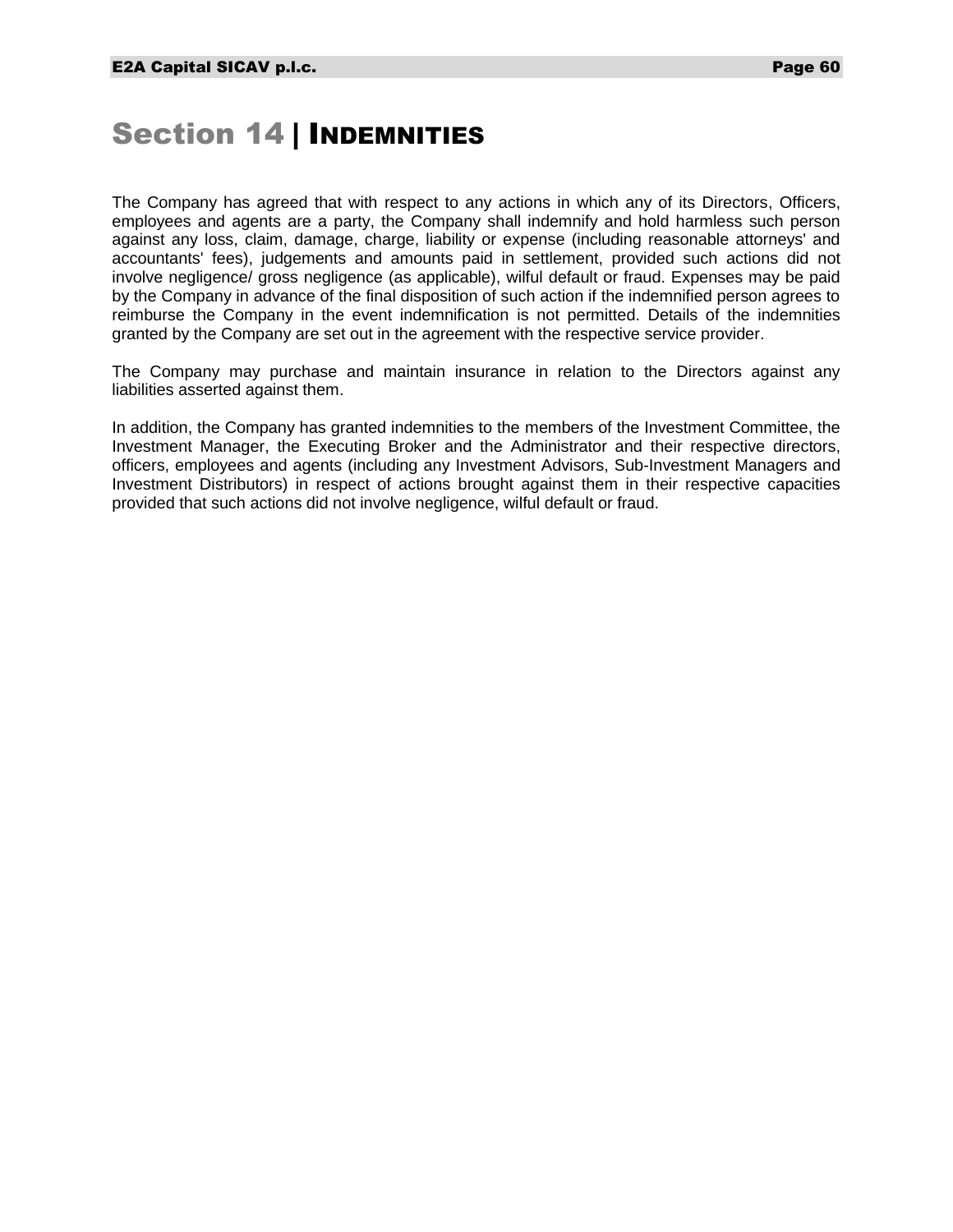# Section 14 | INDEMNITIES

The Company has agreed that with respect to any actions in which any of its Directors, Officers, employees and agents are a party, the Company shall indemnify and hold harmless such person against any loss, claim, damage, charge, liability or expense (including reasonable attorneys' and accountants' fees), judgements and amounts paid in settlement, provided such actions did not involve negligence/ gross negligence (as applicable), wilful default or fraud. Expenses may be paid by the Company in advance of the final disposition of such action if the indemnified person agrees to reimburse the Company in the event indemnification is not permitted. Details of the indemnities granted by the Company are set out in the agreement with the respective service provider.

The Company may purchase and maintain insurance in relation to the Directors against any liabilities asserted against them.

In addition, the Company has granted indemnities to the members of the Investment Committee, the Investment Manager, the Executing Broker and the Administrator and their respective directors, officers, employees and agents (including any Investment Advisors, Sub-Investment Managers and Investment Distributors) in respect of actions brought against them in their respective capacities provided that such actions did not involve negligence, wilful default or fraud.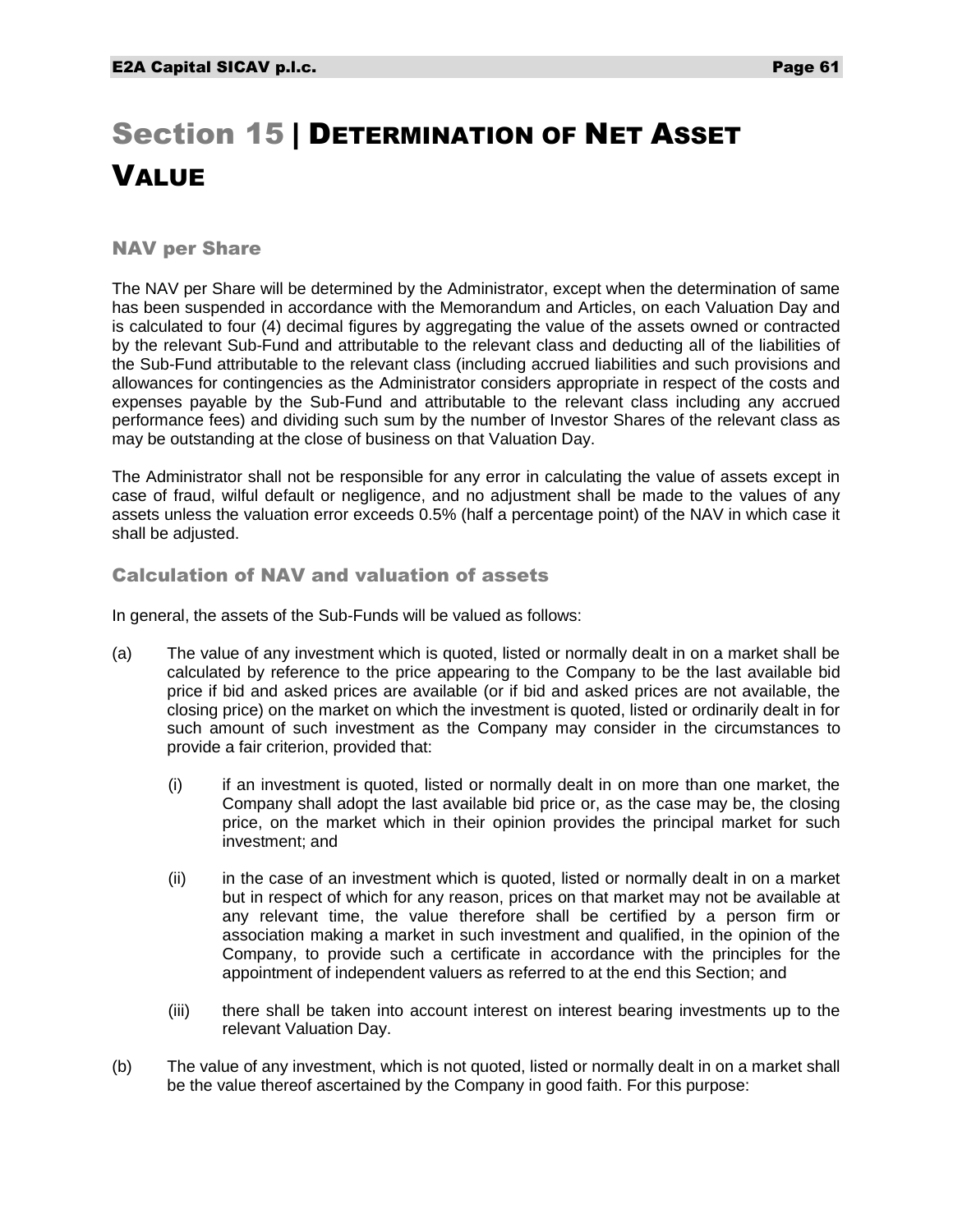# Section 15 | Determination of Net Asset Value

## NAV per Share

The NAV per Share will be determined by the Administrator, except when the determination of same has been suspended in accordance with the Memorandum and Articles, on each Valuation Day and is calculated to four (4) decimal figures by aggregating the value of the assets owned or contracted by the relevant Sub-Fund and attributable to the relevant class and deducting all of the liabilities of the Sub-Fund attributable to the relevant class (including accrued liabilities and such provisions and allowances for contingencies as the Administrator considers appropriate in respect of the costs and expenses payable by the Sub-Fund and attributable to the relevant class including any accrued performance fees) and dividing such sum by the number of Investor Shares of the relevant class as may be outstanding at the close of business on that Valuation Day.

The Administrator shall not be responsible for any error in calculating the value of assets except in case of fraud, wilful default or negligence, and no adjustment shall be made to the values of any assets unless the valuation error exceeds 0.5% (half a percentage point) of the NAV in which case it shall be adjusted.

## Calculation of NAV and valuation of assets

In general, the assets of the Sub-Funds will be valued as follows:

(a) The value of any investment which is quoted, listed or normally dealt in on a market shall be calculated by reference to the price appearing to the Company to be the last available bid price if bid and asked prices are available (or if bid and asked prices are not available, the closing price) on the market on which the investment is quoted, listed or ordinarily dealt in for such amount of such investment as the Company may consider in the circumstances to provide a fair criterion, provided that:

   (i) if an investment is quoted, listed or normally dealt in on more than one market, the Company shall adopt the last available bid price or, as the case may be, the closing price, on the market which in their opinion provides the principal market for such investment; and

   (ii) in the case of an investment which is quoted, listed or normally dealt in on a market but in respect of which for any reason, prices on that market may not be available at any relevant time, the value therefore shall be certified by a person firm or association making a market in such investment and qualified, in the opinion of the Company, to provide such a certificate in accordance with the principles for the appointment of independent valuers as referred to at the end this Section; and

   (iii) there shall be taken into account interest on interest bearing investments up to the relevant Valuation Day.

(b) The value of any investment, which is not quoted, listed or normally dealt in on a market shall be the value thereof ascertained by the Company in good faith. For this purpose: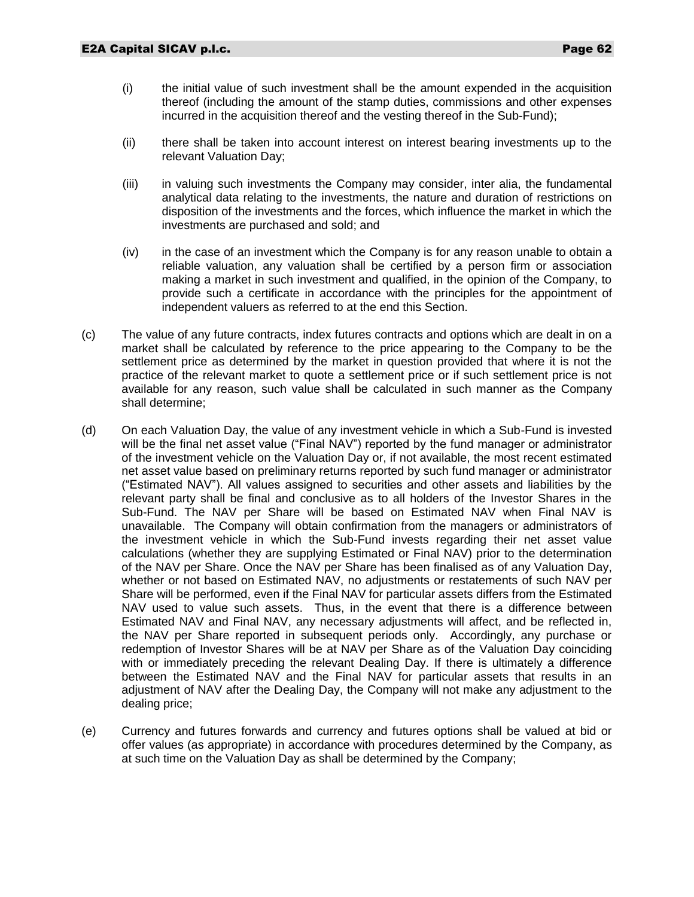(i) the initial value of such investment shall be the amount expended in the acquisition thereof (including the amount of the stamp duties, commissions and other expenses incurred in the acquisition thereof and the vesting thereof in the Sub-Fund);

(ii) there shall be taken into account interest on interest bearing investments up to the relevant Valuation Day;

(iii) in valuing such investments the Company may consider, inter alia, the fundamental analytical data relating to the investments, the nature and duration of restrictions on disposition of the investments and the forces, which influence the market in which the investments are purchased and sold; and

(iv) in the case of an investment which the Company is for any reason unable to obtain a reliable valuation, any valuation shall be certified by a person firm or association making a market in such investment and qualified, in the opinion of the Company, to provide such a certificate in accordance with the principles for the appointment of independent valuers as referred to at the end this Section.

(c) The value of any future contracts, index futures contracts and options which are dealt in on a market shall be calculated by reference to the price appearing to the Company to be the settlement price as determined by the market in question provided that where it is not the practice of the relevant market to quote a settlement price or if such settlement price is not available for any reason, such value shall be calculated in such manner as the Company shall determine;

(d) On each Valuation Day, the value of any investment vehicle in which a Sub-Fund is invested will be the final net asset value ("Final NAV") reported by the fund manager or administrator of the investment vehicle on the Valuation Day or, if not available, the most recent estimated net asset value based on preliminary returns reported by such fund manager or administrator ("Estimated NAV"). All values assigned to securities and other assets and liabilities by the relevant party shall be final and conclusive as to all holders of the Investor Shares in the Sub-Fund. The NAV per Share will be based on Estimated NAV when Final NAV is unavailable. The Company will obtain confirmation from the managers or administrators of the investment vehicle in which the Sub-Fund invests regarding their net asset value calculations (whether they are supplying Estimated or Final NAV) prior to the determination of the NAV per Share. Once the NAV per Share has been finalised as of any Valuation Day, whether or not based on Estimated NAV, no adjustments or restatements of such NAV per Share will be performed, even if the Final NAV for particular assets differs from the Estimated NAV used to value such assets. Thus, in the event that there is a difference between Estimated NAV and Final NAV, any necessary adjustments will affect, and be reflected in, the NAV per Share reported in subsequent periods only. Accordingly, any purchase or redemption of Investor Shares will be at NAV per Share as of the Valuation Day coinciding with or immediately preceding the relevant Dealing Day. If there is ultimately a difference between the Estimated NAV and the Final NAV for particular assets that results in an adjustment of NAV after the Dealing Day, the Company will not make any adjustment to the dealing price;

(e) Currency and futures forwards and currency and futures options shall be valued at bid or offer values (as appropriate) in accordance with procedures determined by the Company, as at such time on the Valuation Day as shall be determined by the Company;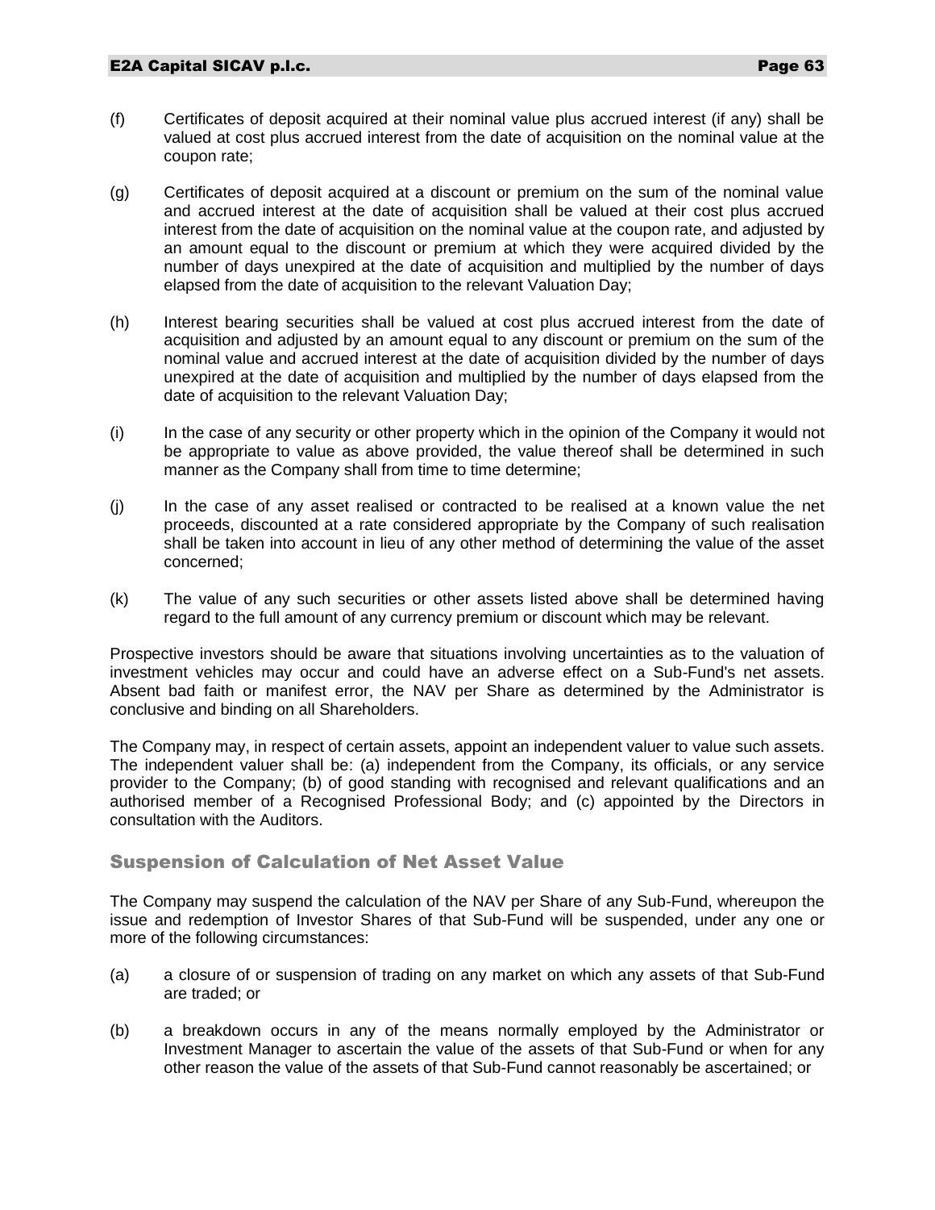(f) Certificates of deposit acquired at their nominal value plus accrued interest (if any) shall be valued at cost plus accrued interest from the date of acquisition on the nominal value at the coupon rate;

(g) Certificates of deposit acquired at a discount or premium on the sum of the nominal value and accrued interest at the date of acquisition shall be valued at their cost plus accrued interest from the date of acquisition on the nominal value at the coupon rate, and adjusted by an amount equal to the discount or premium at which they were acquired divided by the number of days unexpired at the date of acquisition and multiplied by the number of days elapsed from the date of acquisition to the relevant Valuation Day;

(h) Interest bearing securities shall be valued at cost plus accrued interest from the date of acquisition and adjusted by an amount equal to any discount or premium on the sum of the nominal value and accrued interest at the date of acquisition divided by the number of days unexpired at the date of acquisition and multiplied by the number of days elapsed from the date of acquisition to the relevant Valuation Day;

(i) In the case of any security or other property which in the opinion of the Company it would not be appropriate to value as above provided, the value thereof shall be determined in such manner as the Company shall from time to time determine;

(j) In the case of any asset realised or contracted to be realised at a known value the net proceeds, discounted at a rate considered appropriate by the Company of such realisation shall be taken into account in lieu of any other method of determining the value of the asset concerned;

(k) The value of any such securities or other assets listed above shall be determined having regard to the full amount of any currency premium or discount which may be relevant.

Prospective investors should be aware that situations involving uncertainties as to the valuation of investment vehicles may occur and could have an adverse effect on a Sub-Fund's net assets. Absent bad faith or manifest error, the NAV per Share as determined by the Administrator is conclusive and binding on all Shareholders.

The Company may, in respect of certain assets, appoint an independent valuer to value such assets. The independent valuer shall be: (a) independent from the Company, its officials, or any service provider to the Company; (b) of good standing with recognised and relevant qualifications and an authorised member of a Recognised Professional Body; and (c) appointed by the Directors in consultation with the Auditors.

## Suspension of Calculation of Net Asset Value

The Company may suspend the calculation of the NAV per Share of any Sub-Fund, whereupon the issue and redemption of Investor Shares of that Sub-Fund will be suspended, under any one or more of the following circumstances:

(a) a closure of or suspension of trading on any market on which any assets of that Sub-Fund are traded; or

(b) a breakdown occurs in any of the means normally employed by the Administrator or Investment Manager to ascertain the value of the assets of that Sub-Fund or when for any other reason the value of the assets of that Sub-Fund cannot reasonably be ascertained; or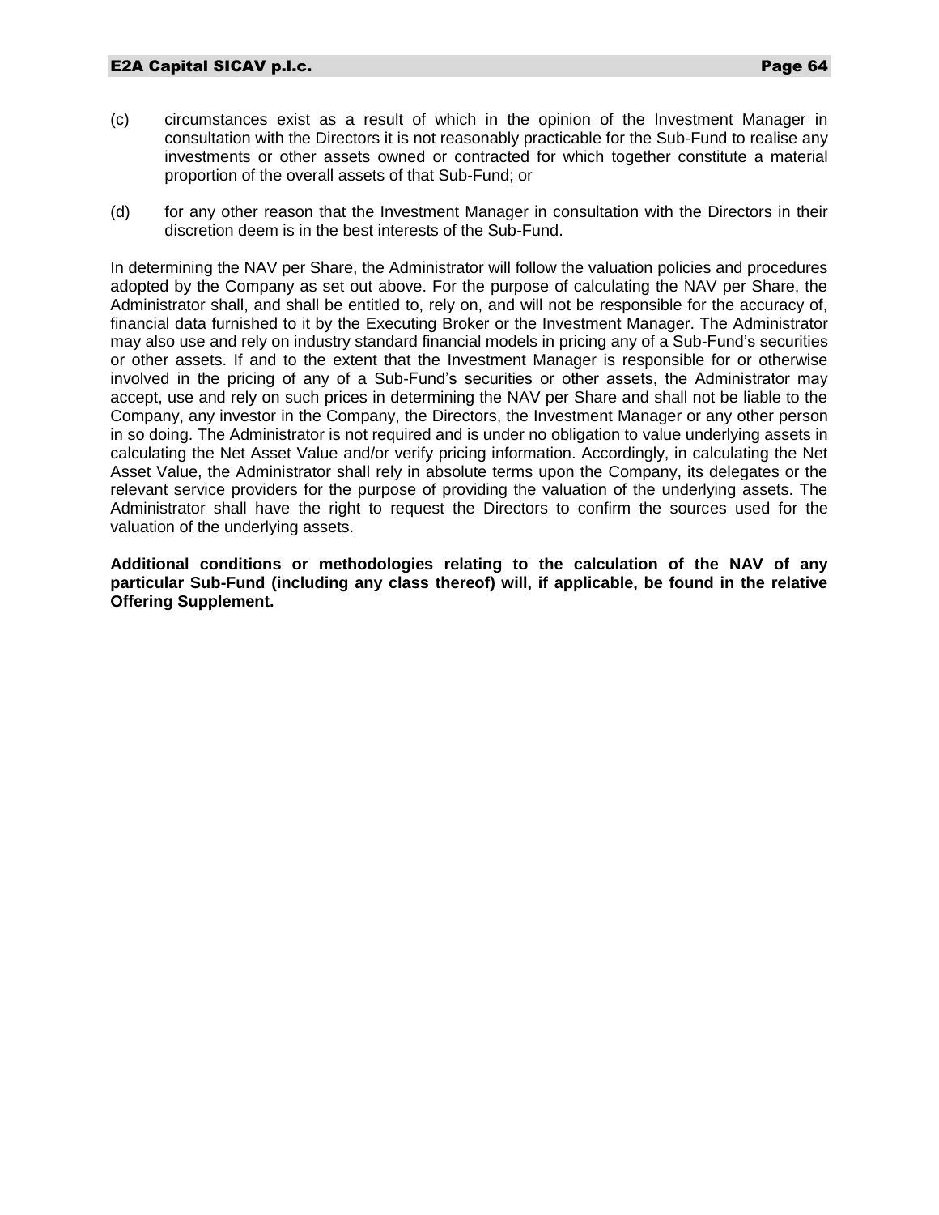(c) circumstances exist as a result of which in the opinion of the Investment Manager in consultation with the Directors it is not reasonably practicable for the Sub-Fund to realise any investments or other assets owned or contracted for which together constitute a material proportion of the overall assets of that Sub-Fund; or

(d) for any other reason that the Investment Manager in consultation with the Directors in their discretion deem is in the best interests of the Sub-Fund.

In determining the NAV per Share, the Administrator will follow the valuation policies and procedures adopted by the Company as set out above. For the purpose of calculating the NAV per Share, the Administrator shall, and shall be entitled to, rely on, and will not be responsible for the accuracy of, financial data furnished to it by the Executing Broker or the Investment Manager. The Administrator may also use and rely on industry standard financial models in pricing any of a Sub-Fund's securities or other assets. If and to the extent that the Investment Manager is responsible for or otherwise involved in the pricing of any of a Sub-Fund's securities or other assets, the Administrator may accept, use and rely on such prices in determining the NAV per Share and shall not be liable to the Company, any investor in the Company, the Directors, the Investment Manager or any other person in so doing. The Administrator is not required and is under no obligation to value underlying assets in calculating the Net Asset Value and/or verify pricing information. Accordingly, in calculating the Net Asset Value, the Administrator shall rely in absolute terms upon the Company, its delegates or the relevant service providers for the purpose of providing the valuation of the underlying assets. The Administrator shall have the right to request the Directors to confirm the sources used for the valuation of the underlying assets.

**Additional conditions or methodologies relating to the calculation of the NAV of any particular Sub-Fund (including any class thereof) will, if applicable, be found in the relative Offering Supplement.**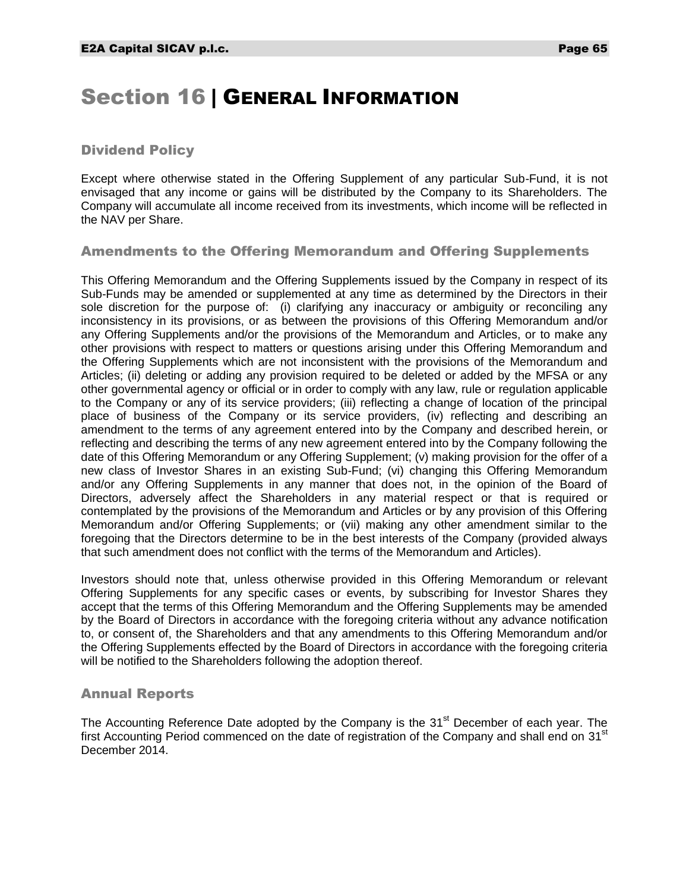# Section 16 | GENERAL INFORMATION

## Dividend Policy

Except where otherwise stated in the Offering Supplement of any particular Sub-Fund, it is not envisaged that any income or gains will be distributed by the Company to its Shareholders. The Company will accumulate all income received from its investments, which income will be reflected in the NAV per Share.

## Amendments to the Offering Memorandum and Offering Supplements

This Offering Memorandum and the Offering Supplements issued by the Company in respect of its Sub-Funds may be amended or supplemented at any time as determined by the Directors in their sole discretion for the purpose of: (i) clarifying any inaccuracy or ambiguity or reconciling any inconsistency in its provisions, or as between the provisions of this Offering Memorandum and/or any Offering Supplements and/or the provisions of the Memorandum and Articles, or to make any other provisions with respect to matters or questions arising under this Offering Memorandum and the Offering Supplements which are not inconsistent with the provisions of the Memorandum and Articles; (ii) deleting or adding any provision required to be deleted or added by the MFSA or any other governmental agency or official or in order to comply with any law, rule or regulation applicable to the Company or any of its service providers; (iii) reflecting a change of location of the principal place of business of the Company or its service providers, (iv) reflecting and describing an amendment to the terms of any agreement entered into by the Company and described herein, or reflecting and describing the terms of any new agreement entered into by the Company following the date of this Offering Memorandum or any Offering Supplement; (v) making provision for the offer of a new class of Investor Shares in an existing Sub-Fund; (vi) changing this Offering Memorandum and/or any Offering Supplements in any manner that does not, in the opinion of the Board of Directors, adversely affect the Shareholders in any material respect or that is required or contemplated by the provisions of the Memorandum and Articles or by any provision of this Offering Memorandum and/or Offering Supplements; or (vii) making any other amendment similar to the foregoing that the Directors determine to be in the best interests of the Company (provided always that such amendment does not conflict with the terms of the Memorandum and Articles).

Investors should note that, unless otherwise provided in this Offering Memorandum or relevant Offering Supplements for any specific cases or events, by subscribing for Investor Shares they accept that the terms of this Offering Memorandum and the Offering Supplements may be amended by the Board of Directors in accordance with the foregoing criteria without any advance notification to, or consent of, the Shareholders and that any amendments to this Offering Memorandum and/or the Offering Supplements effected by the Board of Directors in accordance with the foregoing criteria will be notified to the Shareholders following the adoption thereof.

## Annual Reports

The Accounting Reference Date adopted by the Company is the 31st December of each year. The first Accounting Period commenced on the date of registration of the Company and shall end on 31st December 2014.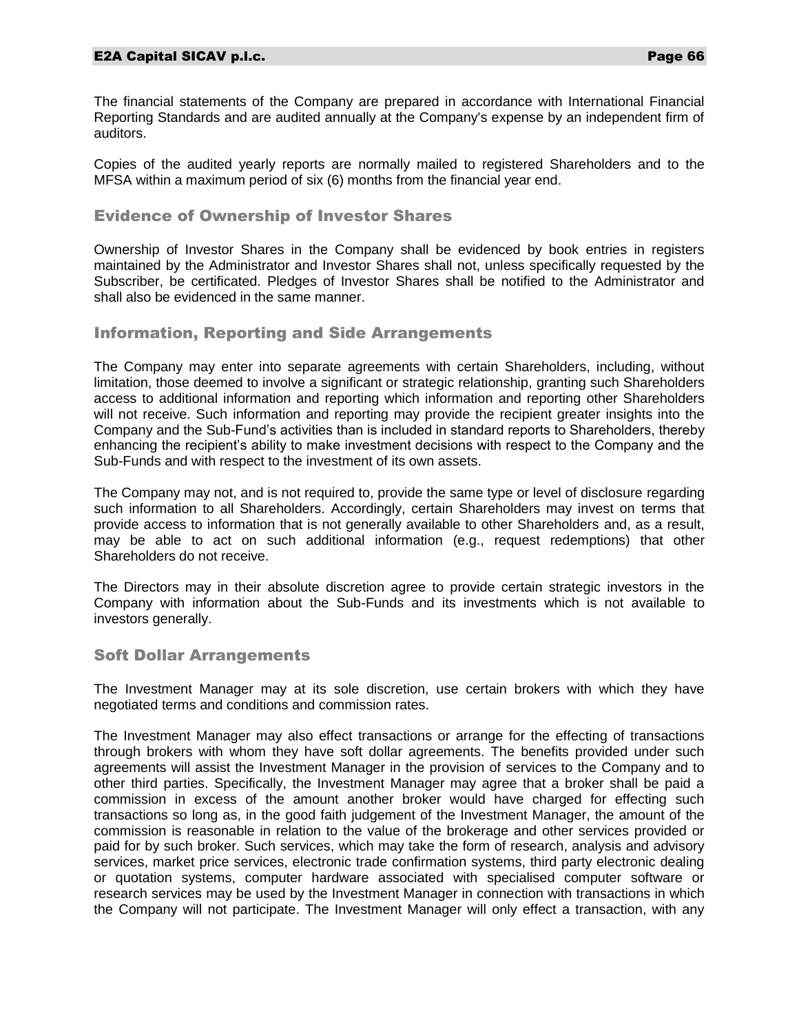The financial statements of the Company are prepared in accordance with International Financial Reporting Standards and are audited annually at the Company's expense by an independent firm of auditors.

Copies of the audited yearly reports are normally mailed to registered Shareholders and to the MFSA within a maximum period of six (6) months from the financial year end.

## Evidence of Ownership of Investor Shares

Ownership of Investor Shares in the Company shall be evidenced by book entries in registers maintained by the Administrator and Investor Shares shall not, unless specifically requested by the Subscriber, be certificated. Pledges of Investor Shares shall be notified to the Administrator and shall also be evidenced in the same manner.

## Information, Reporting and Side Arrangements

The Company may enter into separate agreements with certain Shareholders, including, without limitation, those deemed to involve a significant or strategic relationship, granting such Shareholders access to additional information and reporting which information and reporting other Shareholders will not receive. Such information and reporting may provide the recipient greater insights into the Company and the Sub-Fund's activities than is included in standard reports to Shareholders, thereby enhancing the recipient's ability to make investment decisions with respect to the Company and the Sub-Funds and with respect to the investment of its own assets.

The Company may not, and is not required to, provide the same type or level of disclosure regarding such information to all Shareholders. Accordingly, certain Shareholders may invest on terms that provide access to information that is not generally available to other Shareholders and, as a result, may be able to act on such additional information (e.g., request redemptions) that other Shareholders do not receive.

The Directors may in their absolute discretion agree to provide certain strategic investors in the Company with information about the Sub-Funds and its investments which is not available to investors generally.

## Soft Dollar Arrangements

The Investment Manager may at its sole discretion, use certain brokers with which they have negotiated terms and conditions and commission rates.

The Investment Manager may also effect transactions or arrange for the effecting of transactions through brokers with whom they have soft dollar agreements. The benefits provided under such agreements will assist the Investment Manager in the provision of services to the Company and to other third parties. Specifically, the Investment Manager may agree that a broker shall be paid a commission in excess of the amount another broker would have charged for effecting such transactions so long as, in the good faith judgement of the Investment Manager, the amount of the commission is reasonable in relation to the value of the brokerage and other services provided or paid for by such broker. Such services, which may take the form of research, analysis and advisory services, market price services, electronic trade confirmation systems, third party electronic dealing or quotation systems, computer hardware associated with specialised computer software or research services may be used by the Investment Manager in connection with transactions in which the Company will not participate. The Investment Manager will only effect a transaction, with any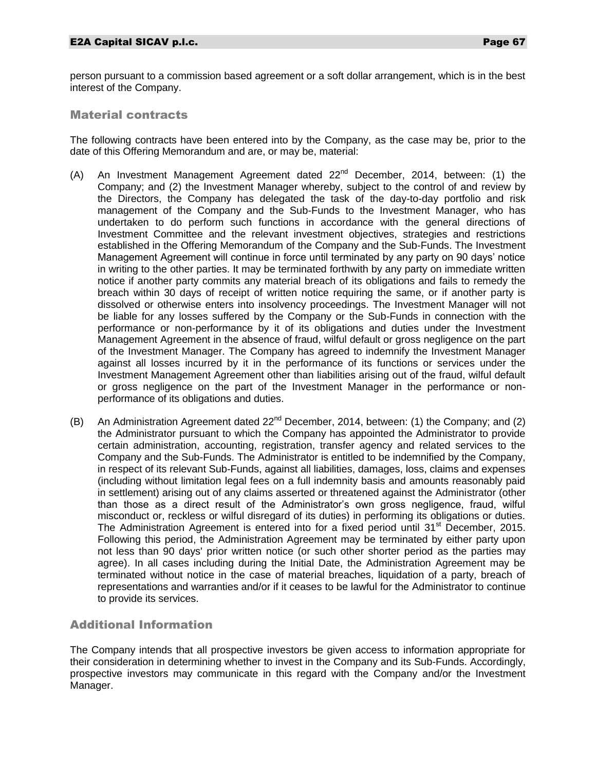person pursuant to a commission based agreement or a soft dollar arrangement, which is in the best interest of the Company.

## Material contracts

The following contracts have been entered into by the Company, as the case may be, prior to the date of this Offering Memorandum and are, or may be, material:

(A) An Investment Management Agreement dated 22nd December, 2014, between: (1) the Company; and (2) the Investment Manager whereby, subject to the control of and review by the Directors, the Company has delegated the task of the day-to-day portfolio and risk management of the Company and the Sub-Funds to the Investment Manager, who has undertaken to do perform such functions in accordance with the general directions of Investment Committee and the relevant investment objectives, strategies and restrictions established in the Offering Memorandum of the Company and the Sub-Funds. The Investment Management Agreement will continue in force until terminated by any party on 90 days' notice in writing to the other parties. It may be terminated forthwith by any party on immediate written notice if another party commits any material breach of its obligations and fails to remedy the breach within 30 days of receipt of written notice requiring the same, or if another party is dissolved or otherwise enters into insolvency proceedings. The Investment Manager will not be liable for any losses suffered by the Company or the Sub-Funds in connection with the performance or non-performance by it of its obligations and duties under the Investment Management Agreement in the absence of fraud, wilful default or gross negligence on the part of the Investment Manager. The Company has agreed to indemnify the Investment Manager against all losses incurred by it in the performance of its functions or services under the Investment Management Agreement other than liabilities arising out of the fraud, wilful default or gross negligence on the part of the Investment Manager in the performance or non-performance of its obligations and duties.

(B) An Administration Agreement dated 22nd December, 2014, between: (1) the Company; and (2) the Administrator pursuant to which the Company has appointed the Administrator to provide certain administration, accounting, registration, transfer agency and related services to the Company and the Sub-Funds. The Administrator is entitled to be indemnified by the Company, in respect of its relevant Sub-Funds, against all liabilities, damages, loss, claims and expenses (including without limitation legal fees on a full indemnity basis and amounts reasonably paid in settlement) arising out of any claims asserted or threatened against the Administrator (other than those as a direct result of the Administrator's own gross negligence, fraud, wilful misconduct or, reckless or wilful disregard of its duties) in performing its obligations or duties. The Administration Agreement is entered into for a fixed period until 31st December, 2015. Following this period, the Administration Agreement may be terminated by either party upon not less than 90 days' prior written notice (or such other shorter period as the parties may agree). In all cases including during the Initial Date, the Administration Agreement may be terminated without notice in the case of material breaches, liquidation of a party, breach of representations and warranties and/or if it ceases to be lawful for the Administrator to continue to provide its services.

## Additional Information

The Company intends that all prospective investors be given access to information appropriate for their consideration in determining whether to invest in the Company and its Sub-Funds. Accordingly, prospective investors may communicate in this regard with the Company and/or the Investment Manager.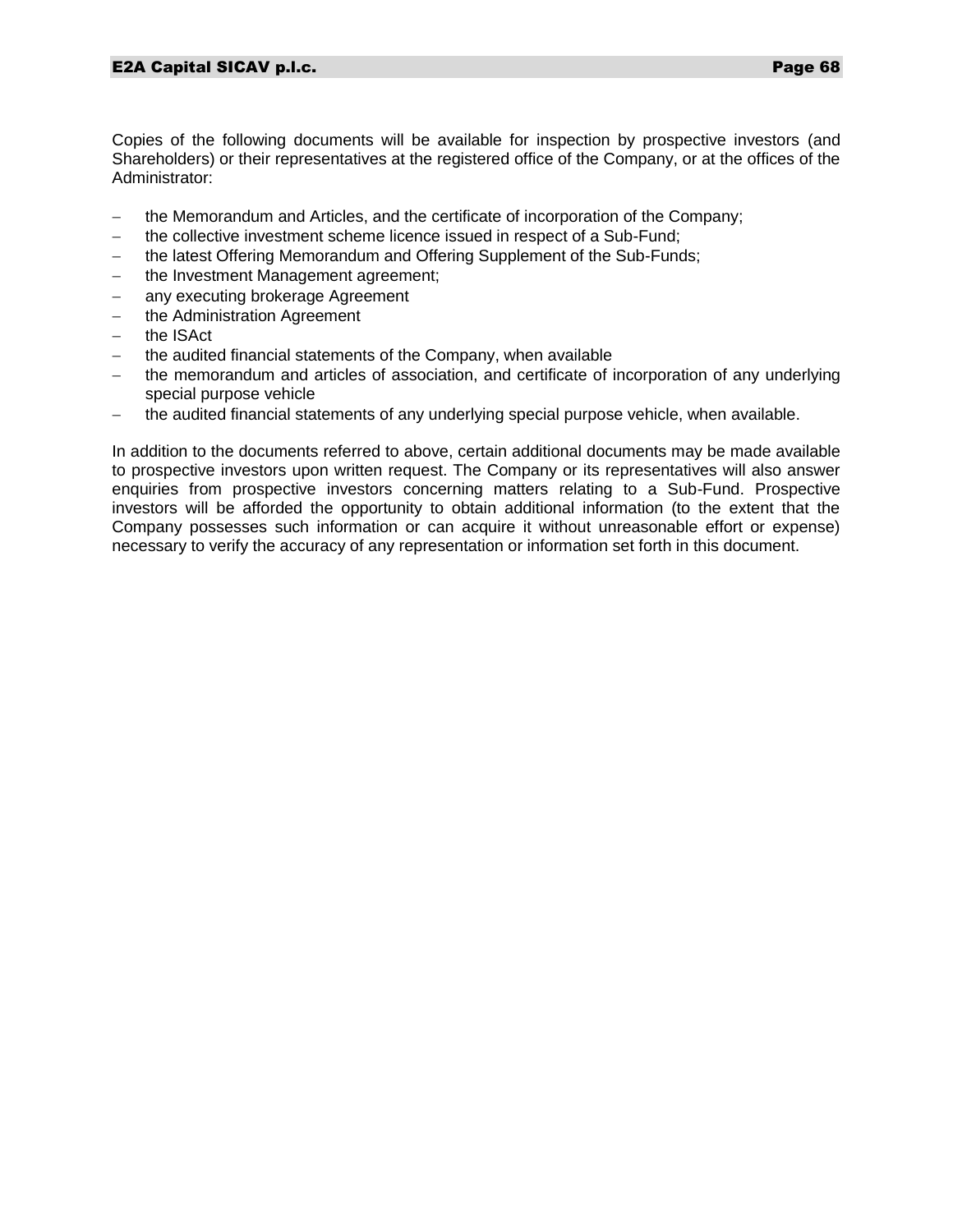Copies of the following documents will be available for inspection by prospective investors (and Shareholders) or their representatives at the registered office of the Company, or at the offices of the Administrator:

- the Memorandum and Articles, and the certificate of incorporation of the Company;
- the collective investment scheme licence issued in respect of a Sub-Fund;
- the latest Offering Memorandum and Offering Supplement of the Sub-Funds;
- the Investment Management agreement;
- any executing brokerage Agreement
- the Administration Agreement
- the ISAct
- the audited financial statements of the Company, when available
- the memorandum and articles of association, and certificate of incorporation of any underlying special purpose vehicle
- the audited financial statements of any underlying special purpose vehicle, when available.

In addition to the documents referred to above, certain additional documents may be made available to prospective investors upon written request. The Company or its representatives will also answer enquiries from prospective investors concerning matters relating to a Sub-Fund. Prospective investors will be afforded the opportunity to obtain additional information (to the extent that the Company possesses such information or can acquire it without unreasonable effort or expense) necessary to verify the accuracy of any representation or information set forth in this document.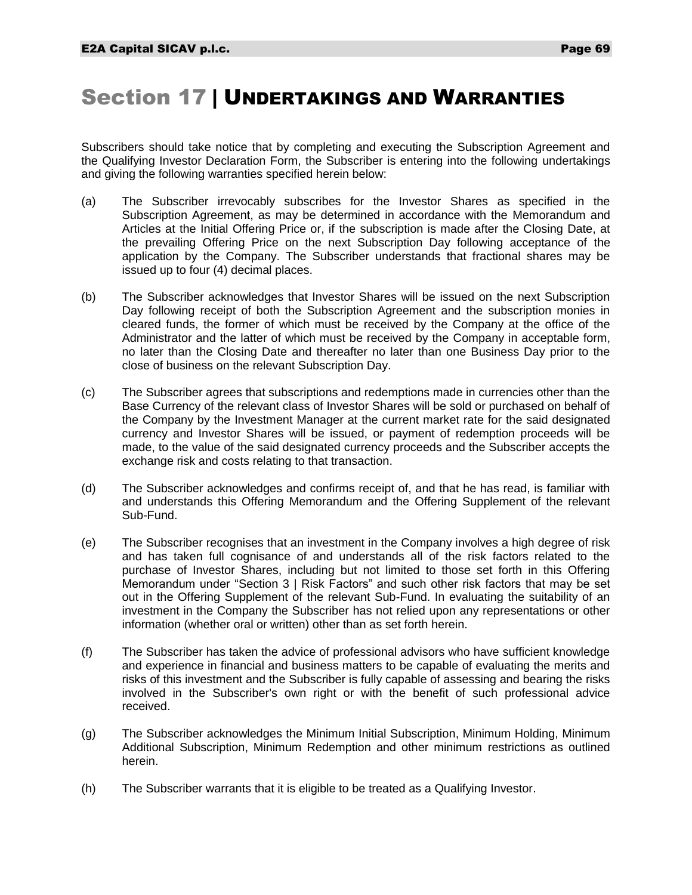# Section 17 | UNDERTAKINGS AND WARRANTIES

Subscribers should take notice that by completing and executing the Subscription Agreement and the Qualifying Investor Declaration Form, the Subscriber is entering into the following undertakings and giving the following warranties specified herein below:

(a) The Subscriber irrevocably subscribes for the Investor Shares as specified in the Subscription Agreement, as may be determined in accordance with the Memorandum and Articles at the Initial Offering Price or, if the subscription is made after the Closing Date, at the prevailing Offering Price on the next Subscription Day following acceptance of the application by the Company. The Subscriber understands that fractional shares may be issued up to four (4) decimal places.

(b) The Subscriber acknowledges that Investor Shares will be issued on the next Subscription Day following receipt of both the Subscription Agreement and the subscription monies in cleared funds, the former of which must be received by the Company at the office of the Administrator and the latter of which must be received by the Company in acceptable form, no later than the Closing Date and thereafter no later than one Business Day prior to the close of business on the relevant Subscription Day.

(c) The Subscriber agrees that subscriptions and redemptions made in currencies other than the Base Currency of the relevant class of Investor Shares will be sold or purchased on behalf of the Company by the Investment Manager at the current market rate for the said designated currency and Investor Shares will be issued, or payment of redemption proceeds will be made, to the value of the said designated currency proceeds and the Subscriber accepts the exchange risk and costs relating to that transaction.

(d) The Subscriber acknowledges and confirms receipt of, and that he has read, is familiar with and understands this Offering Memorandum and the Offering Supplement of the relevant Sub-Fund.

(e) The Subscriber recognises that an investment in the Company involves a high degree of risk and has taken full cognisance of and understands all of the risk factors related to the purchase of Investor Shares, including but not limited to those set forth in this Offering Memorandum under "Section 3 | Risk Factors" and such other risk factors that may be set out in the Offering Supplement of the relevant Sub-Fund. In evaluating the suitability of an investment in the Company the Subscriber has not relied upon any representations or other information (whether oral or written) other than as set forth herein.

(f) The Subscriber has taken the advice of professional advisors who have sufficient knowledge and experience in financial and business matters to be capable of evaluating the merits and risks of this investment and the Subscriber is fully capable of assessing and bearing the risks involved in the Subscriber's own right or with the benefit of such professional advice received.

(g) The Subscriber acknowledges the Minimum Initial Subscription, Minimum Holding, Minimum Additional Subscription, Minimum Redemption and other minimum restrictions as outlined herein.

(h) The Subscriber warrants that it is eligible to be treated as a Qualifying Investor.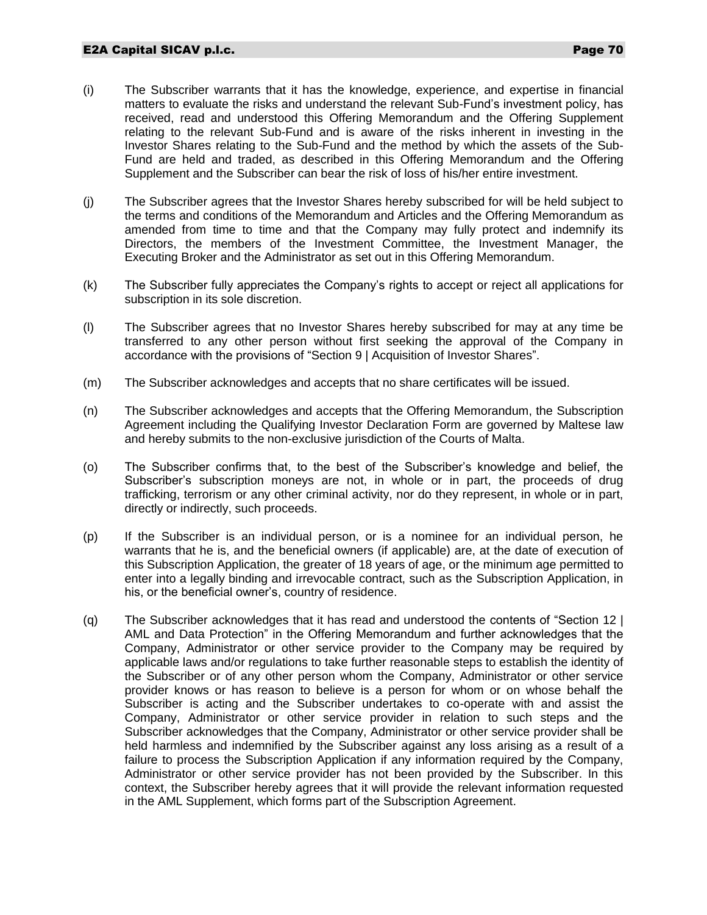(i) The Subscriber warrants that it has the knowledge, experience, and expertise in financial matters to evaluate the risks and understand the relevant Sub-Fund's investment policy, has received, read and understood this Offering Memorandum and the Offering Supplement relating to the relevant Sub-Fund and is aware of the risks inherent in investing in the Investor Shares relating to the Sub-Fund and the method by which the assets of the Sub-Fund are held and traded, as described in this Offering Memorandum and the Offering Supplement and the Subscriber can bear the risk of loss of his/her entire investment.

(j) The Subscriber agrees that the Investor Shares hereby subscribed for will be held subject to the terms and conditions of the Memorandum and Articles and the Offering Memorandum as amended from time to time and that the Company may fully protect and indemnify its Directors, the members of the Investment Committee, the Investment Manager, the Executing Broker and the Administrator as set out in this Offering Memorandum.

(k) The Subscriber fully appreciates the Company's rights to accept or reject all applications for subscription in its sole discretion.

(l) The Subscriber agrees that no Investor Shares hereby subscribed for may at any time be transferred to any other person without first seeking the approval of the Company in accordance with the provisions of "Section 9 | Acquisition of Investor Shares".

(m) The Subscriber acknowledges and accepts that no share certificates will be issued.

(n) The Subscriber acknowledges and accepts that the Offering Memorandum, the Subscription Agreement including the Qualifying Investor Declaration Form are governed by Maltese law and hereby submits to the non-exclusive jurisdiction of the Courts of Malta.

(o) The Subscriber confirms that, to the best of the Subscriber's knowledge and belief, the Subscriber's subscription moneys are not, in whole or in part, the proceeds of drug trafficking, terrorism or any other criminal activity, nor do they represent, in whole or in part, directly or indirectly, such proceeds.

(p) If the Subscriber is an individual person, or is a nominee for an individual person, he warrants that he is, and the beneficial owners (if applicable) are, at the date of execution of this Subscription Application, the greater of 18 years of age, or the minimum age permitted to enter into a legally binding and irrevocable contract, such as the Subscription Application, in his, or the beneficial owner's, country of residence.

(q) The Subscriber acknowledges that it has read and understood the contents of "Section 12 | AML and Data Protection" in the Offering Memorandum and further acknowledges that the Company, Administrator or other service provider to the Company may be required by applicable laws and/or regulations to take further reasonable steps to establish the identity of the Subscriber or of any other person whom the Company, Administrator or other service provider knows or has reason to believe is a person for whom or on whose behalf the Subscriber is acting and the Subscriber undertakes to co-operate with and assist the Company, Administrator or other service provider in relation to such steps and the Subscriber acknowledges that the Company, Administrator or other service provider shall be held harmless and indemnified by the Subscriber against any loss arising as a result of a failure to process the Subscription Application if any information required by the Company, Administrator or other service provider has not been provided by the Subscriber. In this context, the Subscriber hereby agrees that it will provide the relevant information requested in the AML Supplement, which forms part of the Subscription Agreement.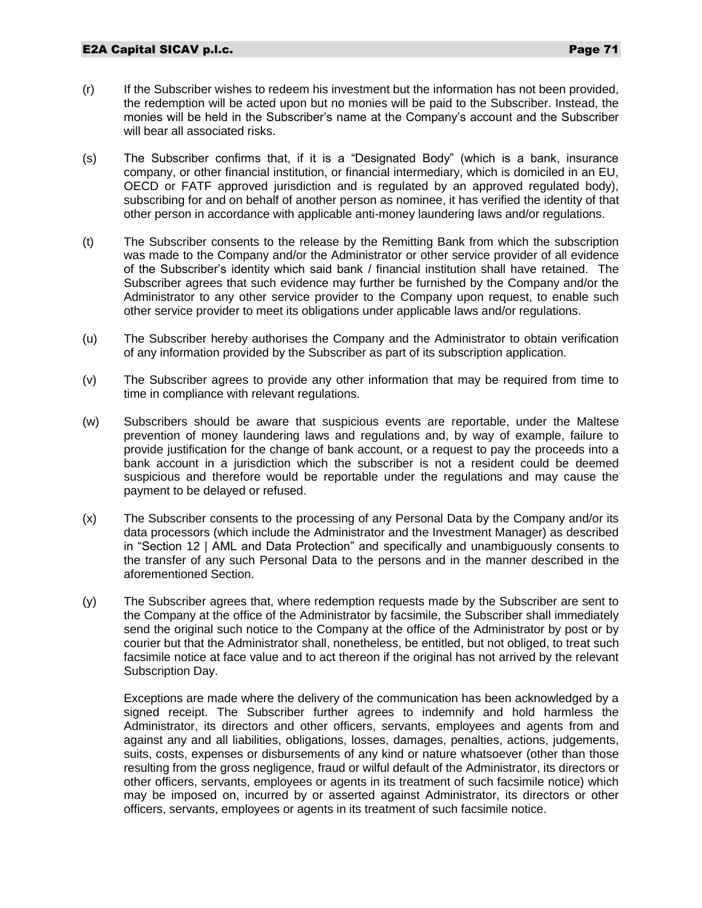(r) If the Subscriber wishes to redeem his investment but the information has not been provided, the redemption will be acted upon but no monies will be paid to the Subscriber. Instead, the monies will be held in the Subscriber's name at the Company's account and the Subscriber will bear all associated risks.

(s) The Subscriber confirms that, if it is a "Designated Body" (which is a bank, insurance company, or other financial institution, or financial intermediary, which is domiciled in an EU, OECD or FATF approved jurisdiction and is regulated by an approved regulated body), subscribing for and on behalf of another person as nominee, it has verified the identity of that other person in accordance with applicable anti-money laundering laws and/or regulations.

(t) The Subscriber consents to the release by the Remitting Bank from which the subscription was made to the Company and/or the Administrator or other service provider of all evidence of the Subscriber's identity which said bank / financial institution shall have retained. The Subscriber agrees that such evidence may further be furnished by the Company and/or the Administrator to any other service provider to the Company upon request, to enable such other service provider to meet its obligations under applicable laws and/or regulations.

(u) The Subscriber hereby authorises the Company and the Administrator to obtain verification of any information provided by the Subscriber as part of its subscription application.

(v) The Subscriber agrees to provide any other information that may be required from time to time in compliance with relevant regulations.

(w) Subscribers should be aware that suspicious events are reportable, under the Maltese prevention of money laundering laws and regulations and, by way of example, failure to provide justification for the change of bank account, or a request to pay the proceeds into a bank account in a jurisdiction which the subscriber is not a resident could be deemed suspicious and therefore would be reportable under the regulations and may cause the payment to be delayed or refused.

(x) The Subscriber consents to the processing of any Personal Data by the Company and/or its data processors (which include the Administrator and the Investment Manager) as described in "Section 12 | AML and Data Protection" and specifically and unambiguously consents to the transfer of any such Personal Data to the persons and in the manner described in the aforementioned Section.

(y) The Subscriber agrees that, where redemption requests made by the Subscriber are sent to the Company at the office of the Administrator by facsimile, the Subscriber shall immediately send the original such notice to the Company at the office of the Administrator by post or by courier but that the Administrator shall, nonetheless, be entitled, but not obliged, to treat such facsimile notice at face value and to act thereon if the original has not arrived by the relevant Subscription Day.

Exceptions are made where the delivery of the communication has been acknowledged by a signed receipt. The Subscriber further agrees to indemnify and hold harmless the Administrator, its directors and other officers, servants, employees and agents from and against any and all liabilities, obligations, losses, damages, penalties, actions, judgements, suits, costs, expenses or disbursements of any kind or nature whatsoever (other than those resulting from the gross negligence, fraud or wilful default of the Administrator, its directors or other officers, servants, employees or agents in its treatment of such facsimile notice) which may be imposed on, incurred by or asserted against Administrator, its directors or other officers, servants, employees or agents in its treatment of such facsimile notice.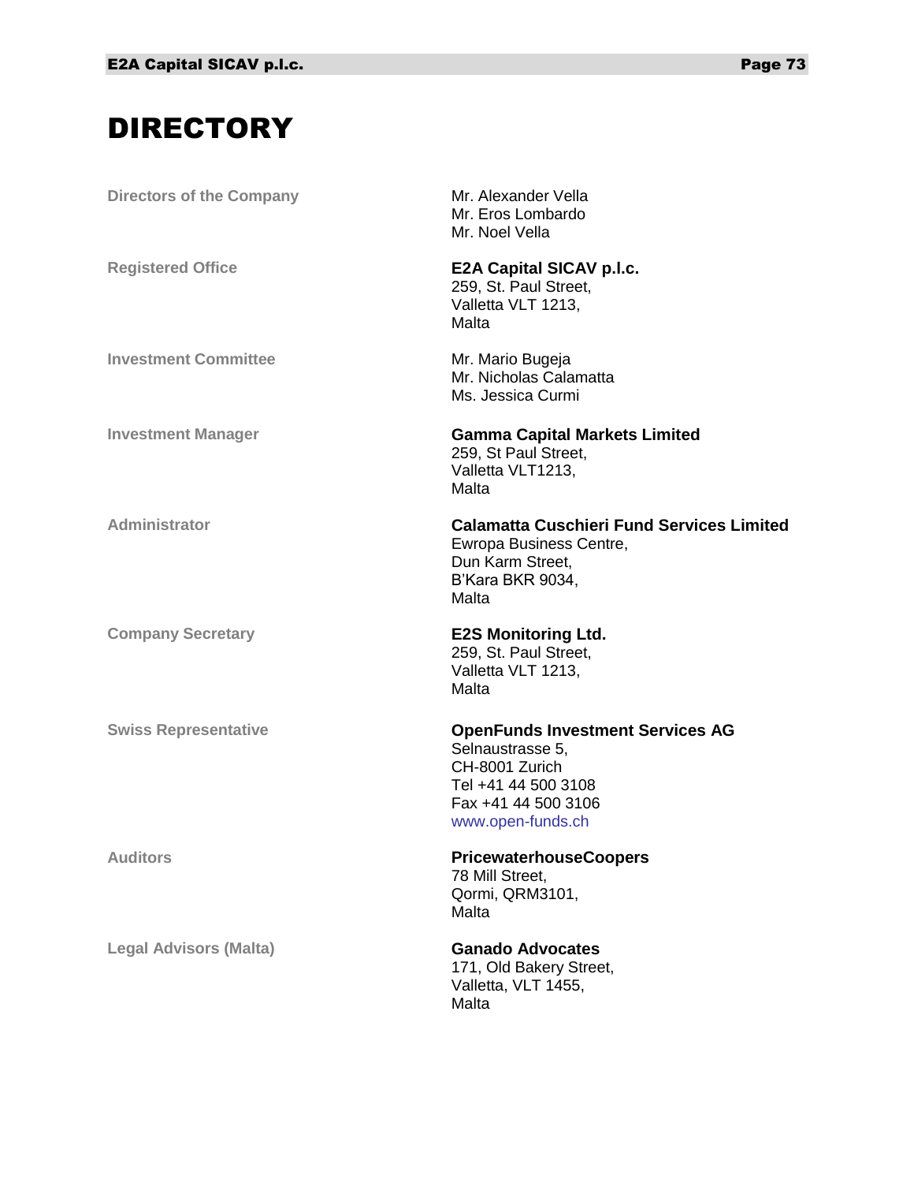# DIRECTORY

| | |
|---|---|
| **Directors of the Company** | Mr. Alexander Vella<br>Mr. Eros Lombardo<br>Mr. Noel Vella |
| **Registered Office** | **E2A Capital SICAV p.l.c.**<br>259, St. Paul Street,<br>Valletta VLT 1213,<br>Malta |
| **Investment Committee** | Mr. Mario Bugeja<br>Mr. Nicholas Calamatta<br>Ms. Jessica Curmi |
| **Investment Manager** | **Gamma Capital Markets Limited**<br>259, St Paul Street,<br>Valletta VLT1213,<br>Malta |
| **Administrator** | **Calamatta Cuschieri Fund Services Limited**<br>Ewropa Business Centre,<br>Dun Karm Street,<br>B'Kara BKR 9034,<br>Malta |
| **Company Secretary** | **E2S Monitoring Ltd.**<br>259, St. Paul Street,<br>Valletta VLT 1213,<br>Malta |
| **Swiss Representative** | **OpenFunds Investment Services AG**<br>Selnaustrasse 5,<br>CH-8001 Zurich<br>Tel +41 44 500 3108<br>Fax +41 44 500 3106<br>www.open-funds.ch |
| **Auditors** | **PricewaterhouseCoopers**<br>78 Mill Street,<br>Qormi, QRM3101,<br>Malta |
| **Legal Advisors (Malta)** | **Ganado Advocates**<br>171, Old Bakery Street,<br>Valletta, VLT 1455,<br>Malta |